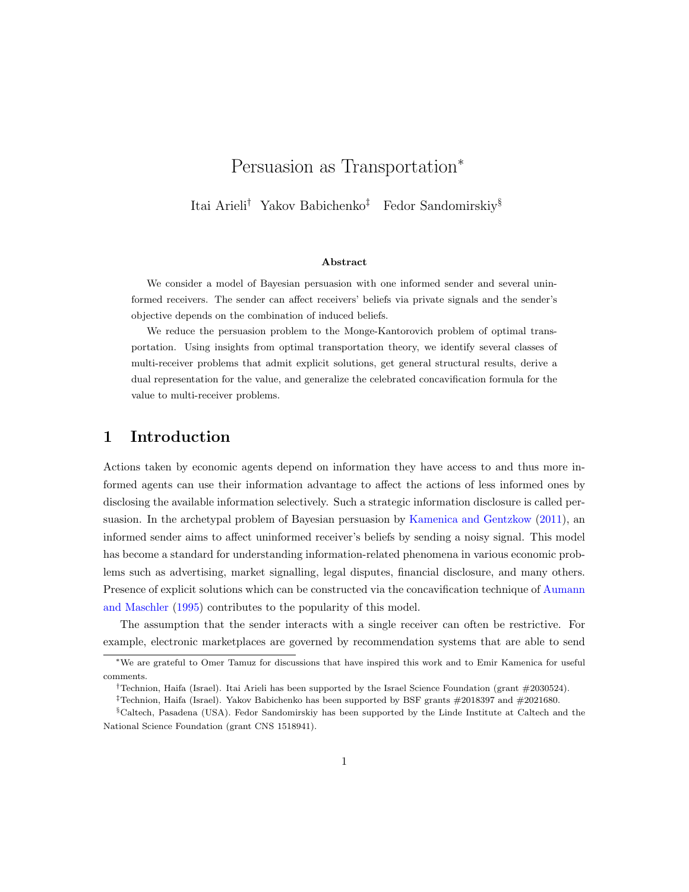# Persuasion as Transportation*

Itai Arieli[†] Yakov Babichenko[‡] Fedor Sandomirskiy[§]

**Abstract**

We consider a model of Bayesian persuasion with one informed sender and several uninformed receivers. The sender can affect receivers' beliefs via private signals and the sender's objective depends on the combination of induced beliefs.

We reduce the persuasion problem to the Monge-Kantorovich problem of optimal transportation. Using insights from optimal transportation theory, we identify several classes of multi-receiver problems that admit explicit solutions, get general structural results, derive a dual representation for the value, and generalize the celebrated concavification formula for the value to multi-receiver problems.

## 1 Introduction

Actions taken by economic agents depend on information they have access to and thus more informed agents can use their information advantage to affect the actions of less informed ones by disclosing the available information selectively. Such a strategic information disclosure is called persuasion. In the archetypal problem of Bayesian persuasion by Kamenica and Gentzkow (2011), an informed sender aims to affect uninformed receiver's beliefs by sending a noisy signal. This model has become a standard for understanding information-related phenomena in various economic problems such as advertising, market signalling, legal disputes, financial disclosure, and many others. Presence of explicit solutions which can be constructed via the concavification technique of Aumann and Maschler (1995) contributes to the popularity of this model.

The assumption that the sender interacts with a single receiver can often be restrictive. For example, electronic marketplaces are governed by recommendation systems that are able to send

---

*We are grateful to Omer Tamuz for discussions that have inspired this work and to Emir Kamenica for useful comments.

[†]Technion, Haifa (Israel). Itai Arieli has been supported by the Israel Science Foundation (grant #2030524).

[‡]Technion, Haifa (Israel). Yakov Babichenko has been supported by BSF grants #2018397 and #2021680.

[§]Caltech, Pasadena (USA). Fedor Sandomirskiy has been supported by the Linde Institute at Caltech and the National Science Foundation (grant CNS 1518941).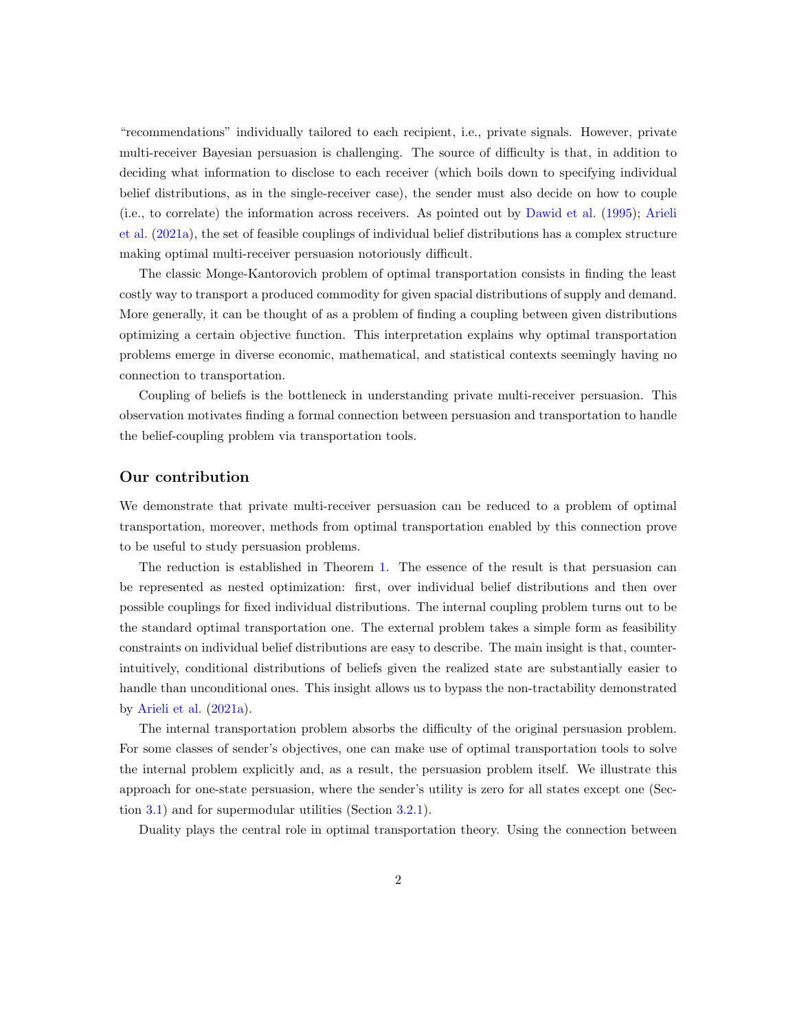"recommendations" individually tailored to each recipient, i.e., private signals. However, private multi-receiver Bayesian persuasion is challenging. The source of difficulty is that, in addition to deciding what information to disclose to each receiver (which boils down to specifying individual belief distributions, as in the single-receiver case), the sender must also decide on how to couple (i.e., to correlate) the information across receivers. As pointed out by Dawid et al. (1995); Arieli et al. (2021a), the set of feasible couplings of individual belief distributions has a complex structure making optimal multi-receiver persuasion notoriously difficult.

The classic Monge-Kantorovich problem of optimal transportation consists in finding the least costly way to transport a produced commodity for given spacial distributions of supply and demand. More generally, it can be thought of as a problem of finding a coupling between given distributions optimizing a certain objective function. This interpretation explains why optimal transportation problems emerge in diverse economic, mathematical, and statistical contexts seemingly having no connection to transportation.

Coupling of beliefs is the bottleneck in understanding private multi-receiver persuasion. This observation motivates finding a formal connection between persuasion and transportation to handle the belief-coupling problem via transportation tools.

## Our contribution

We demonstrate that private multi-receiver persuasion can be reduced to a problem of optimal transportation, moreover, methods from optimal transportation enabled by this connection prove to be useful to study persuasion problems.

The reduction is established in Theorem 1. The essence of the result is that persuasion can be represented as nested optimization: first, over individual belief distributions and then over possible couplings for fixed individual distributions. The internal coupling problem turns out to be the standard optimal transportation one. The external problem takes a simple form as feasibility constraints on individual belief distributions are easy to describe. The main insight is that, counter-intuitively, conditional distributions of beliefs given the realized state are substantially easier to handle than unconditional ones. This insight allows us to bypass the non-tractability demonstrated by Arieli et al. (2021a).

The internal transportation problem absorbs the difficulty of the original persuasion problem. For some classes of sender's objectives, one can make use of optimal transportation tools to solve the internal problem explicitly and, as a result, the persuasion problem itself. We illustrate this approach for one-state persuasion, where the sender's utility is zero for all states except one (Section 3.1) and for supermodular utilities (Section 3.2.1).

Duality plays the central role in optimal transportation theory. Using the connection between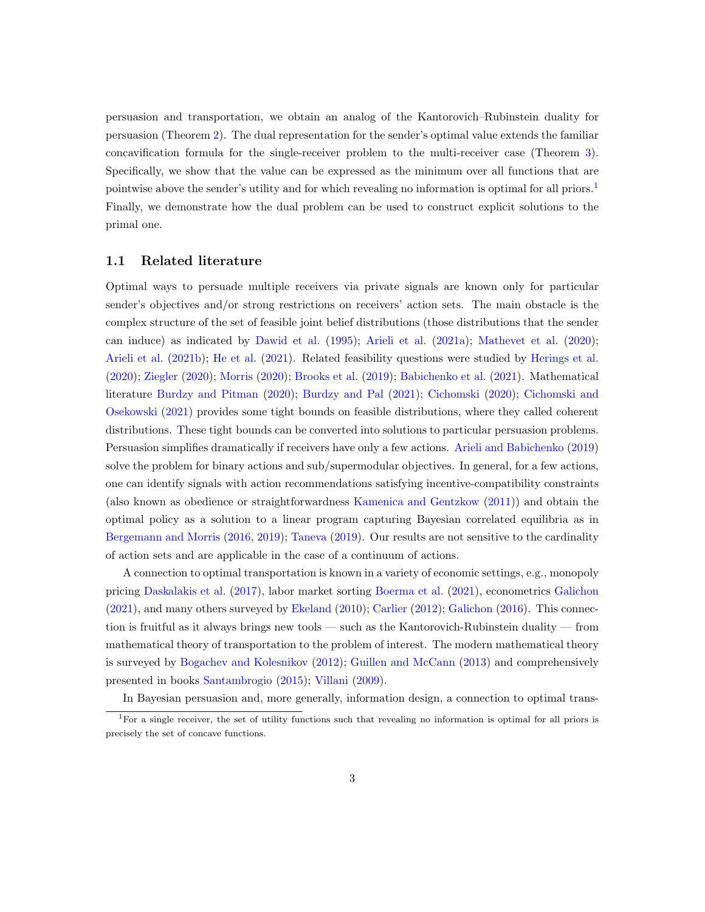persuasion and transportation, we obtain an analog of the Kantorovich–Rubinstein duality for persuasion (Theorem 2). The dual representation for the sender's optimal value extends the familiar concavification formula for the single-receiver problem to the multi-receiver case (Theorem 3). Specifically, we show that the value can be expressed as the minimum over all functions that are pointwise above the sender's utility and for which revealing no information is optimal for all priors.[1] Finally, we demonstrate how the dual problem can be used to construct explicit solutions to the primal one.

## 1.1 Related literature

Optimal ways to persuade multiple receivers via private signals are known only for particular sender's objectives and/or strong restrictions on receivers' action sets. The main obstacle is the complex structure of the set of feasible joint belief distributions (those distributions that the sender can induce) as indicated by Dawid et al. (1995); Arieli et al. (2021a); Mathevet et al. (2020); Arieli et al. (2021b); He et al. (2021). Related feasibility questions were studied by Herings et al. (2020); Ziegler (2020); Morris (2020); Brooks et al. (2019); Babichenko et al. (2021). Mathematical literature Burdzy and Pitman (2020); Burdzy and Pal (2021); Cichomski (2020); Cichomski and Osekowski (2021) provides some tight bounds on feasible distributions, where they called coherent distributions. These tight bounds can be converted into solutions to particular persuasion problems. Persuasion simplifies dramatically if receivers have only a few actions. Arieli and Babichenko (2019) solve the problem for binary actions and sub/supermodular objectives. In general, for a few actions, one can identify signals with action recommendations satisfying incentive-compatibility constraints (also known as obedience or straightforwardness Kamenica and Gentzkow (2011)) and obtain the optimal policy as a solution to a linear program capturing Bayesian correlated equilibria as in Bergemann and Morris (2016, 2019); Taneva (2019). Our results are not sensitive to the cardinality of action sets and are applicable in the case of a continuum of actions.

A connection to optimal transportation is known in a variety of economic settings, e.g., monopoly pricing Daskalakis et al. (2017), labor market sorting Boerma et al. (2021), econometrics Galichon (2021), and many others surveyed by Ekeland (2010); Carlier (2012); Galichon (2016). This connection is fruitful as it always brings new tools — such as the Kantorovich-Rubinstein duality — from mathematical theory of transportation to the problem of interest. The modern mathematical theory is surveyed by Bogachev and Kolesnikov (2012); Guillen and McCann (2013) and comprehensively presented in books Santambrogio (2015); Villani (2009).

In Bayesian persuasion and, more generally, information design, a connection to optimal trans-

[1] For a single receiver, the set of utility functions such that revealing no information is optimal for all priors is precisely the set of concave functions.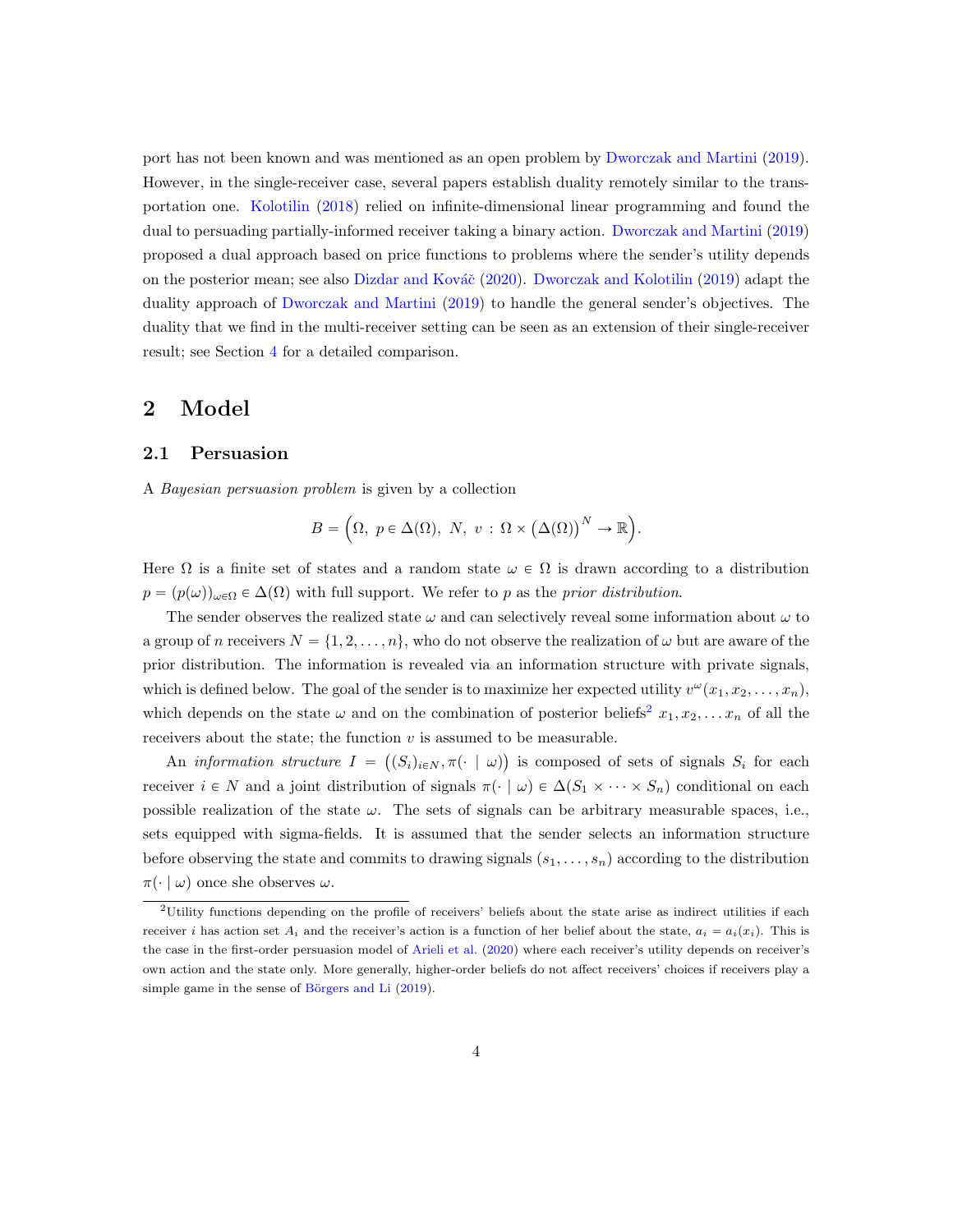port has not been known and was mentioned as an open problem by Dworczak and Martini (2019). However, in the single-receiver case, several papers establish duality remotely similar to the transportation one. Kolotilin (2018) relied on infinite-dimensional linear programming and found the dual to persuading partially-informed receiver taking a binary action. Dworczak and Martini (2019) proposed a dual approach based on price functions to problems where the sender's utility depends on the posterior mean; see also Dizdar and Kováč (2020). Dworczak and Kolotilin (2019) adapt the duality approach of Dworczak and Martini (2019) to handle the general sender's objectives. The duality that we find in the multi-receiver setting can be seen as an extension of their single-receiver result; see Section 4 for a detailed comparison.

# 2 Model

## 2.1 Persuasion

A *Bayesian persuasion problem* is given by a collection

$$B = \Big(\Omega,\ p \in \Delta(\Omega),\ N,\ v\,:\,\Omega \times \big(\Delta(\Omega)\big)^N \to \mathbb{R}\Big).$$

Here $\Omega$ is a finite set of states and a random state $\omega \in \Omega$ is drawn according to a distribution $p = (p(\omega))_{\omega\in\Omega} \in \Delta(\Omega)$ with full support. We refer to $p$ as the *prior distribution*.

The sender observes the realized state $\omega$ and can selectively reveal some information about $\omega$ to a group of $n$ receivers $N = \{1, 2, \ldots, n\}$, who do not observe the realization of $\omega$ but are aware of the prior distribution. The information is revealed via an information structure with private signals, which is defined below. The goal of the sender is to maximize her expected utility $v^\omega(x_1, x_2, \ldots, x_n)$, which depends on the state $\omega$ and on the combination of posterior beliefs[2] $x_1, x_2, \ldots x_n$ of all the receivers about the state; the function $v$ is assumed to be measurable.

An *information structure* $I = \big((S_i)_{i\in N}, \pi(\cdot \mid \omega)\big)$ is composed of sets of signals $S_i$ for each receiver $i \in N$ and a joint distribution of signals $\pi(\cdot \mid \omega) \in \Delta(S_1 \times \cdots \times S_n)$ conditional on each possible realization of the state $\omega$. The sets of signals can be arbitrary measurable spaces, i.e., sets equipped with sigma-fields. It is assumed that the sender selects an information structure before observing the state and commits to drawing signals $(s_1, \ldots, s_n)$ according to the distribution $\pi(\cdot \mid \omega)$ once she observes $\omega$.

[2] Utility functions depending on the profile of receivers' beliefs about the state arise as indirect utilities if each receiver $i$ has action set $A_i$ and the receiver's action is a function of her belief about the state, $a_i = a_i(x_i)$. This is the case in the first-order persuasion model of Arieli et al. (2020) where each receiver's utility depends on receiver's own action and the state only. More generally, higher-order beliefs do not affect receivers' choices if receivers play a simple game in the sense of Börgers and Li (2019).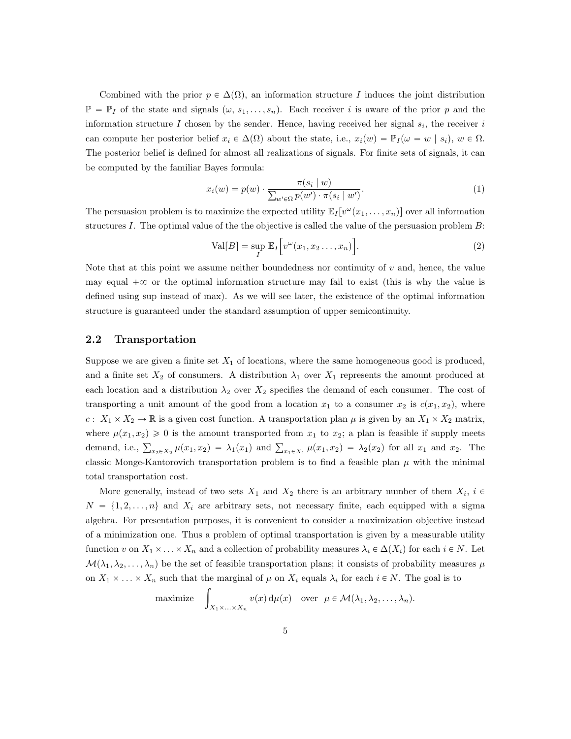Combined with the prior $p \in \Delta(\Omega)$, an information structure $I$ induces the joint distribution $\mathbb{P} = \mathbb{P}_I$ of the state and signals $(\omega, s_1, \ldots, s_n)$. Each receiver $i$ is aware of the prior $p$ and the information structure $I$ chosen by the sender. Hence, having received her signal $s_i$, the receiver $i$ can compute her posterior belief $x_i \in \Delta(\Omega)$ about the state, i.e., $x_i(w) = \mathbb{P}_I(\omega = w \mid s_i)$, $w \in \Omega$. The posterior belief is defined for almost all realizations of signals. For finite sets of signals, it can be computed by the familiar Bayes formula:

$$x_i(w) = p(w) \cdot \frac{\pi(s_i \mid w)}{\sum_{w' \in \Omega} p(w') \cdot \pi(s_i \mid w')}. \tag{1}$$

The persuasion problem is to maximize the expected utility $\mathbb{E}_I[v^\omega(x_1, \ldots, x_n)]$ over all information structures $I$. The optimal value of the the objective is called the value of the persuasion problem $B$:

$$\mathrm{Val}[B] = \sup_I \mathbb{E}_I\Big[v^\omega(x_1, x_2 \ldots, x_n)\Big]. \tag{2}$$

Note that at this point we assume neither boundedness nor continuity of $v$ and, hence, the value may equal $+\infty$ or the optimal information structure may fail to exist (this is why the value is defined using sup instead of max). As we will see later, the existence of the optimal information structure is guaranteed under the standard assumption of upper semicontinuity.

## 2.2 Transportation

Suppose we are given a finite set $X_1$ of locations, where the same homogeneous good is produced, and a finite set $X_2$ of consumers. A distribution $\lambda_1$ over $X_1$ represents the amount produced at each location and a distribution $\lambda_2$ over $X_2$ specifies the demand of each consumer. The cost of transporting a unit amount of the good from a location $x_1$ to a consumer $x_2$ is $c(x_1, x_2)$, where $c\colon X_1 \times X_2 \to \mathbb{R}$ is a given cost function. A transportation plan $\mu$ is given by an $X_1 \times X_2$ matrix, where $\mu(x_1, x_2) \geqslant 0$ is the amount transported from $x_1$ to $x_2$; a plan is feasible if supply meets demand, i.e., $\sum_{x_2 \in X_2} \mu(x_1, x_2) = \lambda_1(x_1)$ and $\sum_{x_1 \in X_1} \mu(x_1, x_2) = \lambda_2(x_2)$ for all $x_1$ and $x_2$. The classic Monge-Kantorovich transportation problem is to find a feasible plan $\mu$ with the minimal total transportation cost.

More generally, instead of two sets $X_1$ and $X_2$ there is an arbitrary number of them $X_i$, $i \in N = \{1, 2, \ldots, n\}$ and $X_i$ are arbitrary sets, not necessary finite, each equipped with a sigma algebra. For presentation purposes, it is convenient to consider a maximization objective instead of a minimization one. Thus a problem of optimal transportation is given by a measurable utility function $v$ on $X_1 \times \ldots \times X_n$ and a collection of probability measures $\lambda_i \in \Delta(X_i)$ for each $i \in N$. Let $\mathcal{M}(\lambda_1, \lambda_2, \ldots, \lambda_n)$ be the set of feasible transportation plans; it consists of probability measures $\mu$ on $X_1 \times \ldots \times X_n$ such that the marginal of $\mu$ on $X_i$ equals $\lambda_i$ for each $i \in N$. The goal is to

$$\text{maximize} \quad \int_{X_1 \times \ldots \times X_n} v(x)\, \mathrm{d}\mu(x) \quad \text{over} \quad \mu \in \mathcal{M}(\lambda_1, \lambda_2, \ldots, \lambda_n).$$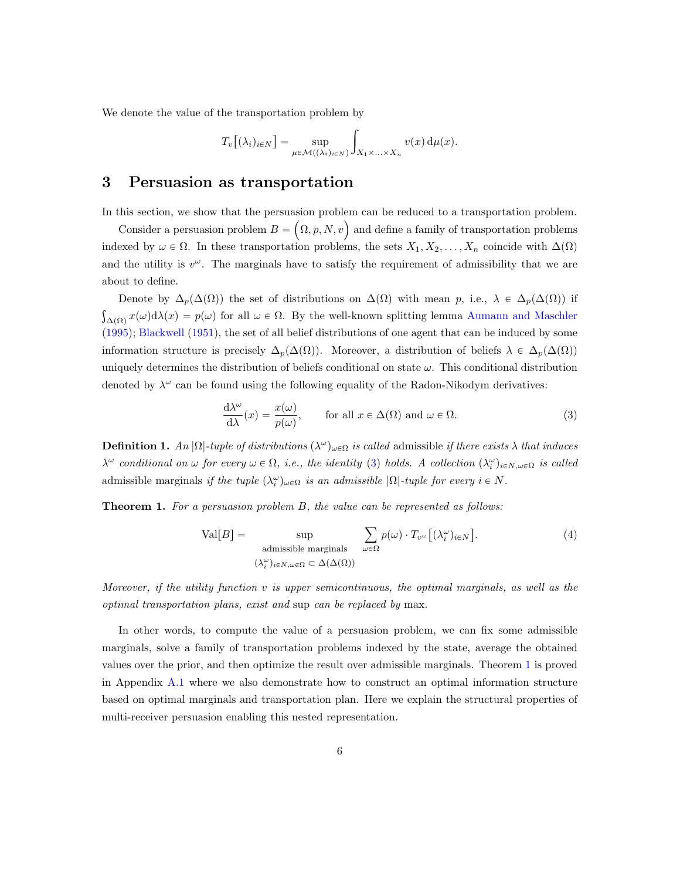We denote the value of the transportation problem by

$$T_v\big[(\lambda_i)_{i\in N}\big] = \sup_{\mu\in\mathcal{M}((\lambda_i)_{i\in N})} \int_{X_1\times\ldots\times X_n} v(x)\,\mathrm{d}\mu(x).$$

## 3 Persuasion as transportation

In this section, we show that the persuasion problem can be reduced to a transportation problem.

Consider a persuasion problem $B = \Big(\Omega, p, N, v\Big)$ and define a family of transportation problems indexed by $\omega \in \Omega$. In these transportation problems, the sets $X_1, X_2, \ldots, X_n$ coincide with $\Delta(\Omega)$ and the utility is $v^\omega$. The marginals have to satisfy the requirement of admissibility that we are about to define.

Denote by $\Delta_p(\Delta(\Omega))$ the set of distributions on $\Delta(\Omega)$ with mean $p$, i.e., $\lambda \in \Delta_p(\Delta(\Omega))$ if $\int_{\Delta(\Omega)} x(\omega)\mathrm{d}\lambda(x) = p(\omega)$ for all $\omega \in \Omega$. By the well-known splitting lemma Aumann and Maschler (1995); Blackwell (1951), the set of all belief distributions of one agent that can be induced by some information structure is precisely $\Delta_p(\Delta(\Omega))$. Moreover, a distribution of beliefs $\lambda \in \Delta_p(\Delta(\Omega))$ uniquely determines the distribution of beliefs conditional on state $\omega$. This conditional distribution denoted by $\lambda^\omega$ can be found using the following equality of the Radon-Nikodym derivatives:

$$\frac{\mathrm{d}\lambda^\omega}{\mathrm{d}\lambda}(x) = \frac{x(\omega)}{p(\omega)}, \qquad \text{for all } x \in \Delta(\Omega) \text{ and } \omega \in \Omega. \tag{3}$$

**Definition 1.** *An $|\Omega|$-tuple of distributions $(\lambda^\omega)_{\omega\in\Omega}$ is called* admissible *if there exists $\lambda$ that induces $\lambda^\omega$ conditional on $\omega$ for every $\omega \in \Omega$, i.e., the identity (3) holds. A collection $(\lambda_i^\omega)_{i\in N, \omega\in\Omega}$ is called* admissible marginals *if the tuple $(\lambda_i^\omega)_{\omega\in\Omega}$ is an admissible $|\Omega|$-tuple for every $i \in N$.*

**Theorem 1.** *For a persuasion problem $B$, the value can be represented as follows:*

$$\mathrm{Val}[B] = \sup_{\substack{\text{admissible marginals} \\ (\lambda_i^\omega)_{i\in N,\omega\in\Omega} \subset \Delta(\Delta(\Omega))}} \sum_{\omega\in\Omega} p(\omega)\cdot T_{v^\omega}\big[(\lambda_i^\omega)_{i\in N}\big]. \tag{4}$$

*Moreover, if the utility function $v$ is upper semicontinuous, the optimal marginals, as well as the optimal transportation plans, exist and* sup *can be replaced by* max.

In other words, to compute the value of a persuasion problem, we can fix some admissible marginals, solve a family of transportation problems indexed by the state, average the obtained values over the prior, and then optimize the result over admissible marginals. Theorem 1 is proved in Appendix A.1 where we also demonstrate how to construct an optimal information structure based on optimal marginals and transportation plan. Here we explain the structural properties of multi-receiver persuasion enabling this nested representation.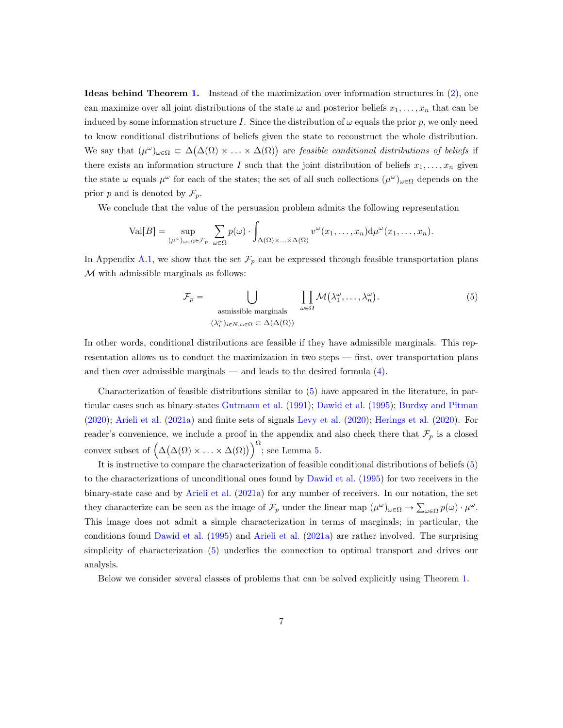**Ideas behind Theorem 1.** Instead of the maximization over information structures in (2), one can maximize over all joint distributions of the state $\omega$ and posterior beliefs $x_1, \ldots, x_n$ that can be induced by some information structure $I$. Since the distribution of $\omega$ equals the prior $p$, we only need to know conditional distributions of beliefs given the state to reconstruct the whole distribution. We say that $(\mu^\omega)_{\omega\in\Omega} \subset \Delta\big(\Delta(\Omega) \times \ldots \times \Delta(\Omega)\big)$ are *feasible conditional distributions of beliefs* if there exists an information structure $I$ such that the joint distribution of beliefs $x_1, \ldots, x_n$ given the state $\omega$ equals $\mu^\omega$ for each of the states; the set of all such collections $(\mu^\omega)_{\omega\in\Omega}$ depends on the prior $p$ and is denoted by $\mathcal{F}_p$.

We conclude that the value of the persuasion problem admits the following representation

$$\mathrm{Val}[B] = \sup_{(\mu^\omega)_{\omega\in\Omega} \in \mathcal{F}_p} \sum_{\omega\in\Omega} p(\omega) \cdot \int_{\Delta(\Omega)\times\ldots\times\Delta(\Omega)} v^\omega(x_1, \ldots, x_n) \mathrm{d}\mu^\omega(x_1, \ldots, x_n).$$

In Appendix A.1, we show that the set $\mathcal{F}_p$ can be expressed through feasible transportation plans $\mathcal{M}$ with admissible marginals as follows:

$$\mathcal{F}_p = \bigcup_{\substack{\text{asmissible marginals} \\ (\lambda_i^\omega)_{i\in N, \omega\in\Omega} \subset \Delta(\Delta(\Omega))}} \prod_{\omega\in\Omega} \mathcal{M}\big(\lambda_1^\omega, \ldots, \lambda_n^\omega\big). \tag{5}$$

In other words, conditional distributions are feasible if they have admissible marginals. This representation allows us to conduct the maximization in two steps — first, over transportation plans and then over admissible marginals — and leads to the desired formula (4).

Characterization of feasible distributions similar to (5) have appeared in the literature, in particular cases such as binary states Gutmann et al. (1991); Dawid et al. (1995); Burdzy and Pitman (2020); Arieli et al. (2021a) and finite sets of signals Levy et al. (2020); Herings et al. (2020). For reader's convenience, we include a proof in the appendix and also check there that $\mathcal{F}_p$ is a closed convex subset of $\Big(\Delta\big(\Delta(\Omega) \times \ldots \times \Delta(\Omega)\big)\Big)^\Omega$; see Lemma 5.

It is instructive to compare the characterization of feasible conditional distributions of beliefs (5) to the characterizations of unconditional ones found by Dawid et al. (1995) for two receivers in the binary-state case and by Arieli et al. (2021a) for any number of receivers. In our notation, the set they characterize can be seen as the image of $\mathcal{F}_p$ under the linear map $(\mu^\omega)_{\omega\in\Omega} \to \sum_{\omega\in\Omega} p(\omega) \cdot \mu^\omega$. This image does not admit a simple characterization in terms of marginals; in particular, the conditions found Dawid et al. (1995) and Arieli et al. (2021a) are rather involved. The surprising simplicity of characterization (5) underlies the connection to optimal transport and drives our analysis.

Below we consider several classes of problems that can be solved explicitly using Theorem 1.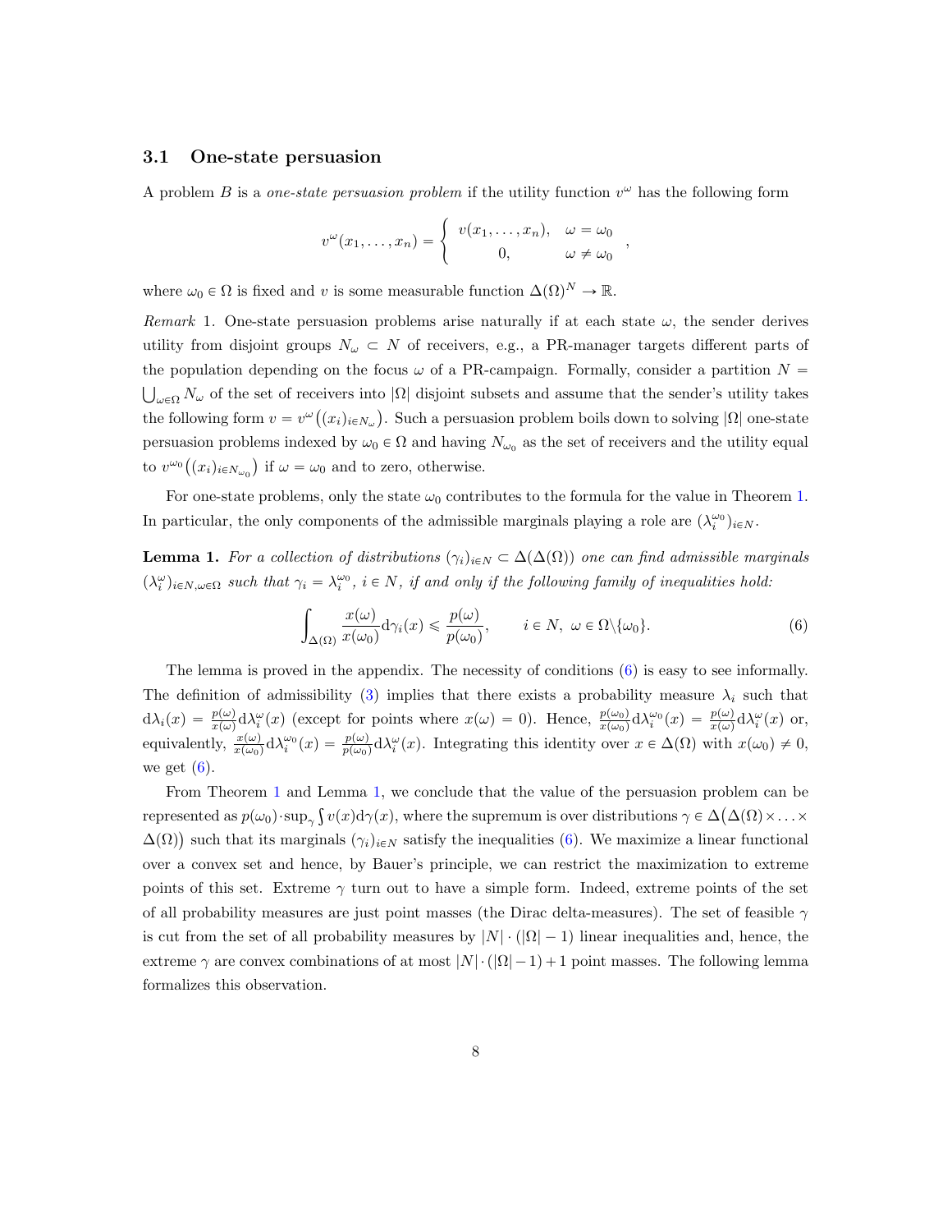### 3.1 One-state persuasion

A problem $B$ is a *one-state persuasion problem* if the utility function $v^\omega$ has the following form

$$v^\omega(x_1,\ldots,x_n) = \begin{cases} v(x_1,\ldots,x_n), & \omega = \omega_0 \\ 0, & \omega \neq \omega_0 \end{cases},$$

where $\omega_0 \in \Omega$ is fixed and $v$ is some measurable function $\Delta(\Omega)^N \to \mathbb{R}$.

*Remark* 1. One-state persuasion problems arise naturally if at each state $\omega$, the sender derives utility from disjoint groups $N_\omega \subset N$ of receivers, e.g., a PR-manager targets different parts of the population depending on the focus $\omega$ of a PR-campaign. Formally, consider a partition $N = \bigcup_{\omega \in \Omega} N_\omega$ of the set of receivers into $|\Omega|$ disjoint subsets and assume that the sender's utility takes the following form $v = v^\omega\big((x_i)_{i\in N_\omega}\big)$. Such a persuasion problem boils down to solving $|\Omega|$ one-state persuasion problems indexed by $\omega_0 \in \Omega$ and having $N_{\omega_0}$ as the set of receivers and the utility equal to $v^{\omega_0}\big((x_i)_{i\in N_{\omega_0}}\big)$ if $\omega = \omega_0$ and to zero, otherwise.

For one-state problems, only the state $\omega_0$ contributes to the formula for the value in Theorem 1. In particular, the only components of the admissible marginals playing a role are $(\lambda_i^{\omega_0})_{i\in N}$.

**Lemma 1.** *For a collection of distributions $(\gamma_i)_{i\in N} \subset \Delta(\Delta(\Omega))$ one can find admissible marginals $(\lambda_i^\omega)_{i\in N,\omega\in\Omega}$ such that $\gamma_i = \lambda_i^{\omega_0}$, $i \in N$, if and only if the following family of inequalities hold:*

$$\int_{\Delta(\Omega)} \frac{x(\omega)}{x(\omega_0)} \mathrm{d}\gamma_i(x) \leqslant \frac{p(\omega)}{p(\omega_0)}, \qquad i \in N,\ \omega \in \Omega\backslash\{\omega_0\}. \tag{6}$$

The lemma is proved in the appendix. The necessity of conditions (6) is easy to see informally. The definition of admissibility (3) implies that there exists a probability measure $\lambda_i$ such that $\mathrm{d}\lambda_i(x) = \frac{p(\omega)}{x(\omega)}\mathrm{d}\lambda_i^\omega(x)$ (except for points where $x(\omega) = 0$). Hence, $\frac{p(\omega_0)}{x(\omega_0)}\mathrm{d}\lambda_i^{\omega_0}(x) = \frac{p(\omega)}{x(\omega)}\mathrm{d}\lambda_i^\omega(x)$ or, equivalently, $\frac{x(\omega)}{x(\omega_0)}\mathrm{d}\lambda_i^{\omega_0}(x) = \frac{p(\omega)}{p(\omega_0)}\mathrm{d}\lambda_i^\omega(x)$. Integrating this identity over $x \in \Delta(\Omega)$ with $x(\omega_0) \neq 0$, we get (6).

From Theorem 1 and Lemma 1, we conclude that the value of the persuasion problem can be represented as $p(\omega_0)\cdot\sup_\gamma \int v(x)\mathrm{d}\gamma(x)$, where the supremum is over distributions $\gamma \in \Delta\big(\Delta(\Omega)\times\ldots\times\Delta(\Omega)\big)$ such that its marginals $(\gamma_i)_{i\in N}$ satisfy the inequalities (6). We maximize a linear functional over a convex set and hence, by Bauer's principle, we can restrict the maximization to extreme points of this set. Extreme $\gamma$ turn out to have a simple form. Indeed, extreme points of the set of all probability measures are just point masses (the Dirac delta-measures). The set of feasible $\gamma$ is cut from the set of all probability measures by $|N|\cdot(|\Omega|-1)$ linear inequalities and, hence, the extreme $\gamma$ are convex combinations of at most $|N|\cdot(|\Omega|-1)+1$ point masses. The following lemma formalizes this observation.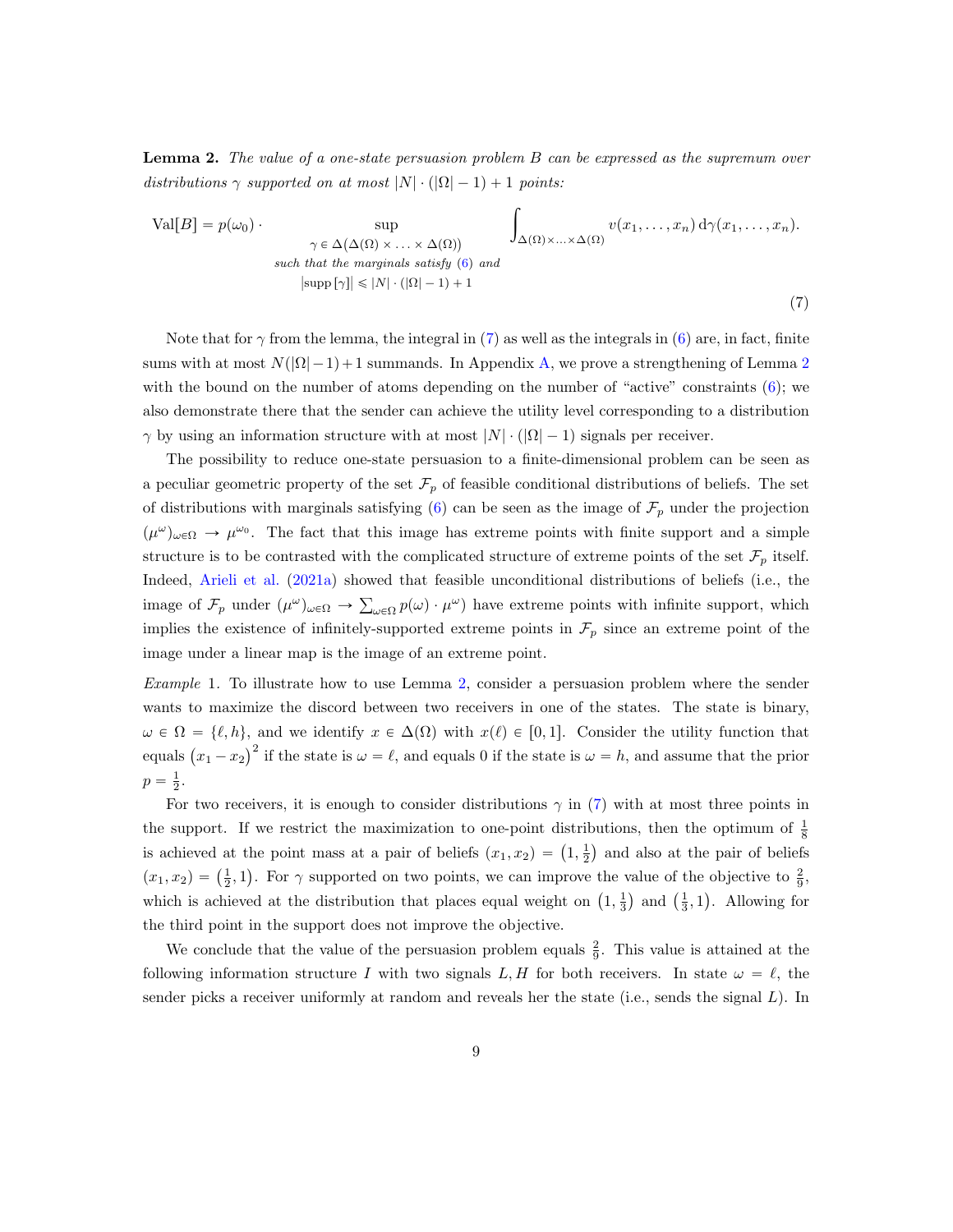**Lemma 2.** *The value of a one-state persuasion problem $B$ can be expressed as the supremum over distributions $\gamma$ supported on at most $|N| \cdot (|\Omega| - 1) + 1$ points:*

$$\mathrm{Val}[B] = p(\omega_0) \cdot \sup_{\substack{\gamma \in \Delta(\Delta(\Omega) \times \ldots \times \Delta(\Omega)) \\ \text{such that the marginals satisfy (6) and} \\ |\mathrm{supp}\,[\gamma]| \leqslant |N| \cdot (|\Omega| - 1) + 1}} \int_{\Delta(\Omega) \times \ldots \times \Delta(\Omega)} v(x_1, \ldots, x_n) \, \mathrm{d}\gamma(x_1, \ldots, x_n). \tag{7}$$

Note that for $\gamma$ from the lemma, the integral in (7) as well as the integrals in (6) are, in fact, finite sums with at most $N(|\Omega|-1)+1$ summands. In Appendix A, we prove a strengthening of Lemma 2 with the bound on the number of atoms depending on the number of "active" constraints (6); we also demonstrate there that the sender can achieve the utility level corresponding to a distribution $\gamma$ by using an information structure with at most $|N| \cdot (|\Omega| - 1)$ signals per receiver.

The possibility to reduce one-state persuasion to a finite-dimensional problem can be seen as a peculiar geometric property of the set $\mathcal{F}_p$ of feasible conditional distributions of beliefs. The set of distributions with marginals satisfying (6) can be seen as the image of $\mathcal{F}_p$ under the projection $(\mu^\omega)_{\omega \in \Omega} \to \mu^{\omega_0}$. The fact that this image has extreme points with finite support and a simple structure is to be contrasted with the complicated structure of extreme points of the set $\mathcal{F}_p$ itself. Indeed, Arieli et al. (2021a) showed that feasible unconditional distributions of beliefs (i.e., the image of $\mathcal{F}_p$ under $(\mu^\omega)_{\omega \in \Omega} \to \sum_{\omega \in \Omega} p(\omega) \cdot \mu^\omega$) have extreme points with infinite support, which implies the existence of infinitely-supported extreme points in $\mathcal{F}_p$ since an extreme point of the image under a linear map is the image of an extreme point.

*Example* 1. To illustrate how to use Lemma 2, consider a persuasion problem where the sender wants to maximize the discord between two receivers in one of the states. The state is binary, $\omega \in \Omega = \{\ell, h\}$, and we identify $x \in \Delta(\Omega)$ with $x(\ell) \in [0, 1]$. Consider the utility function that equals $(x_1 - x_2)^2$ if the state is $\omega = \ell$, and equals 0 if the state is $\omega = h$, and assume that the prior $p = \frac{1}{2}$.

For two receivers, it is enough to consider distributions $\gamma$ in (7) with at most three points in the support. If we restrict the maximization to one-point distributions, then the optimum of $\frac{1}{8}$ is achieved at the point mass at a pair of beliefs $(x_1, x_2) = \left(1, \frac{1}{2}\right)$ and also at the pair of beliefs $(x_1, x_2) = \left(\frac{1}{2}, 1\right)$. For $\gamma$ supported on two points, we can improve the value of the objective to $\frac{2}{9}$, which is achieved at the distribution that places equal weight on $\left(1, \frac{1}{3}\right)$ and $\left(\frac{1}{3}, 1\right)$. Allowing for the third point in the support does not improve the objective.

We conclude that the value of the persuasion problem equals $\frac{2}{9}$. This value is attained at the following information structure $I$ with two signals $L, H$ for both receivers. In state $\omega = \ell$, the sender picks a receiver uniformly at random and reveals her the state (i.e., sends the signal $L$). In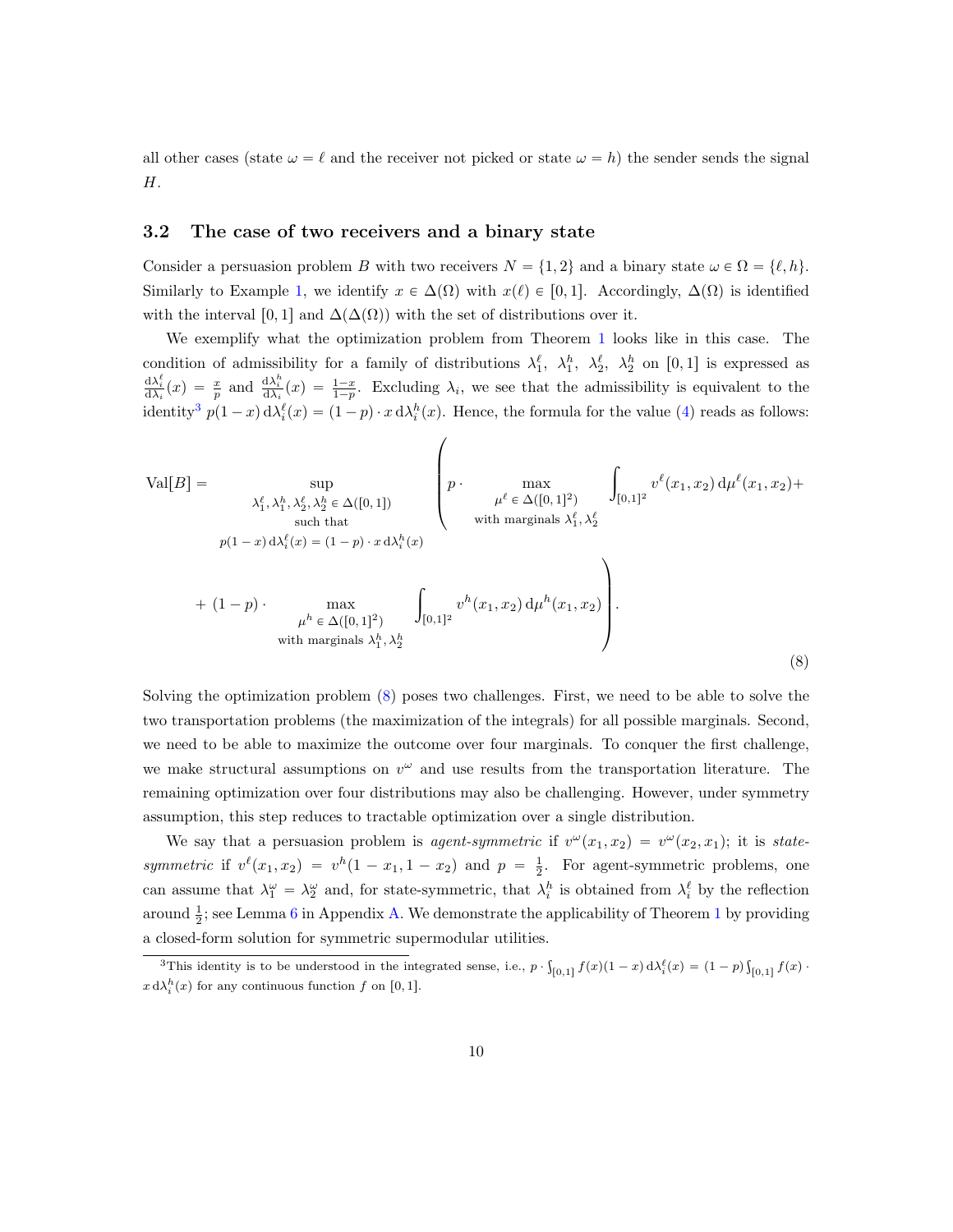all other cases (state $\omega = \ell$ and the receiver not picked or state $\omega = h$) the sender sends the signal $H$.

### 3.2 The case of two receivers and a binary state

Consider a persuasion problem $B$ with two receivers $N = \{1, 2\}$ and a binary state $\omega \in \Omega = \{\ell, h\}$. Similarly to Example 1, we identify $x \in \Delta(\Omega)$ with $x(\ell) \in [0, 1]$. Accordingly, $\Delta(\Omega)$ is identified with the interval $[0, 1]$ and $\Delta(\Delta(\Omega))$ with the set of distributions over it.

We exemplify what the optimization problem from Theorem 1 looks like in this case. The condition of admissibility for a family of distributions $\lambda_1^\ell$, $\lambda_1^h$, $\lambda_2^\ell$, $\lambda_2^h$ on $[0, 1]$ is expressed as $\frac{\mathrm{d}\lambda_i^\ell}{\mathrm{d}\lambda_i}(x) = \frac{x}{p}$ and $\frac{\mathrm{d}\lambda_i^h}{\mathrm{d}\lambda_i}(x) = \frac{1-x}{1-p}$. Excluding $\lambda_i$, we see that the admissibility is equivalent to the identity[3] $p(1-x)\,\mathrm{d}\lambda_i^\ell(x) = (1-p)\cdot x\,\mathrm{d}\lambda_i^h(x)$. Hence, the formula for the value (4) reads as follows:

$$\mathrm{Val}[B] = \sup_{\substack{\lambda_1^\ell, \lambda_1^h, \lambda_2^\ell, \lambda_2^h \in \Delta([0,1]) \\ \text{such that} \\ p(1-x)\,\mathrm{d}\lambda_i^\ell(x) = (1-p)\cdot x\,\mathrm{d}\lambda_i^h(x)}} \left( p \cdot \max_{\substack{\mu^\ell \in \Delta([0,1]^2) \\ \text{with marginals } \lambda_1^\ell, \lambda_2^\ell}} \int_{[0,1]^2} v^\ell(x_1, x_2)\,\mathrm{d}\mu^\ell(x_1, x_2) + \right.$$

$$\left. + (1-p) \cdot \max_{\substack{\mu^h \in \Delta([0,1]^2) \\ \text{with marginals } \lambda_1^h, \lambda_2^h}} \int_{[0,1]^2} v^h(x_1, x_2)\,\mathrm{d}\mu^h(x_1, x_2) \right). \tag{8}$$

Solving the optimization problem (8) poses two challenges. First, we need to be able to solve the two transportation problems (the maximization of the integrals) for all possible marginals. Second, we need to be able to maximize the outcome over four marginals. To conquer the first challenge, we make structural assumptions on $v^\omega$ and use results from the transportation literature. The remaining optimization over four distributions may also be challenging. However, under symmetry assumption, this step reduces to tractable optimization over a single distribution.

We say that a persuasion problem is *agent-symmetric* if $v^\omega(x_1, x_2) = v^\omega(x_2, x_1)$; it is *state-symmetric* if $v^\ell(x_1, x_2) = v^h(1 - x_1, 1 - x_2)$ and $p = \frac{1}{2}$. For agent-symmetric problems, one can assume that $\lambda_1^\omega = \lambda_2^\omega$ and, for state-symmetric, that $\lambda_i^h$ is obtained from $\lambda_i^\ell$ by the reflection around $\frac{1}{2}$; see Lemma 6 in Appendix A. We demonstrate the applicability of Theorem 1 by providing a closed-form solution for symmetric supermodular utilities.

[3] This identity is to be understood in the integrated sense, i.e., $p \cdot \int_{[0,1]} f(x)(1-x)\,\mathrm{d}\lambda_i^\ell(x) = (1-p)\int_{[0,1]} f(x) \cdot x\,\mathrm{d}\lambda_i^h(x)$ for any continuous function $f$ on $[0, 1]$.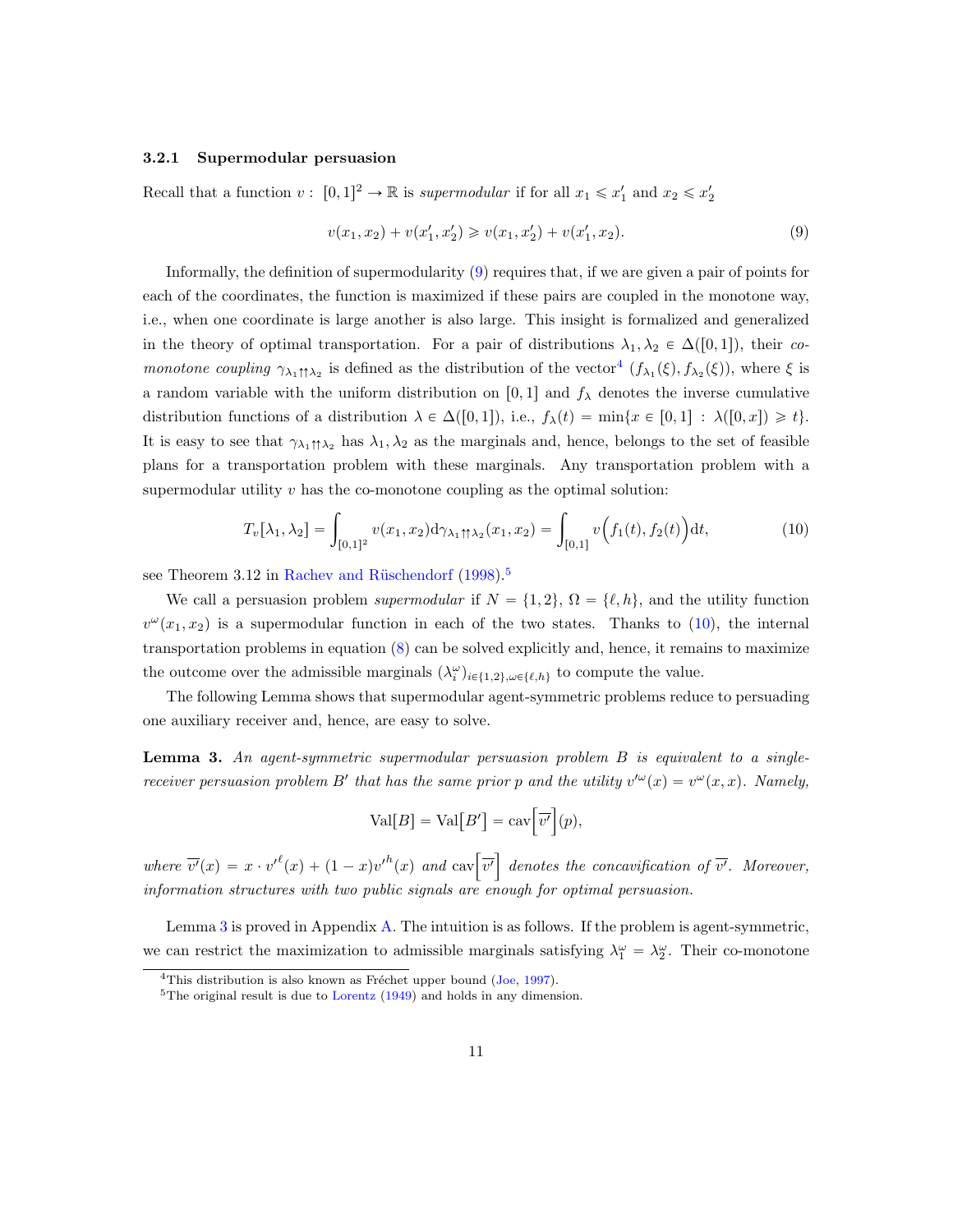### 3.2.1 Supermodular persuasion

Recall that a function $v: [0,1]^2 \to \mathbb{R}$ is *supermodular* if for all $x_1 \leqslant x_1'$ and $x_2 \leqslant x_2'$

$$v(x_1, x_2) + v(x_1', x_2') \geqslant v(x_1, x_2') + v(x_1', x_2). \tag{9}$$

Informally, the definition of supermodularity (9) requires that, if we are given a pair of points for each of the coordinates, the function is maximized if these pairs are coupled in the monotone way, i.e., when one coordinate is large another is also large. This insight is formalized and generalized in the theory of optimal transportation. For a pair of distributions $\lambda_1, \lambda_2 \in \Delta([0,1])$, their *co-monotone coupling* $\gamma_{\lambda_1 \uparrow\uparrow \lambda_2}$ is defined as the distribution of the vector[4] $(f_{\lambda_1}(\xi), f_{\lambda_2}(\xi))$, where $\xi$ is a random variable with the uniform distribution on $[0,1]$ and $f_\lambda$ denotes the inverse cumulative distribution functions of a distribution $\lambda \in \Delta([0,1])$, i.e., $f_\lambda(t) = \min\{x \in [0,1] : \lambda([0,x]) \geqslant t\}$. It is easy to see that $\gamma_{\lambda_1 \uparrow\uparrow \lambda_2}$ has $\lambda_1, \lambda_2$ as the marginals and, hence, belongs to the set of feasible plans for a transportation problem with these marginals. Any transportation problem with a supermodular utility $v$ has the co-monotone coupling as the optimal solution:

$$T_v[\lambda_1, \lambda_2] = \int_{[0,1]^2} v(x_1, x_2) \mathrm{d}\gamma_{\lambda_1 \uparrow\uparrow \lambda_2}(x_1, x_2) = \int_{[0,1]} v\Big(f_1(t), f_2(t)\Big) \mathrm{d}t, \tag{10}$$

see Theorem 3.12 in Rachev and Rüschendorf (1998).[5]

We call a persuasion problem *supermodular* if $N = \{1, 2\}$, $\Omega = \{\ell, h\}$, and the utility function $v^\omega(x_1, x_2)$ is a supermodular function in each of the two states. Thanks to (10), the internal transportation problems in equation (8) can be solved explicitly and, hence, it remains to maximize the outcome over the admissible marginals $(\lambda_i^\omega)_{i \in \{1,2\}, \omega \in \{\ell, h\}}$ to compute the value.

The following Lemma shows that supermodular agent-symmetric problems reduce to persuading one auxiliary receiver and, hence, are easy to solve.

**Lemma 3.** *An agent-symmetric supermodular persuasion problem $B$ is equivalent to a single-receiver persuasion problem $B'$ that has the same prior $p$ and the utility $v'^\omega(x) = v^\omega(x, x)$. Namely,*

$$\mathrm{Val}[B] = \mathrm{Val}\big[B'\big] = \mathrm{cav}\Big[\overline{v'}\Big](p),$$

*where $\overline{v'}(x) = x \cdot v'^\ell(x) + (1-x)v'^h(x)$ and $\mathrm{cav}\Big[\overline{v'}\Big]$ denotes the concavification of $\overline{v'}$. Moreover, information structures with two public signals are enough for optimal persuasion.*

Lemma 3 is proved in Appendix A. The intuition is as follows. If the problem is agent-symmetric, we can restrict the maximization to admissible marginals satisfying $\lambda_1^\omega = \lambda_2^\omega$. Their co-monotone

[4] This distribution is also known as Fréchet upper bound (Joe, 1997).

[5] The original result is due to Lorentz (1949) and holds in any dimension.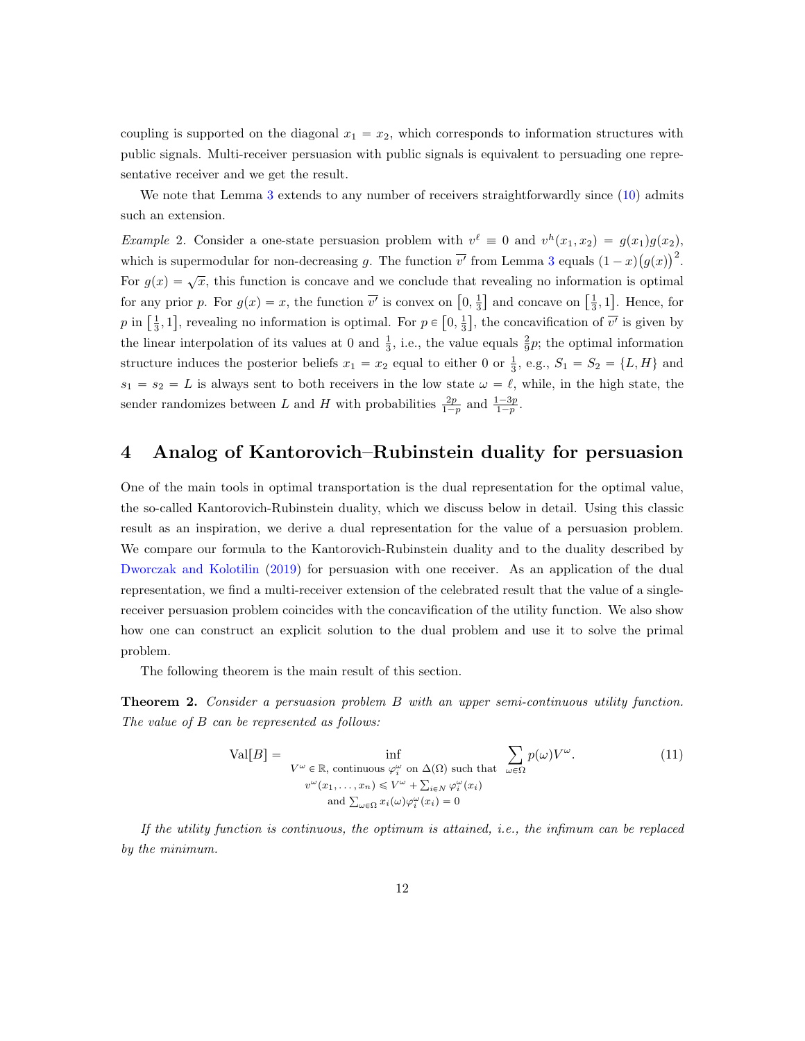coupling is supported on the diagonal $x_1 = x_2$, which corresponds to information structures with public signals. Multi-receiver persuasion with public signals is equivalent to persuading one representative receiver and we get the result.

We note that Lemma 3 extends to any number of receivers straightforwardly since (10) admits such an extension.

*Example* 2. Consider a one-state persuasion problem with $v^\ell \equiv 0$ and $v^h(x_1, x_2) = g(x_1)g(x_2)$, which is supermodular for non-decreasing $g$. The function $\overline{v'}$ from Lemma 3 equals $(1-x)\big(g(x)\big)^2$. For $g(x) = \sqrt{x}$, this function is concave and we conclude that revealing no information is optimal for any prior $p$. For $g(x) = x$, the function $\overline{v'}$ is convex on $\left[0, \frac{1}{3}\right]$ and concave on $\left[\frac{1}{3}, 1\right]$. Hence, for $p$ in $\left[\frac{1}{3}, 1\right]$, revealing no information is optimal. For $p \in \left[0, \frac{1}{3}\right]$, the concavification of $\overline{v'}$ is given by the linear interpolation of its values at 0 and $\frac{1}{3}$, i.e., the value equals $\frac{2}{9}p$; the optimal information structure induces the posterior beliefs $x_1 = x_2$ equal to either 0 or $\frac{1}{3}$, e.g., $S_1 = S_2 = \{L, H\}$ and $s_1 = s_2 = L$ is always sent to both receivers in the low state $\omega = \ell$, while, in the high state, the sender randomizes between $L$ and $H$ with probabilities $\frac{2p}{1-p}$ and $\frac{1-3p}{1-p}$.

# 4 Analog of Kantorovich–Rubinstein duality for persuasion

One of the main tools in optimal transportation is the dual representation for the optimal value, the so-called Kantorovich-Rubinstein duality, which we discuss below in detail. Using this classic result as an inspiration, we derive a dual representation for the value of a persuasion problem. We compare our formula to the Kantorovich-Rubinstein duality and to the duality described by Dworczak and Kolotilin (2019) for persuasion with one receiver. As an application of the dual representation, we find a multi-receiver extension of the celebrated result that the value of a single-receiver persuasion problem coincides with the concavification of the utility function. We also show how one can construct an explicit solution to the dual problem and use it to solve the primal problem.

The following theorem is the main result of this section.

**Theorem 2.** *Consider a persuasion problem $B$ with an upper semi-continuous utility function. The value of $B$ can be represented as follows:*

$$\mathrm{Val}[B] = \inf_{\substack{V^\omega \in \mathbb{R},\ \text{continuous } \varphi_i^\omega \text{ on } \Delta(\Omega) \text{ such that} \\ v^\omega(x_1,\ldots,x_n) \leqslant V^\omega + \sum_{i \in N} \varphi_i^\omega(x_i) \\ \text{and } \sum_{\omega \in \Omega} x_i(\omega)\varphi_i^\omega(x_i) = 0}} \sum_{\omega \in \Omega} p(\omega) V^\omega. \tag{11}$$

*If the utility function is continuous, the optimum is attained, i.e., the infimum can be replaced by the minimum.*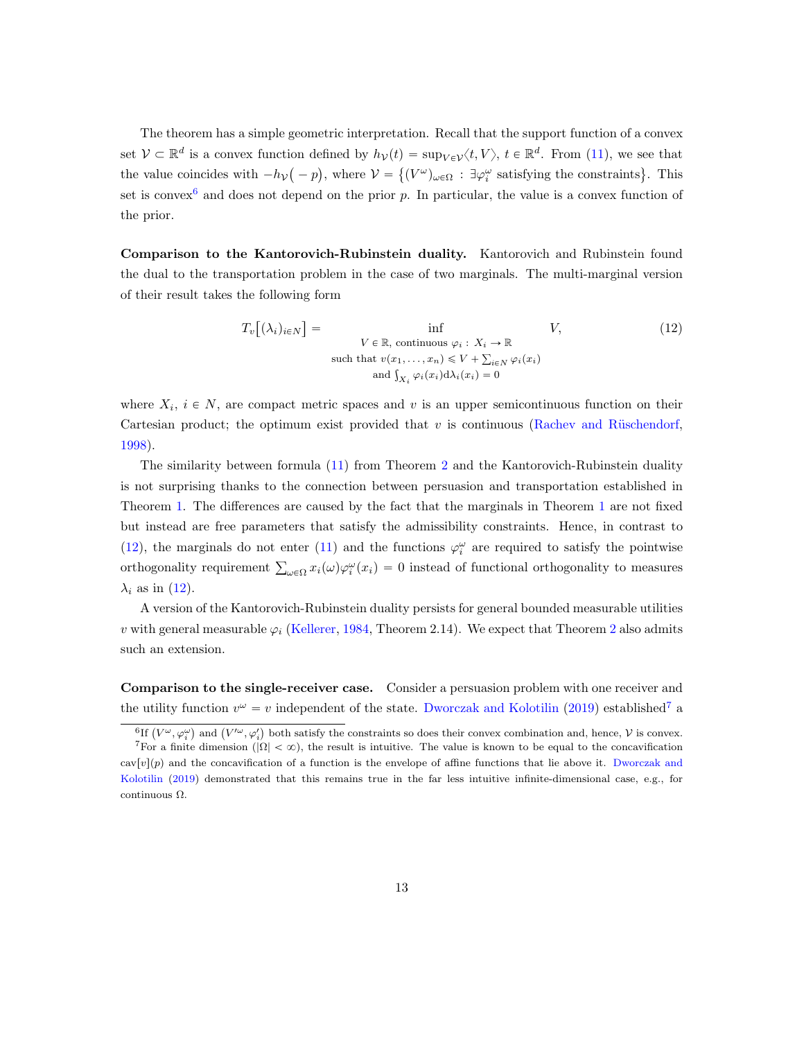The theorem has a simple geometric interpretation. Recall that the support function of a convex set $\mathcal{V} \subset \mathbb{R}^d$ is a convex function defined by $h_{\mathcal{V}}(t) = \sup_{V \in \mathcal{V}} \langle t, V \rangle$, $t \in \mathbb{R}^d$. From (11), we see that the value coincides with $-h_{\mathcal{V}}\big(-p\big)$, where $\mathcal{V} = \big\{(V^\omega)_{\omega \in \Omega} : \exists \varphi_i^\omega \text{ satisfying the constraints}\big\}$. This set is convex[6] and does not depend on the prior $p$. In particular, the value is a convex function of the prior.

**Comparison to the Kantorovich-Rubinstein duality.** Kantorovich and Rubinstein found the dual to the transportation problem in the case of two marginals. The multi-marginal version of their result takes the following form

$$T_v\big[(\lambda_i)_{i \in N}\big] = \inf_{\substack{V \in \mathbb{R},\ \text{continuous } \varphi_i :\ X_i \to \mathbb{R} \\ \text{such that } v(x_1, \ldots, x_n) \leqslant V + \sum_{i \in N} \varphi_i(x_i) \\ \text{and } \int_{X_i} \varphi_i(x_i) \mathrm{d}\lambda_i(x_i) = 0}} V, \tag{12}$$

where $X_i$, $i \in N$, are compact metric spaces and $v$ is an upper semicontinuous function on their Cartesian product; the optimum exist provided that $v$ is continuous (Rachev and Rüschendorf, 1998).

The similarity between formula (11) from Theorem 2 and the Kantorovich-Rubinstein duality is not surprising thanks to the connection between persuasion and transportation established in Theorem 1. The differences are caused by the fact that the marginals in Theorem 1 are not fixed but instead are free parameters that satisfy the admissibility constraints. Hence, in contrast to (12), the marginals do not enter (11) and the functions $\varphi_i^\omega$ are required to satisfy the pointwise orthogonality requirement $\sum_{\omega \in \Omega} x_i(\omega) \varphi_i^\omega(x_i) = 0$ instead of functional orthogonality to measures $\lambda_i$ as in (12).

A version of the Kantorovich-Rubinstein duality persists for general bounded measurable utilities $v$ with general measurable $\varphi_i$ (Kellerer, 1984, Theorem 2.14). We expect that Theorem 2 also admits such an extension.

**Comparison to the single-receiver case.** Consider a persuasion problem with one receiver and the utility function $v^\omega = v$ independent of the state. Dworczak and Kolotilin (2019) established[7] a

[6] If $\big(V^\omega, \varphi_i^\omega\big)$ and $\big(V'^\omega, \varphi_i'\big)$ both satisfy the constraints so does their convex combination and, hence, $\mathcal{V}$ is convex.

[7] For a finite dimension ($|\Omega| < \infty$), the result is intuitive. The value is known to be equal to the concavification $\mathrm{cav}[v](p)$ and the concavification of a function is the envelope of affine functions that lie above it. Dworczak and Kolotilin (2019) demonstrated that this remains true in the far less intuitive infinite-dimensional case, e.g., for continuous $\Omega$.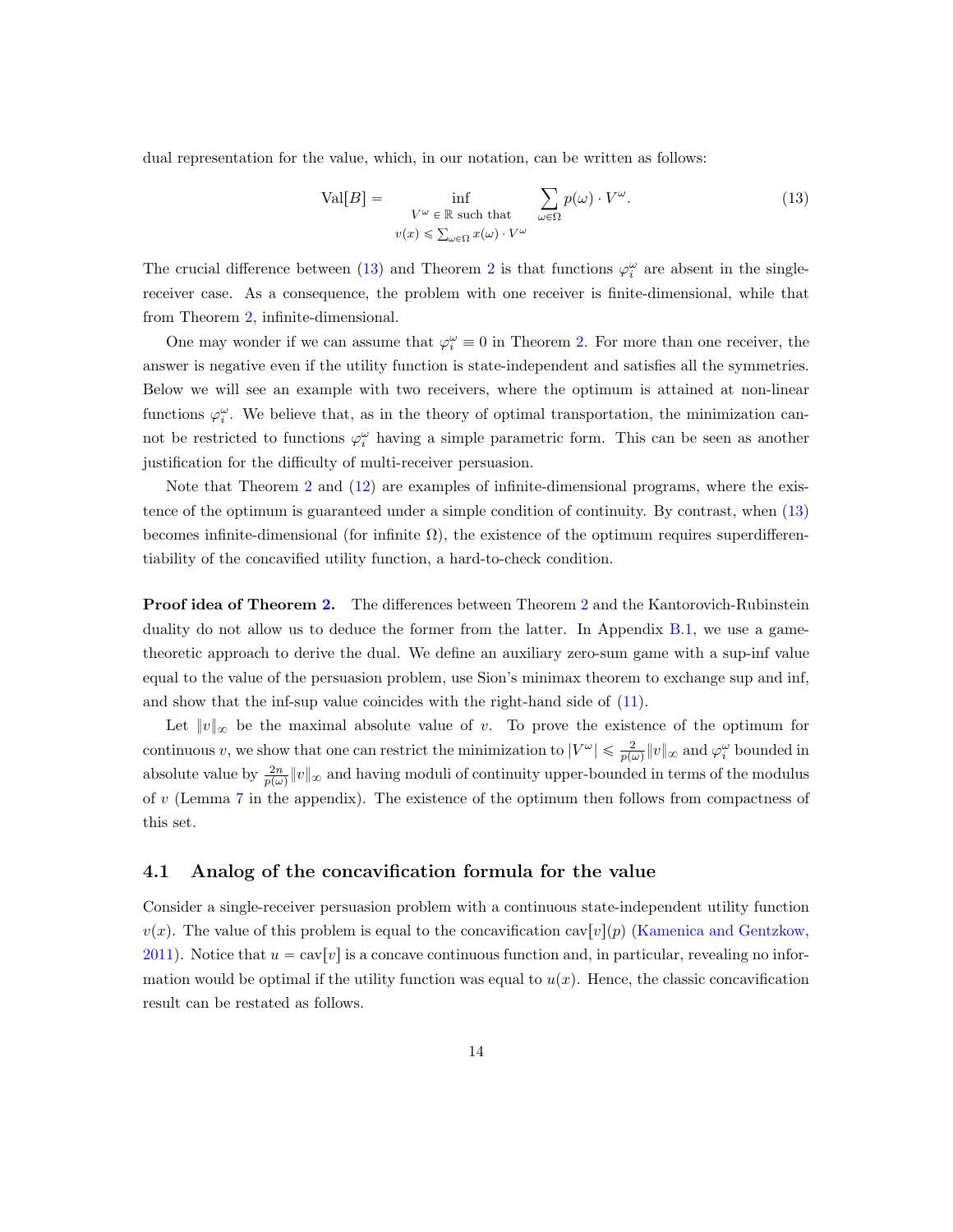dual representation for the value, which, in our notation, can be written as follows:

$$\mathrm{Val}[B] = \inf_{\substack{V^\omega \in \mathbb{R} \text{ such that} \\ v(x) \leqslant \sum_{\omega\in\Omega} x(\omega)\cdot V^\omega}} \sum_{\omega\in\Omega} p(\omega)\cdot V^\omega. \tag{13}$$

The crucial difference between (13) and Theorem 2 is that functions $\varphi_i^\omega$ are absent in the single-receiver case. As a consequence, the problem with one receiver is finite-dimensional, while that from Theorem 2, infinite-dimensional.

One may wonder if we can assume that $\varphi_i^\omega \equiv 0$ in Theorem 2. For more than one receiver, the answer is negative even if the utility function is state-independent and satisfies all the symmetries. Below we will see an example with two receivers, where the optimum is attained at non-linear functions $\varphi_i^\omega$. We believe that, as in the theory of optimal transportation, the minimization cannot be restricted to functions $\varphi_i^\omega$ having a simple parametric form. This can be seen as another justification for the difficulty of multi-receiver persuasion.

Note that Theorem 2 and (12) are examples of infinite-dimensional programs, where the existence of the optimum is guaranteed under a simple condition of continuity. By contrast, when (13) becomes infinite-dimensional (for infinite $\Omega$), the existence of the optimum requires superdifferentiability of the concavified utility function, a hard-to-check condition.

**Proof idea of Theorem 2.** The differences between Theorem 2 and the Kantorovich-Rubinstein duality do not allow us to deduce the former from the latter. In Appendix B.1, we use a game-theoretic approach to derive the dual. We define an auxiliary zero-sum game with a sup-inf value equal to the value of the persuasion problem, use Sion's minimax theorem to exchange sup and inf, and show that the inf-sup value coincides with the right-hand side of (11).

Let $\|v\|_\infty$ be the maximal absolute value of $v$. To prove the existence of the optimum for continuous $v$, we show that one can restrict the minimization to $|V^\omega| \leqslant \frac{2}{p(\omega)}\|v\|_\infty$ and $\varphi_i^\omega$ bounded in absolute value by $\frac{2n}{p(\omega)}\|v\|_\infty$ and having moduli of continuity upper-bounded in terms of the modulus of $v$ (Lemma 7 in the appendix). The existence of the optimum then follows from compactness of this set.

## 4.1 Analog of the concavification formula for the value

Consider a single-receiver persuasion problem with a continuous state-independent utility function $v(x)$. The value of this problem is equal to the concavification $\mathrm{cav}[v](p)$ (Kamenica and Gentzkow, 2011). Notice that $u = \mathrm{cav}[v]$ is a concave continuous function and, in particular, revealing no information would be optimal if the utility function was equal to $u(x)$. Hence, the classic concavification result can be restated as follows.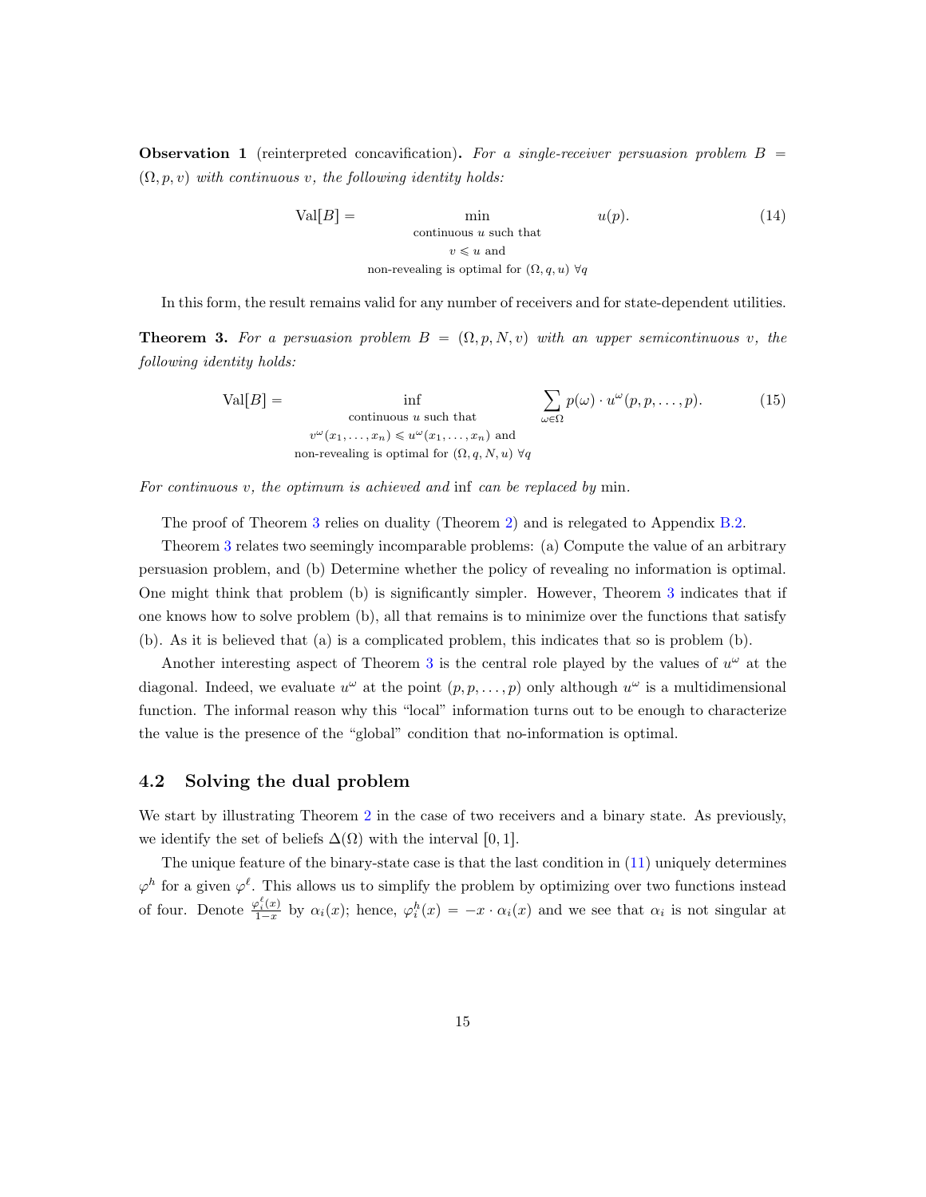**Observation 1** (reinterpreted concavification)**.** *For a single-receiver persuasion problem $B = (\Omega, p, v)$ with continuous $v$, the following identity holds:*

$$\mathrm{Val}[B] = \min_{\substack{\text{continuous } u \text{ such that} \\ v \leqslant u \text{ and} \\ \text{non-revealing is optimal for } (\Omega, q, u)\ \forall q}} u(p). \tag{14}$$

In this form, the result remains valid for any number of receivers and for state-dependent utilities.

**Theorem 3.** *For a persuasion problem $B = (\Omega, p, N, v)$ with an upper semicontinuous $v$, the following identity holds:*

$$\mathrm{Val}[B] = \inf_{\substack{\text{continuous } u \text{ such that} \\ v^\omega(x_1,\ldots,x_n) \leqslant u^\omega(x_1,\ldots,x_n) \text{ and} \\ \text{non-revealing is optimal for } (\Omega, q, N, u)\ \forall q}} \sum_{\omega\in\Omega} p(\omega)\cdot u^\omega(p,p,\ldots,p). \tag{15}$$

*For continuous $v$, the optimum is achieved and* inf *can be replaced by* min.

The proof of Theorem 3 relies on duality (Theorem 2) and is relegated to Appendix B.2.

Theorem 3 relates two seemingly incomparable problems: (a) Compute the value of an arbitrary persuasion problem, and (b) Determine whether the policy of revealing no information is optimal. One might think that problem (b) is significantly simpler. However, Theorem 3 indicates that if one knows how to solve problem (b), all that remains is to minimize over the functions that satisfy (b). As it is believed that (a) is a complicated problem, this indicates that so is problem (b).

Another interesting aspect of Theorem 3 is the central role played by the values of $u^\omega$ at the diagonal. Indeed, we evaluate $u^\omega$ at the point $(p,p,\ldots,p)$ only although $u^\omega$ is a multidimensional function. The informal reason why this "local" information turns out to be enough to characterize the value is the presence of the "global" condition that no-information is optimal.

## 4.2 Solving the dual problem

We start by illustrating Theorem 2 in the case of two receivers and a binary state. As previously, we identify the set of beliefs $\Delta(\Omega)$ with the interval $[0,1]$.

The unique feature of the binary-state case is that the last condition in (11) uniquely determines $\varphi^h$ for a given $\varphi^\ell$. This allows us to simplify the problem by optimizing over two functions instead of four. Denote $\frac{\varphi_i^\ell(x)}{1-x}$ by $\alpha_i(x)$; hence, $\varphi_i^h(x) = -x\cdot\alpha_i(x)$ and we see that $\alpha_i$ is not singular at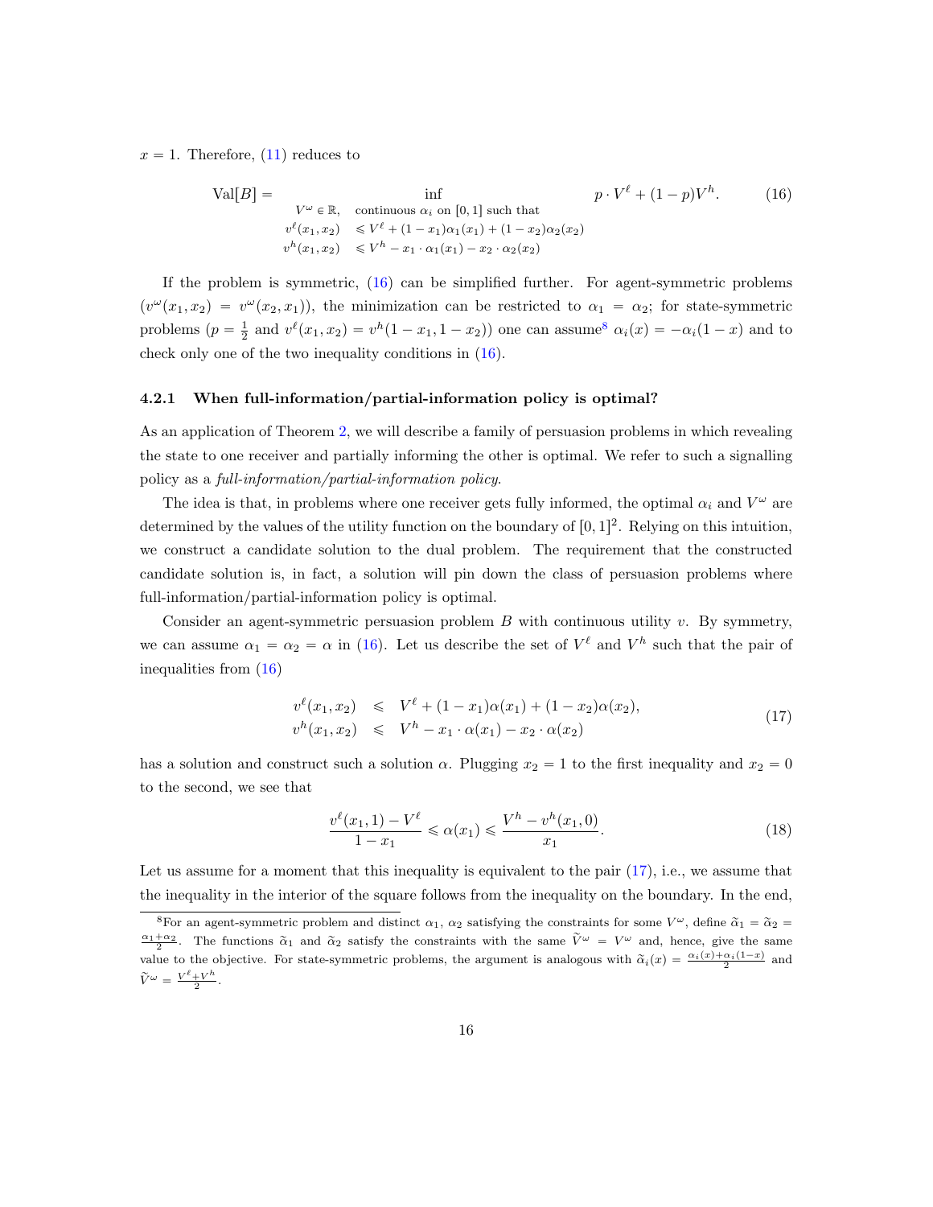$x = 1$. Therefore, (11) reduces to

$$\mathrm{Val}[B] = \inf_{\substack{V^\omega \in \mathbb{R}, \quad \text{continuous } \alpha_i \text{ on } [0,1] \text{ such that} \\ v^\ell(x_1,x_2) \quad \leqslant V^\ell + (1-x_1)\alpha_1(x_1) + (1-x_2)\alpha_2(x_2) \\ v^h(x_1,x_2) \quad \leqslant V^h - x_1\cdot\alpha_1(x_1) - x_2\cdot\alpha_2(x_2)}} p\cdot V^\ell + (1-p)V^h. \tag{16}$$

If the problem is symmetric, (16) can be simplified further. For agent-symmetric problems ($v^\omega(x_1,x_2) = v^\omega(x_2,x_1)$), the minimization can be restricted to $\alpha_1 = \alpha_2$; for state-symmetric problems ($p = \frac{1}{2}$ and $v^\ell(x_1,x_2) = v^h(1-x_1,1-x_2)$) one can assume[8] $\alpha_i(x) = -\alpha_i(1-x)$ and to check only one of the two inequality conditions in (16).

#### 4.2.1 When full-information/partial-information policy is optimal?

As an application of Theorem 2, we will describe a family of persuasion problems in which revealing the state to one receiver and partially informing the other is optimal. We refer to such a signalling policy as a *full-information/partial-information policy*.

The idea is that, in problems where one receiver gets fully informed, the optimal $\alpha_i$ and $V^\omega$ are determined by the values of the utility function on the boundary of $[0,1]^2$. Relying on this intuition, we construct a candidate solution to the dual problem. The requirement that the constructed candidate solution is, in fact, a solution will pin down the class of persuasion problems where full-information/partial-information policy is optimal.

Consider an agent-symmetric persuasion problem $B$ with continuous utility $v$. By symmetry, we can assume $\alpha_1 = \alpha_2 = \alpha$ in (16). Let us describe the set of $V^\ell$ and $V^h$ such that the pair of inequalities from (16)

$$\begin{aligned} v^\ell(x_1,x_2) &\leqslant V^\ell + (1-x_1)\alpha(x_1) + (1-x_2)\alpha(x_2), \\ v^h(x_1,x_2) &\leqslant V^h - x_1\cdot\alpha(x_1) - x_2\cdot\alpha(x_2) \end{aligned} \tag{17}$$

has a solution and construct such a solution $\alpha$. Plugging $x_2 = 1$ to the first inequality and $x_2 = 0$ to the second, we see that

$$\frac{v^\ell(x_1,1) - V^\ell}{1-x_1} \leqslant \alpha(x_1) \leqslant \frac{V^h - v^h(x_1,0)}{x_1}. \tag{18}$$

Let us assume for a moment that this inequality is equivalent to the pair (17), i.e., we assume that the inequality in the interior of the square follows from the inequality on the boundary. In the end,

[8] For an agent-symmetric problem and distinct $\alpha_1$, $\alpha_2$ satisfying the constraints for some $V^\omega$, define $\tilde{\alpha}_1 = \tilde{\alpha}_2 = \frac{\alpha_1+\alpha_2}{2}$. The functions $\tilde{\alpha}_1$ and $\tilde{\alpha}_2$ satisfy the constraints with the same $\tilde{V}^\omega = V^\omega$ and, hence, give the same value to the objective. For state-symmetric problems, the argument is analogous with $\tilde{\alpha}_i(x) = \frac{\alpha_i(x)+\alpha_i(1-x)}{2}$ and $\tilde{V}^\omega = \frac{V^\ell+V^h}{2}$.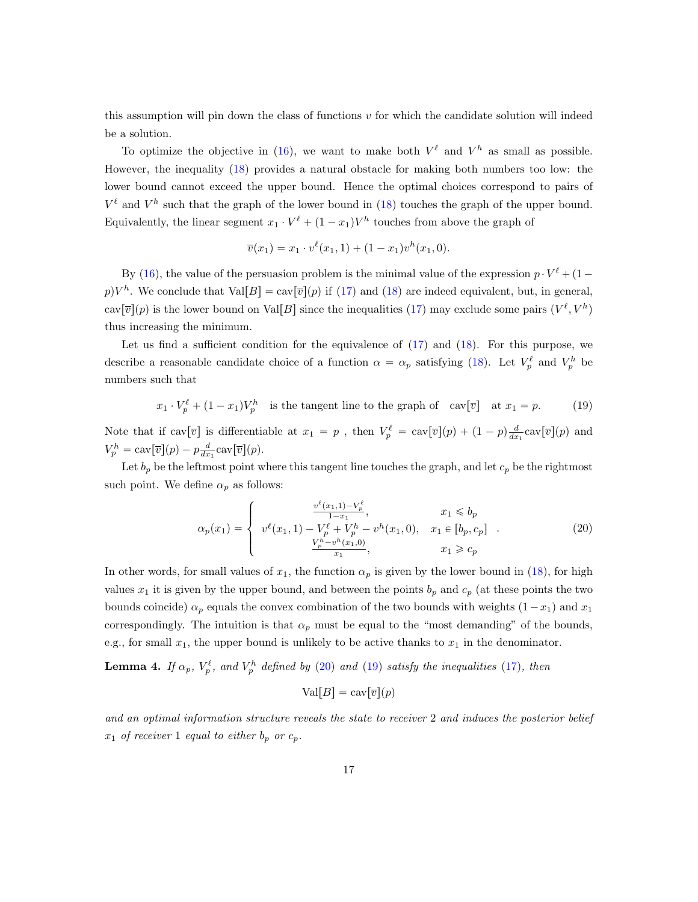this assumption will pin down the class of functions $v$ for which the candidate solution will indeed be a solution.

To optimize the objective in (16), we want to make both $V^\ell$ and $V^h$ as small as possible. However, the inequality (18) provides a natural obstacle for making both numbers too low: the lower bound cannot exceed the upper bound. Hence the optimal choices correspond to pairs of $V^\ell$ and $V^h$ such that the graph of the lower bound in (18) touches the graph of the upper bound. Equivalently, the linear segment $x_1 \cdot V^\ell + (1-x_1)V^h$ touches from above the graph of

$$\overline{v}(x_1) = x_1 \cdot v^\ell(x_1, 1) + (1-x_1)v^h(x_1, 0).$$

By (16), the value of the persuasion problem is the minimal value of the expression $p \cdot V^\ell + (1-p)V^h$. We conclude that $\mathrm{Val}[B] = \mathrm{cav}[\overline{v}](p)$ if (17) and (18) are indeed equivalent, but, in general, $\mathrm{cav}[\overline{v}](p)$ is the lower bound on $\mathrm{Val}[B]$ since the inequalities (17) may exclude some pairs $(V^\ell, V^h)$ thus increasing the minimum.

Let us find a sufficient condition for the equivalence of (17) and (18). For this purpose, we describe a reasonable candidate choice of a function $\alpha = \alpha_p$ satisfying (18). Let $V_p^\ell$ and $V_p^h$ be numbers such that

$$x_1 \cdot V_p^\ell + (1-x_1)V_p^h \quad \text{is the tangent line to the graph of} \quad \mathrm{cav}[\overline{v}] \quad \text{at } x_1 = p. \tag{19}$$

Note that if $\mathrm{cav}[\overline{v}]$ is differentiable at $x_1 = p$ , then $V_p^\ell = \mathrm{cav}[\overline{v}](p) + (1-p)\frac{d}{dx_1}\mathrm{cav}[\overline{v}](p)$ and $V_p^h = \mathrm{cav}[\overline{v}](p) - p\frac{d}{dx_1}\mathrm{cav}[\overline{v}](p)$.

Let $b_p$ be the leftmost point where this tangent line touches the graph, and let $c_p$ be the rightmost such point. We define $\alpha_p$ as follows:

$$\alpha_p(x_1) = \begin{cases} \frac{v^\ell(x_1,1) - V_p^\ell}{1-x_1}, & x_1 \leqslant b_p \\ v^\ell(x_1, 1) - V_p^\ell + V_p^h - v^h(x_1, 0), & x_1 \in [b_p, c_p] \\ \frac{V_p^h - v^h(x_1,0)}{x_1}, & x_1 \geqslant c_p \end{cases}. \tag{20}$$

In other words, for small values of $x_1$, the function $\alpha_p$ is given by the lower bound in (18), for high values $x_1$ it is given by the upper bound, and between the points $b_p$ and $c_p$ (at these points the two bounds coincide) $\alpha_p$ equals the convex combination of the two bounds with weights $(1-x_1)$ and $x_1$ correspondingly. The intuition is that $\alpha_p$ must be equal to the "most demanding" of the bounds, e.g., for small $x_1$, the upper bound is unlikely to be active thanks to $x_1$ in the denominator.

**Lemma 4.** *If $\alpha_p$, $V_p^\ell$, and $V_p^h$ defined by (20) and (19) satisfy the inequalities (17), then*

$$\mathrm{Val}[B] = \mathrm{cav}[\overline{v}](p)$$

*and an optimal information structure reveals the state to receiver 2 and induces the posterior belief $x_1$ of receiver 1 equal to either $b_p$ or $c_p$.*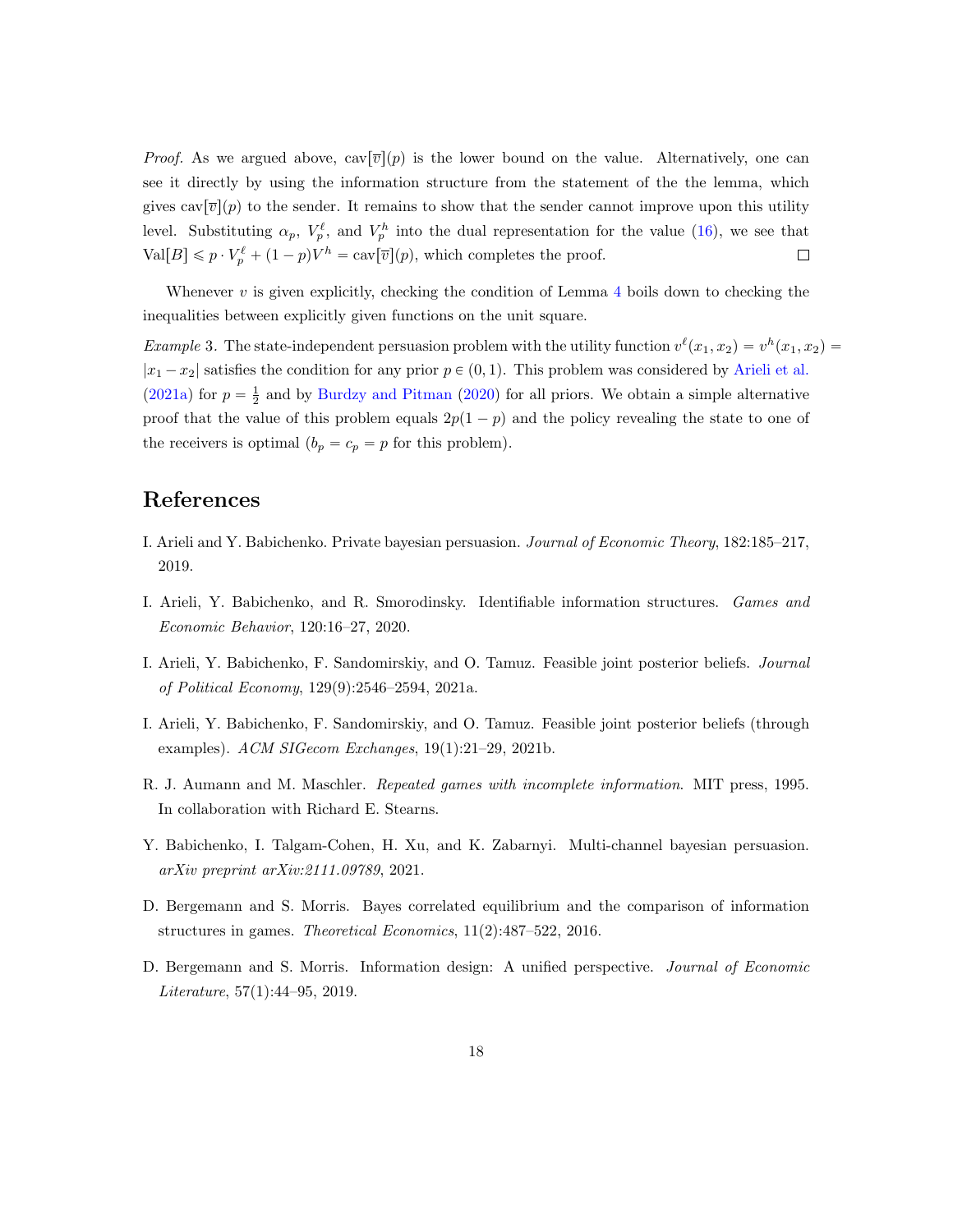*Proof.* As we argued above, $\mathrm{cav}[\overline{v}](p)$ is the lower bound on the value. Alternatively, one can see it directly by using the information structure from the statement of the the lemma, which gives $\mathrm{cav}[\overline{v}](p)$ to the sender. It remains to show that the sender cannot improve upon this utility level. Substituting $\alpha_p$, $V_p^\ell$, and $V_p^h$ into the dual representation for the value (16), we see that $\mathrm{Val}[B] \leqslant p \cdot V_p^\ell + (1-p)V^h = \mathrm{cav}[\overline{v}](p)$, which completes the proof. $\square$

Whenever $v$ is given explicitly, checking the condition of Lemma 4 boils down to checking the inequalities between explicitly given functions on the unit square.

*Example* 3. The state-independent persuasion problem with the utility function $v^\ell(x_1, x_2) = v^h(x_1, x_2) = |x_1 - x_2|$ satisfies the condition for any prior $p \in (0,1)$. This problem was considered by Arieli et al. (2021a) for $p = \frac{1}{2}$ and by Burdzy and Pitman (2020) for all priors. We obtain a simple alternative proof that the value of this problem equals $2p(1-p)$ and the policy revealing the state to one of the receivers is optimal ($b_p = c_p = p$ for this problem).

## References

I. Arieli and Y. Babichenko. Private bayesian persuasion. *Journal of Economic Theory*, 182:185–217, 2019.

I. Arieli, Y. Babichenko, and R. Smorodinsky. Identifiable information structures. *Games and Economic Behavior*, 120:16–27, 2020.

I. Arieli, Y. Babichenko, F. Sandomirskiy, and O. Tamuz. Feasible joint posterior beliefs. *Journal of Political Economy*, 129(9):2546–2594, 2021a.

I. Arieli, Y. Babichenko, F. Sandomirskiy, and O. Tamuz. Feasible joint posterior beliefs (through examples). *ACM SIGecom Exchanges*, 19(1):21–29, 2021b.

R. J. Aumann and M. Maschler. *Repeated games with incomplete information*. MIT press, 1995. In collaboration with Richard E. Stearns.

Y. Babichenko, I. Talgam-Cohen, H. Xu, and K. Zabarnyi. Multi-channel bayesian persuasion. *arXiv preprint arXiv:2111.09789*, 2021.

D. Bergemann and S. Morris. Bayes correlated equilibrium and the comparison of information structures in games. *Theoretical Economics*, 11(2):487–522, 2016.

D. Bergemann and S. Morris. Information design: A unified perspective. *Journal of Economic Literature*, 57(1):44–95, 2019.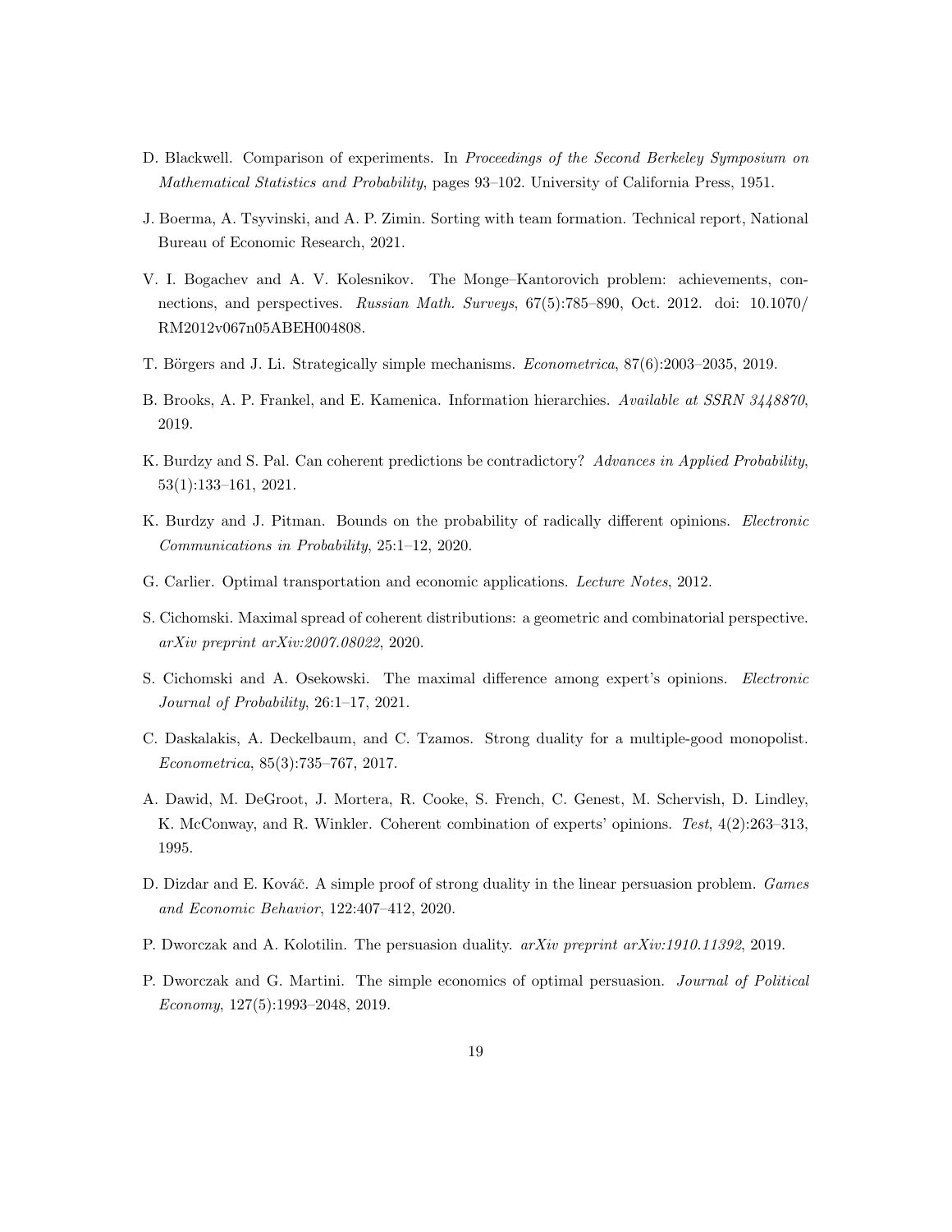D. Blackwell. Comparison of experiments. In *Proceedings of the Second Berkeley Symposium on Mathematical Statistics and Probability*, pages 93–102. University of California Press, 1951.

J. Boerma, A. Tsyvinski, and A. P. Zimin. Sorting with team formation. Technical report, National Bureau of Economic Research, 2021.

V. I. Bogachev and A. V. Kolesnikov. The Monge–Kantorovich problem: achievements, connections, and perspectives. *Russian Math. Surveys*, 67(5):785–890, Oct. 2012. doi: 10.1070/RM2012v067n05ABEH004808.

T. Börgers and J. Li. Strategically simple mechanisms. *Econometrica*, 87(6):2003–2035, 2019.

B. Brooks, A. P. Frankel, and E. Kamenica. Information hierarchies. *Available at SSRN 3448870*, 2019.

K. Burdzy and S. Pal. Can coherent predictions be contradictory? *Advances in Applied Probability*, 53(1):133–161, 2021.

K. Burdzy and J. Pitman. Bounds on the probability of radically different opinions. *Electronic Communications in Probability*, 25:1–12, 2020.

G. Carlier. Optimal transportation and economic applications. *Lecture Notes*, 2012.

S. Cichomski. Maximal spread of coherent distributions: a geometric and combinatorial perspective. *arXiv preprint arXiv:2007.08022*, 2020.

S. Cichomski and A. Osekowski. The maximal difference among expert's opinions. *Electronic Journal of Probability*, 26:1–17, 2021.

C. Daskalakis, A. Deckelbaum, and C. Tzamos. Strong duality for a multiple-good monopolist. *Econometrica*, 85(3):735–767, 2017.

A. Dawid, M. DeGroot, J. Mortera, R. Cooke, S. French, C. Genest, M. Schervish, D. Lindley, K. McConway, and R. Winkler. Coherent combination of experts' opinions. *Test*, 4(2):263–313, 1995.

D. Dizdar and E. Kováč. A simple proof of strong duality in the linear persuasion problem. *Games and Economic Behavior*, 122:407–412, 2020.

P. Dworczak and A. Kolotilin. The persuasion duality. *arXiv preprint arXiv:1910.11392*, 2019.

P. Dworczak and G. Martini. The simple economics of optimal persuasion. *Journal of Political Economy*, 127(5):1993–2048, 2019.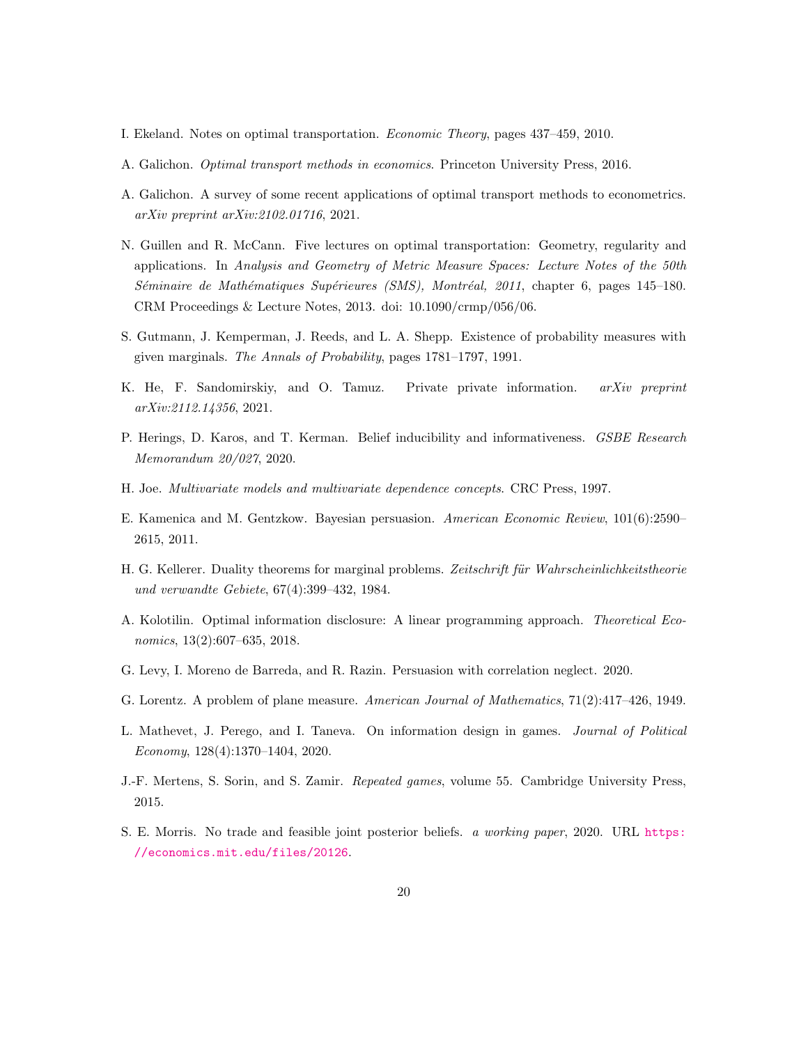I. Ekeland. Notes on optimal transportation. *Economic Theory*, pages 437–459, 2010.

A. Galichon. *Optimal transport methods in economics*. Princeton University Press, 2016.

A. Galichon. A survey of some recent applications of optimal transport methods to econometrics. *arXiv preprint arXiv:2102.01716*, 2021.

N. Guillen and R. McCann. Five lectures on optimal transportation: Geometry, regularity and applications. In *Analysis and Geometry of Metric Measure Spaces: Lecture Notes of the 50th Séminaire de Mathématiques Supérieures (SMS), Montréal, 2011*, chapter 6, pages 145–180. CRM Proceedings & Lecture Notes, 2013. doi: 10.1090/crmp/056/06.

S. Gutmann, J. Kemperman, J. Reeds, and L. A. Shepp. Existence of probability measures with given marginals. *The Annals of Probability*, pages 1781–1797, 1991.

K. He, F. Sandomirskiy, and O. Tamuz. Private private information. *arXiv preprint arXiv:2112.14356*, 2021.

P. Herings, D. Karos, and T. Kerman. Belief inducibility and informativeness. *GSBE Research Memorandum 20/027*, 2020.

H. Joe. *Multivariate models and multivariate dependence concepts*. CRC Press, 1997.

E. Kamenica and M. Gentzkow. Bayesian persuasion. *American Economic Review*, 101(6):2590–2615, 2011.

H. G. Kellerer. Duality theorems for marginal problems. *Zeitschrift für Wahrscheinlichkeitstheorie und verwandte Gebiete*, 67(4):399–432, 1984.

A. Kolotilin. Optimal information disclosure: A linear programming approach. *Theoretical Economics*, 13(2):607–635, 2018.

G. Levy, I. Moreno de Barreda, and R. Razin. Persuasion with correlation neglect. 2020.

G. Lorentz. A problem of plane measure. *American Journal of Mathematics*, 71(2):417–426, 1949.

L. Mathevet, J. Perego, and I. Taneva. On information design in games. *Journal of Political Economy*, 128(4):1370–1404, 2020.

J.-F. Mertens, S. Sorin, and S. Zamir. *Repeated games*, volume 55. Cambridge University Press, 2015.

S. E. Morris. No trade and feasible joint posterior beliefs. *a working paper*, 2020. URL https://economics.mit.edu/files/20126.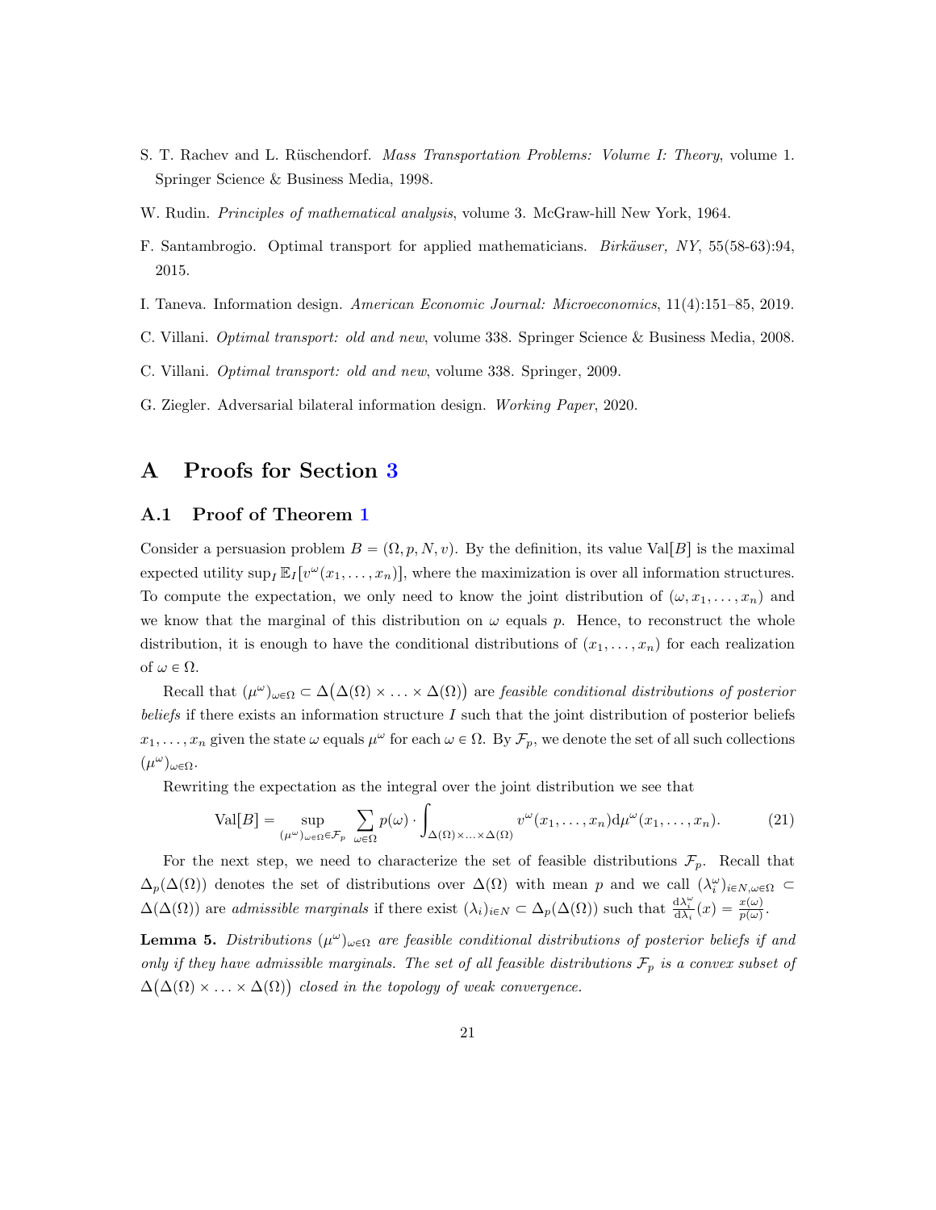S. T. Rachev and L. Rüschendorf. *Mass Transportation Problems: Volume I: Theory*, volume 1. Springer Science & Business Media, 1998.

W. Rudin. *Principles of mathematical analysis*, volume 3. McGraw-hill New York, 1964.

F. Santambrogio. Optimal transport for applied mathematicians. *Birkäuser, NY*, 55(58-63):94, 2015.

I. Taneva. Information design. *American Economic Journal: Microeconomics*, 11(4):151–85, 2019.

C. Villani. *Optimal transport: old and new*, volume 338. Springer Science & Business Media, 2008.

C. Villani. *Optimal transport: old and new*, volume 338. Springer, 2009.

G. Ziegler. Adversarial bilateral information design. *Working Paper*, 2020.

# A Proofs for Section 3

## A.1 Proof of Theorem 1

Consider a persuasion problem $B = (\Omega, p, N, v)$. By the definition, its value $\mathrm{Val}[B]$ is the maximal expected utility $\sup_I \mathbb{E}_I[v^\omega(x_1, \ldots, x_n)]$, where the maximization is over all information structures. To compute the expectation, we only need to know the joint distribution of $(\omega, x_1, \ldots, x_n)$ and we know that the marginal of this distribution on $\omega$ equals $p$. Hence, to reconstruct the whole distribution, it is enough to have the conditional distributions of $(x_1, \ldots, x_n)$ for each realization of $\omega \in \Omega$.

Recall that $(\mu^\omega)_{\omega\in\Omega} \subset \Delta\big(\Delta(\Omega) \times \ldots \times \Delta(\Omega)\big)$ are *feasible conditional distributions of posterior beliefs* if there exists an information structure $I$ such that the joint distribution of posterior beliefs $x_1, \ldots, x_n$ given the state $\omega$ equals $\mu^\omega$ for each $\omega \in \Omega$. By $\mathcal{F}_p$, we denote the set of all such collections $(\mu^\omega)_{\omega\in\Omega}$.

Rewriting the expectation as the integral over the joint distribution we see that

$$\mathrm{Val}[B] = \sup_{(\mu^\omega)_{\omega\in\Omega}\in\mathcal{F}_p} \sum_{\omega\in\Omega} p(\omega) \cdot \int_{\Delta(\Omega)\times\ldots\times\Delta(\Omega)} v^\omega(x_1, \ldots, x_n)\mathrm{d}\mu^\omega(x_1, \ldots, x_n). \tag{21}$$

For the next step, we need to characterize the set of feasible distributions $\mathcal{F}_p$. Recall that $\Delta_p(\Delta(\Omega))$ denotes the set of distributions over $\Delta(\Omega)$ with mean $p$ and we call $(\lambda_i^\omega)_{i\in N,\omega\in\Omega} \subset \Delta(\Delta(\Omega))$ are *admissible marginals* if there exist $(\lambda_i)_{i\in N} \subset \Delta_p(\Delta(\Omega))$ such that $\frac{\mathrm{d}\lambda_i^\omega}{\mathrm{d}\lambda_i}(x) = \frac{x(\omega)}{p(\omega)}$.

**Lemma 5.** *Distributions $(\mu^\omega)_{\omega\in\Omega}$ are feasible conditional distributions of posterior beliefs if and only if they have admissible marginals. The set of all feasible distributions $\mathcal{F}_p$ is a convex subset of $\Delta\big(\Delta(\Omega) \times \ldots \times \Delta(\Omega)\big)$ closed in the topology of weak convergence.*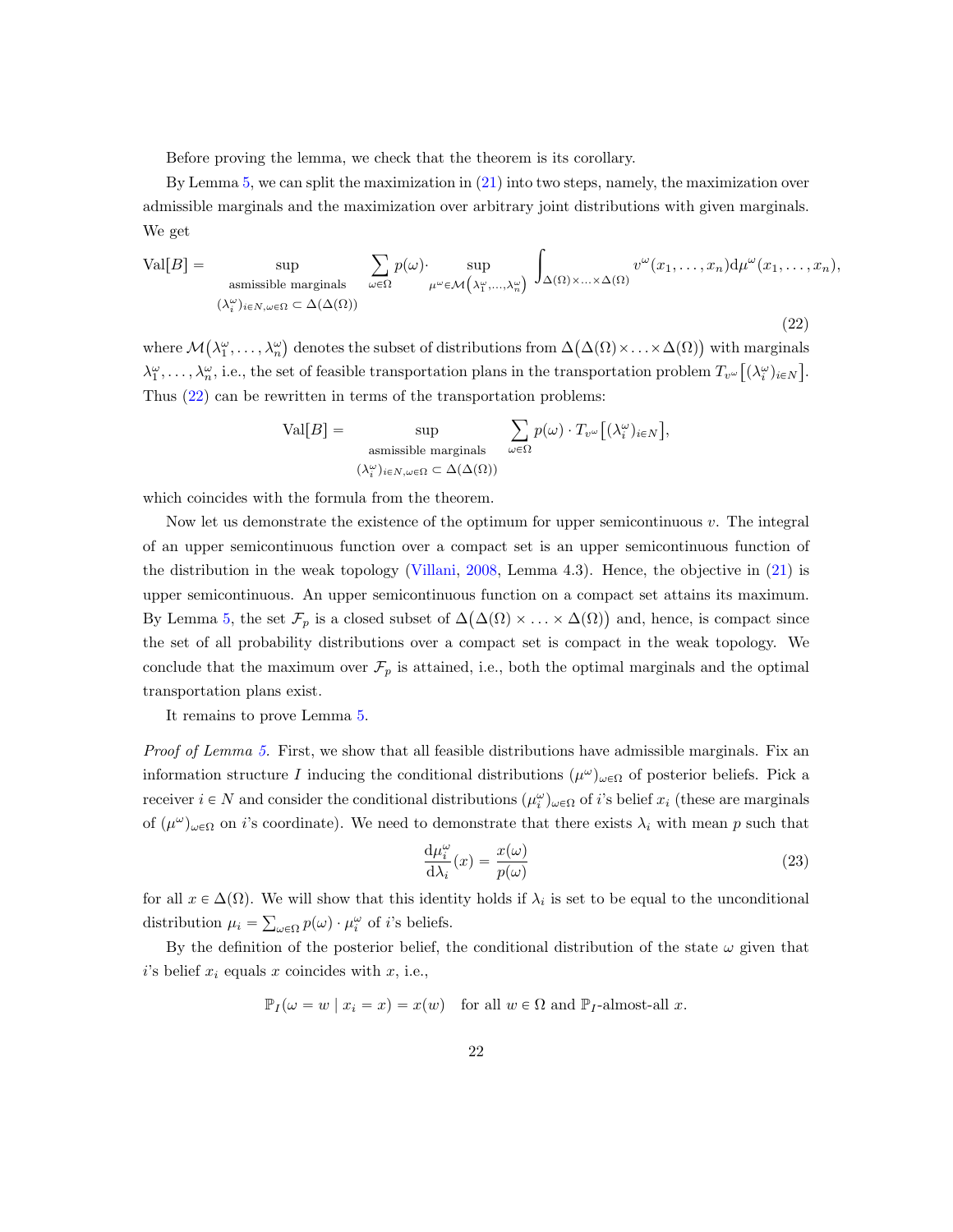Before proving the lemma, we check that the theorem is its corollary.

By Lemma 5, we can split the maximization in (21) into two steps, namely, the maximization over admissible marginals and the maximization over arbitrary joint distributions with given marginals. We get

$$\mathrm{Val}[B] = \sup_{\substack{\text{asmissible marginals} \\ (\lambda_i^\omega)_{i\in N, \omega\in\Omega} \subset \Delta(\Delta(\Omega))}} \sum_{\omega\in\Omega} p(\omega)\cdot \sup_{\mu^\omega \in \mathcal{M}\left(\lambda_1^\omega,\ldots,\lambda_n^\omega\right)} \int_{\Delta(\Omega)\times\ldots\times\Delta(\Omega)} v^\omega(x_1,\ldots,x_n)\mathrm{d}\mu^\omega(x_1,\ldots,x_n), \tag{22}$$

where $\mathcal{M}\big(\lambda_1^\omega,\ldots,\lambda_n^\omega\big)$ denotes the subset of distributions from $\Delta\big(\Delta(\Omega)\times\ldots\times\Delta(\Omega)\big)$ with marginals $\lambda_1^\omega,\ldots,\lambda_n^\omega$, i.e., the set of feasible transportation plans in the transportation problem $T_{v^\omega}\big[(\lambda_i^\omega)_{i\in N}\big]$. Thus (22) can be rewritten in terms of the transportation problems:

$$\mathrm{Val}[B] = \sup_{\substack{\text{asmissible marginals} \\ (\lambda_i^\omega)_{i\in N, \omega\in\Omega} \subset \Delta(\Delta(\Omega))}} \sum_{\omega\in\Omega} p(\omega)\cdot T_{v^\omega}\big[(\lambda_i^\omega)_{i\in N}\big],$$

which coincides with the formula from the theorem.

Now let us demonstrate the existence of the optimum for upper semicontinuous $v$. The integral of an upper semicontinuous function over a compact set is an upper semicontinuous function of the distribution in the weak topology (Villani, 2008, Lemma 4.3). Hence, the objective in (21) is upper semicontinuous. An upper semicontinuous function on a compact set attains its maximum. By Lemma 5, the set $\mathcal{F}_p$ is a closed subset of $\Delta\big(\Delta(\Omega)\times\ldots\times\Delta(\Omega)\big)$ and, hence, is compact since the set of all probability distributions over a compact set is compact in the weak topology. We conclude that the maximum over $\mathcal{F}_p$ is attained, i.e., both the optimal marginals and the optimal transportation plans exist.

It remains to prove Lemma 5.

*Proof of Lemma 5.* First, we show that all feasible distributions have admissible marginals. Fix an information structure $I$ inducing the conditional distributions $(\mu^\omega)_{\omega\in\Omega}$ of posterior beliefs. Pick a receiver $i\in N$ and consider the conditional distributions $(\mu_i^\omega)_{\omega\in\Omega}$ of $i$'s belief $x_i$ (these are marginals of $(\mu^\omega)_{\omega\in\Omega}$ on $i$'s coordinate). We need to demonstrate that there exists $\lambda_i$ with mean $p$ such that

$$\frac{\mathrm{d}\mu_i^\omega}{\mathrm{d}\lambda_i}(x) = \frac{x(\omega)}{p(\omega)} \tag{23}$$

for all $x\in\Delta(\Omega)$. We will show that this identity holds if $\lambda_i$ is set to be equal to the unconditional distribution $\mu_i = \sum_{\omega\in\Omega} p(\omega)\cdot\mu_i^\omega$ of $i$'s beliefs.

By the definition of the posterior belief, the conditional distribution of the state $\omega$ given that $i$'s belief $x_i$ equals $x$ coincides with $x$, i.e.,

$$\mathbb{P}_I(\omega = w \mid x_i = x) = x(w) \quad \text{for all } w\in\Omega \text{ and } \mathbb{P}_I\text{-almost-all } x.$$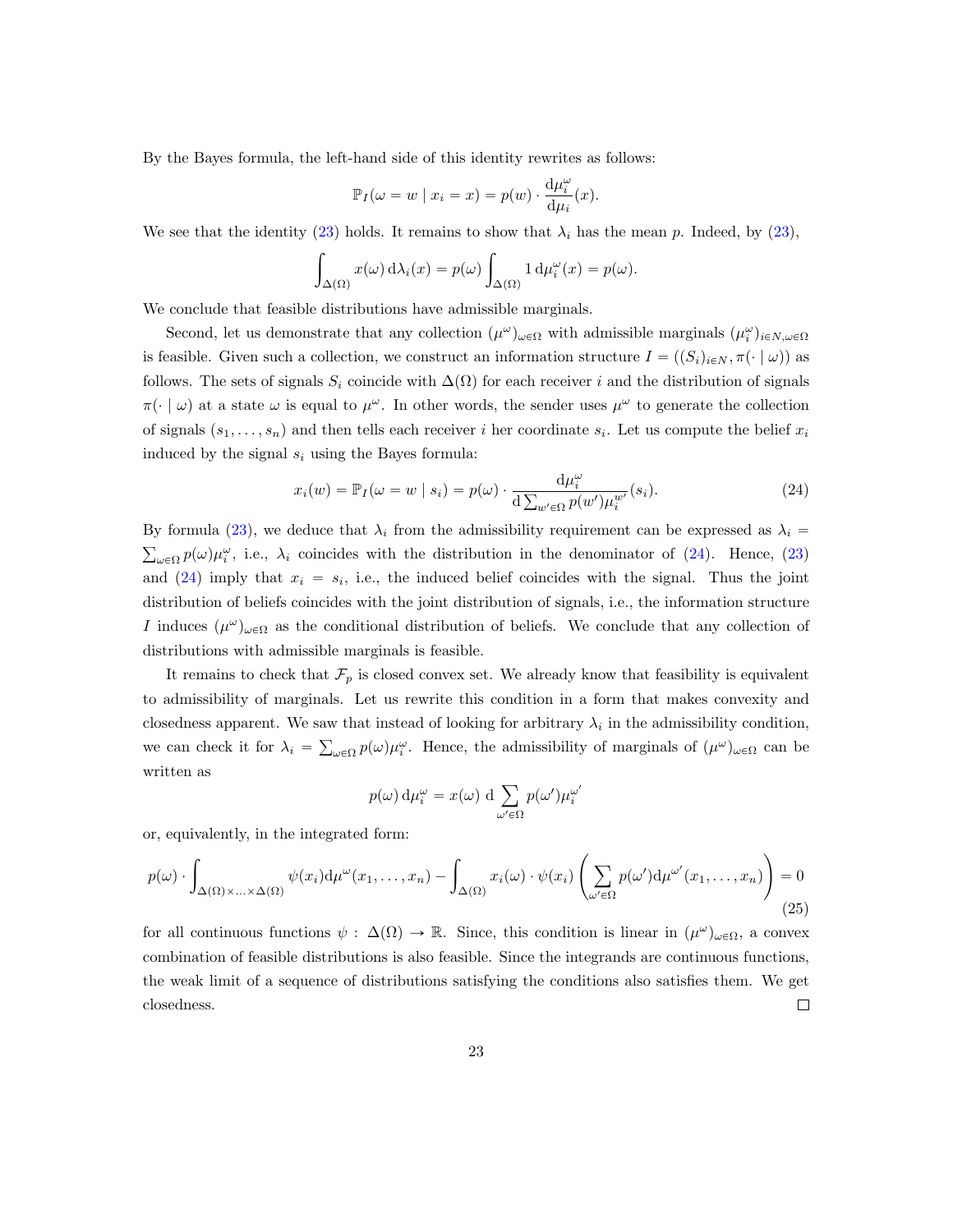By the Bayes formula, the left-hand side of this identity rewrites as follows:

$$\mathbb{P}_I(\omega = w \mid x_i = x) = p(w) \cdot \frac{\mathrm{d}\mu_i^\omega}{\mathrm{d}\mu_i}(x).$$

We see that the identity (23) holds. It remains to show that $\lambda_i$ has the mean $p$. Indeed, by (23),

$$\int_{\Delta(\Omega)} x(\omega)\,\mathrm{d}\lambda_i(x) = p(\omega) \int_{\Delta(\Omega)} 1\,\mathrm{d}\mu_i^\omega(x) = p(\omega).$$

We conclude that feasible distributions have admissible marginals.

Second, let us demonstrate that any collection $(\mu^\omega)_{\omega\in\Omega}$ with admissible marginals $(\mu_i^\omega)_{i\in N,\omega\in\Omega}$ is feasible. Given such a collection, we construct an information structure $I = ((S_i)_{i\in N}, \pi(\cdot \mid \omega))$ as follows. The sets of signals $S_i$ coincide with $\Delta(\Omega)$ for each receiver $i$ and the distribution of signals $\pi(\cdot \mid \omega)$ at a state $\omega$ is equal to $\mu^\omega$. In other words, the sender uses $\mu^\omega$ to generate the collection of signals $(s_1, \ldots, s_n)$ and then tells each receiver $i$ her coordinate $s_i$. Let us compute the belief $x_i$ induced by the signal $s_i$ using the Bayes formula:

$$x_i(w) = \mathbb{P}_I(\omega = w \mid s_i) = p(\omega) \cdot \frac{\mathrm{d}\mu_i^\omega}{\mathrm{d}\sum_{w'\in\Omega} p(w')\mu_i^{w'}}(s_i). \tag{24}$$

By formula (23), we deduce that $\lambda_i$ from the admissibility requirement can be expressed as $\lambda_i = \sum_{\omega\in\Omega} p(\omega)\mu_i^\omega$, i.e., $\lambda_i$ coincides with the distribution in the denominator of (24). Hence, (23) and (24) imply that $x_i = s_i$, i.e., the induced belief coincides with the signal. Thus the joint distribution of beliefs coincides with the joint distribution of signals, i.e., the information structure $I$ induces $(\mu^\omega)_{\omega\in\Omega}$ as the conditional distribution of beliefs. We conclude that any collection of distributions with admissible marginals is feasible.

It remains to check that $\mathcal{F}_p$ is closed convex set. We already know that feasibility is equivalent to admissibility of marginals. Let us rewrite this condition in a form that makes convexity and closedness apparent. We saw that instead of looking for arbitrary $\lambda_i$ in the admissibility condition, we can check it for $\lambda_i = \sum_{\omega\in\Omega} p(\omega)\mu_i^\omega$. Hence, the admissibility of marginals of $(\mu^\omega)_{\omega\in\Omega}$ can be written as

$$p(\omega)\,\mathrm{d}\mu_i^\omega = x(\omega)\;\mathrm{d}\sum_{\omega'\in\Omega} p(\omega')\mu_i^{\omega'}$$

or, equivalently, in the integrated form:

$$p(\omega) \cdot \int_{\Delta(\Omega)\times\ldots\times\Delta(\Omega)} \psi(x_i)\mathrm{d}\mu^\omega(x_1, \ldots, x_n) - \int_{\Delta(\Omega)} x_i(\omega) \cdot \psi(x_i) \left( \sum_{\omega'\in\Omega} p(\omega')\mathrm{d}\mu^{\omega'}(x_1, \ldots, x_n) \right) = 0 \tag{25}$$

for all continuous functions $\psi : \Delta(\Omega) \to \mathbb{R}$. Since, this condition is linear in $(\mu^\omega)_{\omega\in\Omega}$, a convex combination of feasible distributions is also feasible. Since the integrands are continuous functions, the weak limit of a sequence of distributions satisfying the conditions also satisfies them. We get closedness. □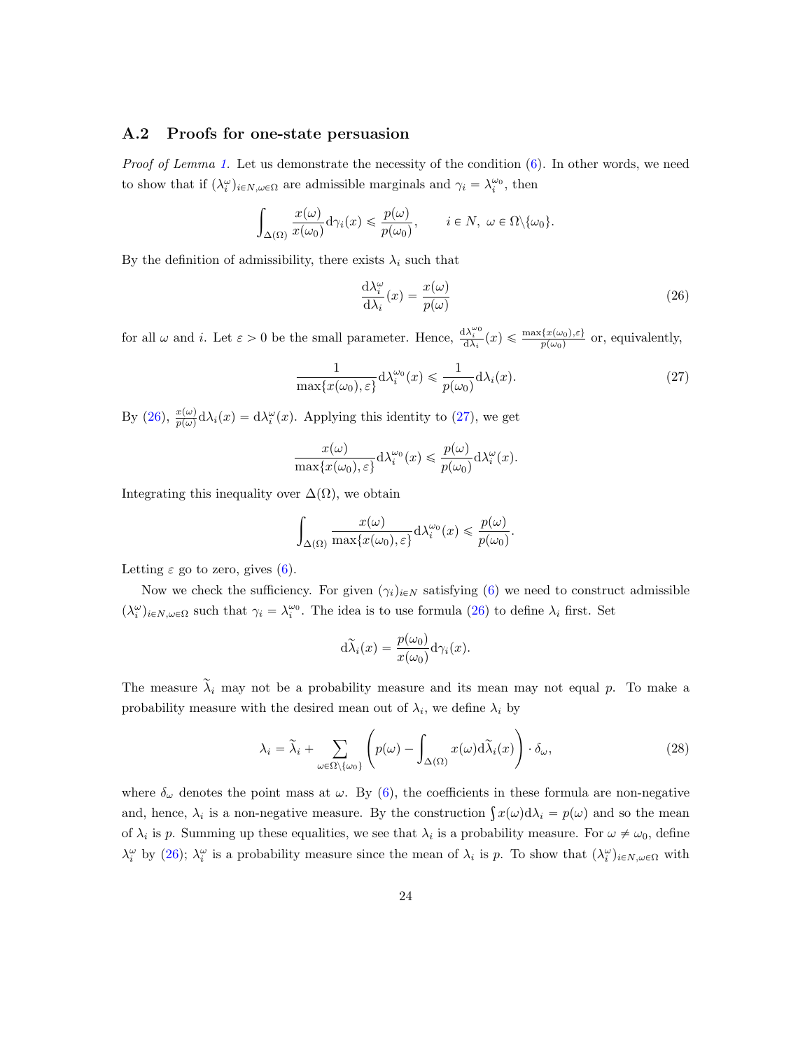### A.2 Proofs for one-state persuasion

*Proof of Lemma 1.* Let us demonstrate the necessity of the condition (6). In other words, we need to show that if $(\lambda_i^\omega)_{i\in N,\omega\in\Omega}$ are admissible marginals and $\gamma_i = \lambda_i^{\omega_0}$, then

$$\int_{\Delta(\Omega)} \frac{x(\omega)}{x(\omega_0)} \mathrm{d}\gamma_i(x) \leqslant \frac{p(\omega)}{p(\omega_0)}, \qquad i \in N,\ \omega \in \Omega\backslash\{\omega_0\}.$$

By the definition of admissibility, there exists $\lambda_i$ such that

$$\frac{\mathrm{d}\lambda_i^\omega}{\mathrm{d}\lambda_i}(x) = \frac{x(\omega)}{p(\omega)} \tag{26}$$

for all $\omega$ and $i$. Let $\varepsilon > 0$ be the small parameter. Hence, $\frac{\mathrm{d}\lambda_i^{\omega_0}}{\mathrm{d}\lambda_i}(x) \leqslant \frac{\max\{x(\omega_0),\varepsilon\}}{p(\omega_0)}$ or, equivalently,

$$\frac{1}{\max\{x(\omega_0),\varepsilon\}} \mathrm{d}\lambda_i^{\omega_0}(x) \leqslant \frac{1}{p(\omega_0)} \mathrm{d}\lambda_i(x). \tag{27}$$

By (26), $\frac{x(\omega)}{p(\omega)}\mathrm{d}\lambda_i(x) = \mathrm{d}\lambda_i^\omega(x)$. Applying this identity to (27), we get

$$\frac{x(\omega)}{\max\{x(\omega_0),\varepsilon\}} \mathrm{d}\lambda_i^{\omega_0}(x) \leqslant \frac{p(\omega)}{p(\omega_0)} \mathrm{d}\lambda_i^\omega(x).$$

Integrating this inequality over $\Delta(\Omega)$, we obtain

$$\int_{\Delta(\Omega)} \frac{x(\omega)}{\max\{x(\omega_0),\varepsilon\}} \mathrm{d}\lambda_i^{\omega_0}(x) \leqslant \frac{p(\omega)}{p(\omega_0)}.$$

Letting $\varepsilon$ go to zero, gives (6).

Now we check the sufficiency. For given $(\gamma_i)_{i\in N}$ satisfying (6) we need to construct admissible $(\lambda_i^\omega)_{i\in N,\omega\in\Omega}$ such that $\gamma_i = \lambda_i^{\omega_0}$. The idea is to use formula (26) to define $\lambda_i$ first. Set

$$\mathrm{d}\widetilde{\lambda}_i(x) = \frac{p(\omega_0)}{x(\omega_0)} \mathrm{d}\gamma_i(x).$$

The measure $\widetilde{\lambda}_i$ may not be a probability measure and its mean may not equal $p$. To make a probability measure with the desired mean out of $\lambda_i$, we define $\lambda_i$ by

$$\lambda_i = \widetilde{\lambda}_i + \sum_{\omega\in\Omega\backslash\{\omega_0\}} \left(p(\omega) - \int_{\Delta(\Omega)} x(\omega)\mathrm{d}\widetilde{\lambda}_i(x)\right) \cdot \delta_\omega, \tag{28}$$

where $\delta_\omega$ denotes the point mass at $\omega$. By (6), the coefficients in these formula are non-negative and, hence, $\lambda_i$ is a non-negative measure. By the construction $\int x(\omega)\mathrm{d}\lambda_i = p(\omega)$ and so the mean of $\lambda_i$ is $p$. Summing up these equalities, we see that $\lambda_i$ is a probability measure. For $\omega \neq \omega_0$, define $\lambda_i^\omega$ by (26); $\lambda_i^\omega$ is a probability measure since the mean of $\lambda_i$ is $p$. To show that $(\lambda_i^\omega)_{i\in N,\omega\in\Omega}$ with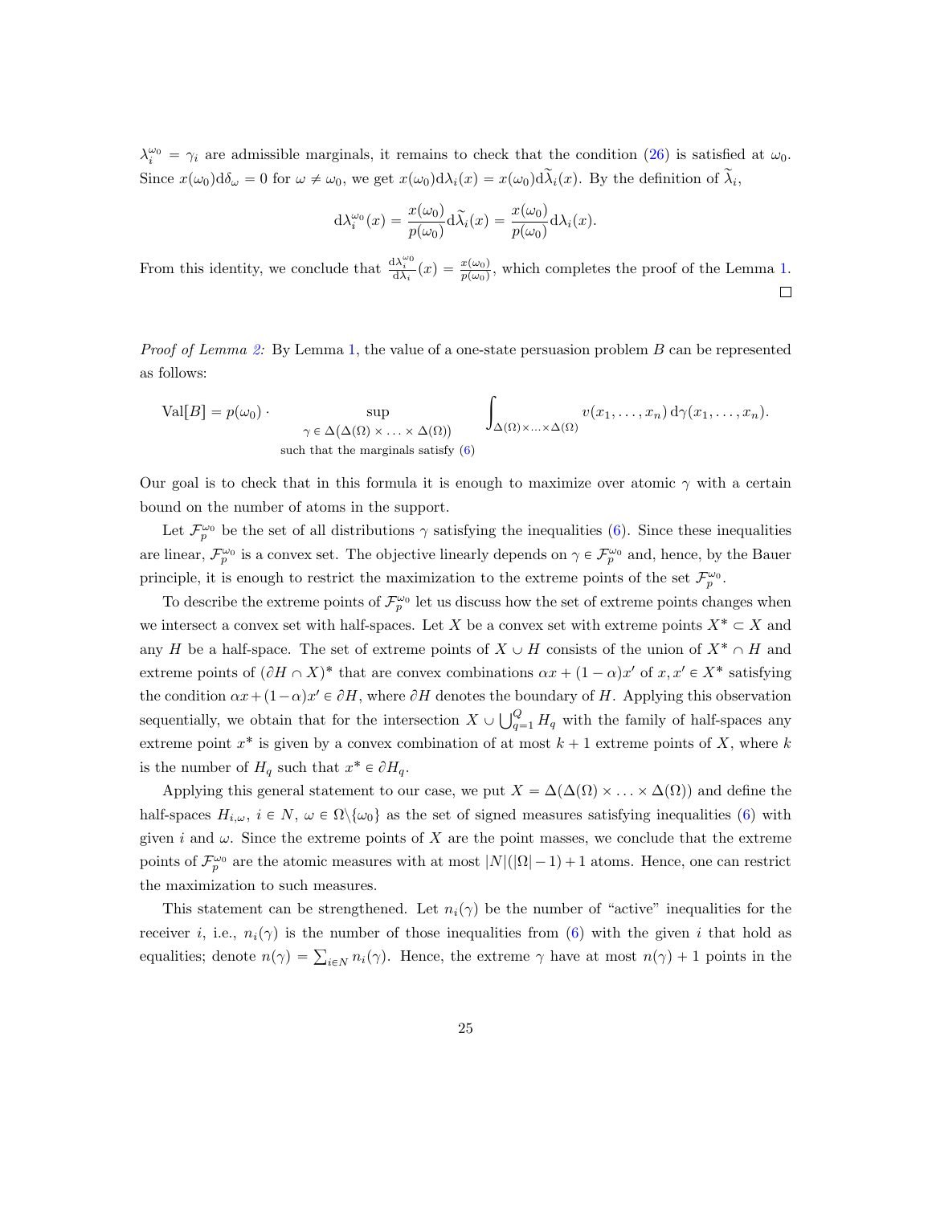$\lambda_i^{\omega_0} = \gamma_i$ are admissible marginals, it remains to check that the condition (26) is satisfied at $\omega_0$. Since $x(\omega_0)\mathrm{d}\delta_\omega = 0$ for $\omega \neq \omega_0$, we get $x(\omega_0)\mathrm{d}\lambda_i(x) = x(\omega_0)\mathrm{d}\widetilde{\lambda}_i(x)$. By the definition of $\widetilde{\lambda}_i$,

$$\mathrm{d}\lambda_i^{\omega_0}(x) = \frac{x(\omega_0)}{p(\omega_0)}\mathrm{d}\widetilde{\lambda}_i(x) = \frac{x(\omega_0)}{p(\omega_0)}\mathrm{d}\lambda_i(x).$$

From this identity, we conclude that $\frac{\mathrm{d}\lambda_i^{\omega_0}}{\mathrm{d}\lambda_i}(x) = \frac{x(\omega_0)}{p(\omega_0)}$, which completes the proof of the Lemma 1. $\square$

*Proof of Lemma 2:* By Lemma 1, the value of a one-state persuasion problem $B$ can be represented as follows:

$$\mathrm{Val}[B] = p(\omega_0) \cdot \sup_{\substack{\gamma \in \Delta(\Delta(\Omega) \times \ldots \times \Delta(\Omega)) \\ \text{such that the marginals satisfy (6)}}} \int_{\Delta(\Omega) \times \ldots \times \Delta(\Omega)} v(x_1, \ldots, x_n)\, \mathrm{d}\gamma(x_1, \ldots, x_n).$$

Our goal is to check that in this formula it is enough to maximize over atomic $\gamma$ with a certain bound on the number of atoms in the support.

Let $\mathcal{F}_p^{\omega_0}$ be the set of all distributions $\gamma$ satisfying the inequalities (6). Since these inequalities are linear, $\mathcal{F}_p^{\omega_0}$ is a convex set. The objective linearly depends on $\gamma \in \mathcal{F}_p^{\omega_0}$ and, hence, by the Bauer principle, it is enough to restrict the maximization to the extreme points of the set $\mathcal{F}_p^{\omega_0}$.

To describe the extreme points of $\mathcal{F}_p^{\omega_0}$ let us discuss how the set of extreme points changes when we intersect a convex set with half-spaces. Let $X$ be a convex set with extreme points $X^* \subset X$ and any $H$ be a half-space. The set of extreme points of $X \cup H$ consists of the union of $X^* \cap H$ and extreme points of $(\partial H \cap X)^*$ that are convex combinations $\alpha x + (1-\alpha)x'$ of $x, x' \in X^*$ satisfying the condition $\alpha x + (1-\alpha)x' \in \partial H$, where $\partial H$ denotes the boundary of $H$. Applying this observation sequentially, we obtain that for the intersection $X \cup \bigcup_{q=1}^{Q} H_q$ with the family of half-spaces any extreme point $x^*$ is given by a convex combination of at most $k+1$ extreme points of $X$, where $k$ is the number of $H_q$ such that $x^* \in \partial H_q$.

Applying this general statement to our case, we put $X = \Delta(\Delta(\Omega) \times \ldots \times \Delta(\Omega))$ and define the half-spaces $H_{i,\omega}$, $i \in N$, $\omega \in \Omega \backslash \{\omega_0\}$ as the set of signed measures satisfying inequalities (6) with given $i$ and $\omega$. Since the extreme points of $X$ are the point masses, we conclude that the extreme points of $\mathcal{F}_p^{\omega_0}$ are the atomic measures with at most $|N|(|\Omega|-1)+1$ atoms. Hence, one can restrict the maximization to such measures.

This statement can be strengthened. Let $n_i(\gamma)$ be the number of "active" inequalities for the receiver $i$, i.e., $n_i(\gamma)$ is the number of those inequalities from (6) with the given $i$ that hold as equalities; denote $n(\gamma) = \sum_{i \in N} n_i(\gamma)$. Hence, the extreme $\gamma$ have at most $n(\gamma)+1$ points in the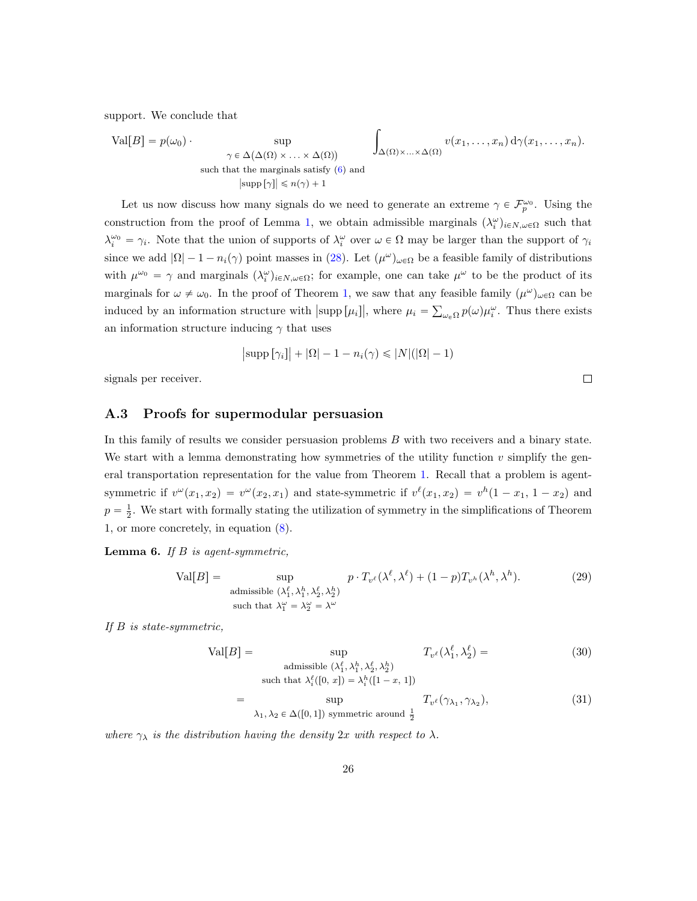support. We conclude that

$$\mathrm{Val}[B] = p(\omega_0) \cdot \sup_{\substack{\gamma \in \Delta(\Delta(\Omega) \times \ldots \times \Delta(\Omega)) \\ \text{such that the marginals satisfy (6) and} \\ |\mathrm{supp}\,[\gamma]| \leqslant n(\gamma)+1}} \int_{\Delta(\Omega)\times\ldots\times\Delta(\Omega)} v(x_1, \ldots, x_n)\, \mathrm{d}\gamma(x_1, \ldots, x_n).$$

Let us now discuss how many signals do we need to generate an extreme $\gamma \in \mathcal{F}_p^{\omega_0}$. Using the construction from the proof of Lemma 1, we obtain admissible marginals $(\lambda_i^\omega)_{i \in N, \omega \in \Omega}$ such that $\lambda_i^{\omega_0} = \gamma_i$. Note that the union of supports of $\lambda_i^\omega$ over $\omega \in \Omega$ may be larger than the support of $\gamma_i$ since we add $|\Omega| - 1 - n_i(\gamma)$ point masses in (28). Let $(\mu^\omega)_{\omega \in \Omega}$ be a feasible family of distributions with $\mu^{\omega_0} = \gamma$ and marginals $(\lambda_i^\omega)_{i \in N, \omega \in \Omega}$; for example, one can take $\mu^\omega$ to be the product of its marginals for $\omega \neq \omega_0$. In the proof of Theorem 1, we saw that any feasible family $(\mu^\omega)_{\omega \in \Omega}$ can be induced by an information structure with $|\mathrm{supp}\,[\mu_i]|$, where $\mu_i = \sum_{\omega \in \Omega} p(\omega) \mu_i^\omega$. Thus there exists an information structure inducing $\gamma$ that uses

$$|\mathrm{supp}\,[\gamma_i]| + |\Omega| - 1 - n_i(\gamma) \leqslant |N|(|\Omega| - 1)$$

signals per receiver. □

## A.3 Proofs for supermodular persuasion

In this family of results we consider persuasion problems $B$ with two receivers and a binary state. We start with a lemma demonstrating how symmetries of the utility function $v$ simplify the general transportation representation for the value from Theorem 1. Recall that a problem is agent-symmetric if $v^\omega(x_1, x_2) = v^\omega(x_2, x_1)$ and state-symmetric if $v^\ell(x_1, x_2) = v^h(1 - x_1, 1 - x_2)$ and $p = \frac{1}{2}$. We start with formally stating the utilization of symmetry in the simplifications of Theorem 1, or more concretely, in equation (8).

**Lemma 6.** *If $B$ is agent-symmetric,*

$$\mathrm{Val}[B] = \sup_{\substack{\text{admissible } (\lambda_1^\ell, \lambda_1^h, \lambda_2^\ell, \lambda_2^h) \\ \text{such that } \lambda_1^\omega = \lambda_2^\omega = \lambda^\omega}} p \cdot T_{v^\ell}(\lambda^\ell, \lambda^\ell) + (1-p) T_{v^h}(\lambda^h, \lambda^h). \tag{29}$$

*If $B$ is state-symmetric,*

$$\mathrm{Val}[B] = \sup_{\substack{\text{admissible } (\lambda_1^\ell, \lambda_1^h, \lambda_2^\ell, \lambda_2^h) \\ \text{such that } \lambda_i^\ell([0,\, x]) = \lambda_i^h([1-x,\, 1])}} T_{v^\ell}(\lambda_1^\ell, \lambda_2^\ell) = \tag{30}$$

$$= \sup_{\lambda_1, \lambda_2 \in \Delta([0,1]) \text{ symmetric around } \frac{1}{2}} T_{v^\ell}(\gamma_{\lambda_1}, \gamma_{\lambda_2}), \tag{31}$$

*where $\gamma_\lambda$ is the distribution having the density $2x$ with respect to $\lambda$.*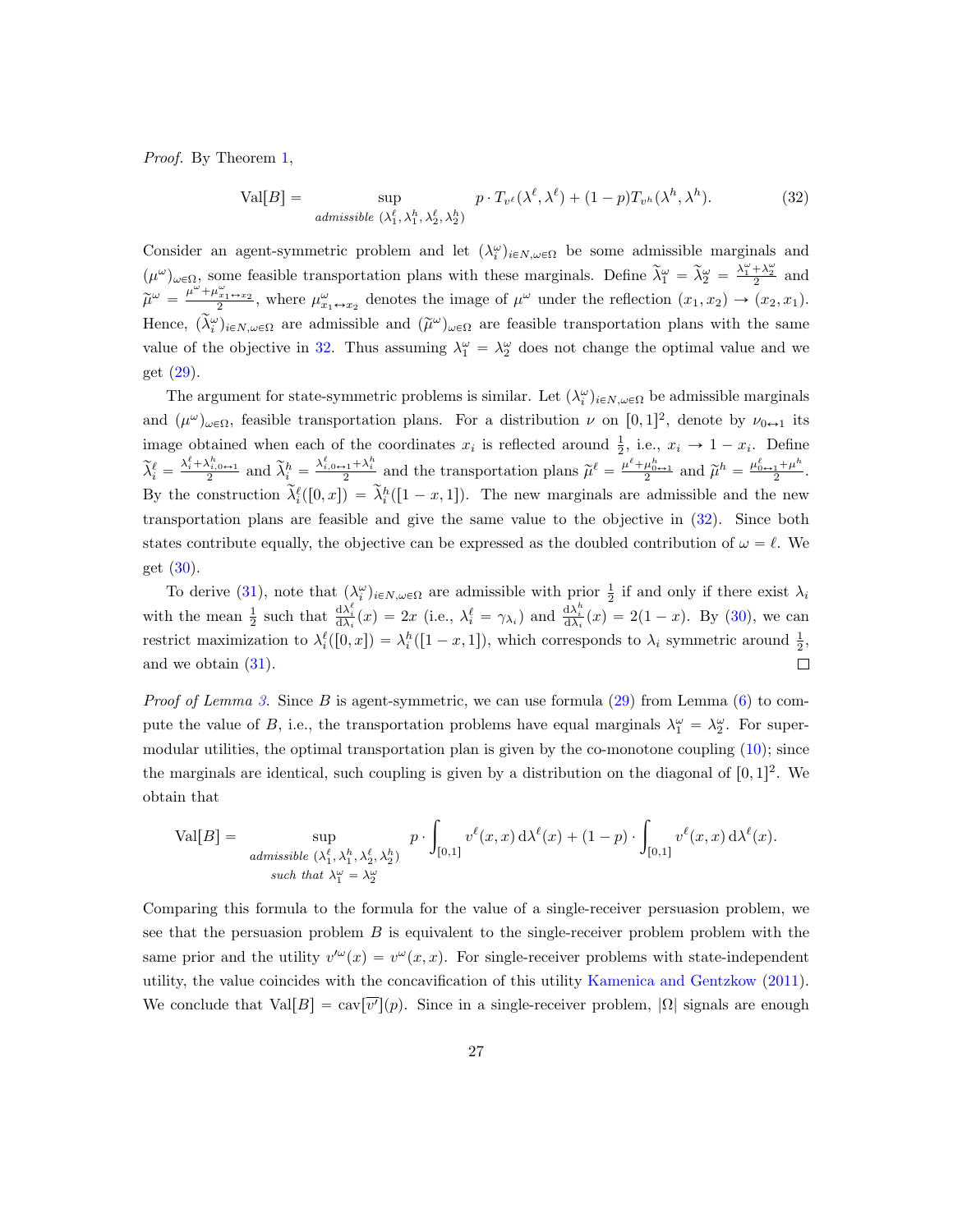*Proof.* By Theorem 1,

$$\mathrm{Val}[B] = \sup_{\textit{admissible } (\lambda_1^\ell, \lambda_1^h, \lambda_2^\ell, \lambda_2^h)} p \cdot T_{v^\ell}(\lambda^\ell, \lambda^\ell) + (1-p) T_{v^h}(\lambda^h, \lambda^h). \tag{32}$$

Consider an agent-symmetric problem and let $(\lambda_i^\omega)_{i \in N, \omega \in \Omega}$ be some admissible marginals and $(\mu^\omega)_{\omega \in \Omega}$, some feasible transportation plans with these marginals. Define $\widetilde{\lambda}_1^\omega = \widetilde{\lambda}_2^\omega = \frac{\lambda_1^\omega + \lambda_2^\omega}{2}$ and $\widetilde{\mu}^\omega = \frac{\mu^\omega + \mu^\omega_{x_1 \leftrightarrow x_2}}{2}$, where $\mu^\omega_{x_1 \leftrightarrow x_2}$ denotes the image of $\mu^\omega$ under the reflection $(x_1, x_2) \to (x_2, x_1)$. Hence, $(\widetilde{\lambda}_i^\omega)_{i \in N, \omega \in \Omega}$ are admissible and $(\widetilde{\mu}^\omega)_{\omega \in \Omega}$ are feasible transportation plans with the same value of the objective in 32. Thus assuming $\lambda_1^\omega = \lambda_2^\omega$ does not change the optimal value and we get (29).

The argument for state-symmetric problems is similar. Let $(\lambda_i^\omega)_{i \in N, \omega \in \Omega}$ be admissible marginals and $(\mu^\omega)_{\omega \in \Omega}$, feasible transportation plans. For a distribution $\nu$ on $[0,1]^2$, denote by $\nu_{0 \leftrightarrow 1}$ its image obtained when each of the coordinates $x_i$ is reflected around $\frac{1}{2}$, i.e., $x_i \to 1 - x_i$. Define $\widetilde{\lambda}_i^\ell = \frac{\lambda_i^\ell + \lambda^h_{i, 0 \leftrightarrow 1}}{2}$ and $\widetilde{\lambda}_i^h = \frac{\lambda^\ell_{i, 0 \leftrightarrow 1} + \lambda_i^h}{2}$ and the transportation plans $\widetilde{\mu}^\ell = \frac{\mu^\ell + \mu^h_{0 \leftrightarrow 1}}{2}$ and $\widetilde{\mu}^h = \frac{\mu^\ell_{0 \leftrightarrow 1} + \mu^h}{2}$. By the construction $\widetilde{\lambda}_i^\ell([0, x]) = \widetilde{\lambda}_i^h([1-x, 1])$. The new marginals are admissible and the new transportation plans are feasible and give the same value to the objective in (32). Since both states contribute equally, the objective can be expressed as the doubled contribution of $\omega = \ell$. We get (30).

To derive (31), note that $(\lambda_i^\omega)_{i \in N, \omega \in \Omega}$ are admissible with prior $\frac{1}{2}$ if and only if there exist $\lambda_i$ with the mean $\frac{1}{2}$ such that $\frac{\mathrm{d}\lambda_i^\ell}{\mathrm{d}\lambda_i}(x) = 2x$ (i.e., $\lambda_i^\ell = \gamma_{\lambda_i}$) and $\frac{\mathrm{d}\lambda_i^h}{\mathrm{d}\lambda_i}(x) = 2(1-x)$. By (30), we can restrict maximization to $\lambda_i^\ell([0,x]) = \lambda_i^h([1-x, 1])$, which corresponds to $\lambda_i$ symmetric around $\frac{1}{2}$, and we obtain (31). $\square$

*Proof of Lemma 3.* Since $B$ is agent-symmetric, we can use formula (29) from Lemma (6) to compute the value of $B$, i.e., the transportation problems have equal marginals $\lambda_1^\omega = \lambda_2^\omega$. For supermodular utilities, the optimal transportation plan is given by the co-monotone coupling (10); since the marginals are identical, such coupling is given by a distribution on the diagonal of $[0,1]^2$. We obtain that

$$\mathrm{Val}[B] = \sup_{\substack{\textit{admissible } (\lambda_1^\ell, \lambda_1^h, \lambda_2^\ell, \lambda_2^h) \\ \textit{such that } \lambda_1^\omega = \lambda_2^\omega}} p \cdot \int_{[0,1]} v^\ell(x, x)\, \mathrm{d}\lambda^\ell(x) + (1-p) \cdot \int_{[0,1]} v^\ell(x, x)\, \mathrm{d}\lambda^\ell(x).$$

Comparing this formula to the formula for the value of a single-receiver persuasion problem, we see that the persuasion problem $B$ is equivalent to the single-receiver problem problem with the same prior and the utility $v'^\omega(x) = v^\omega(x, x)$. For single-receiver problems with state-independent utility, the value coincides with the concavification of this utility Kamenica and Gentzkow (2011). We conclude that $\mathrm{Val}[B] = \mathrm{cav}[\overline{v'}](p)$. Since in a single-receiver problem, $|\Omega|$ signals are enough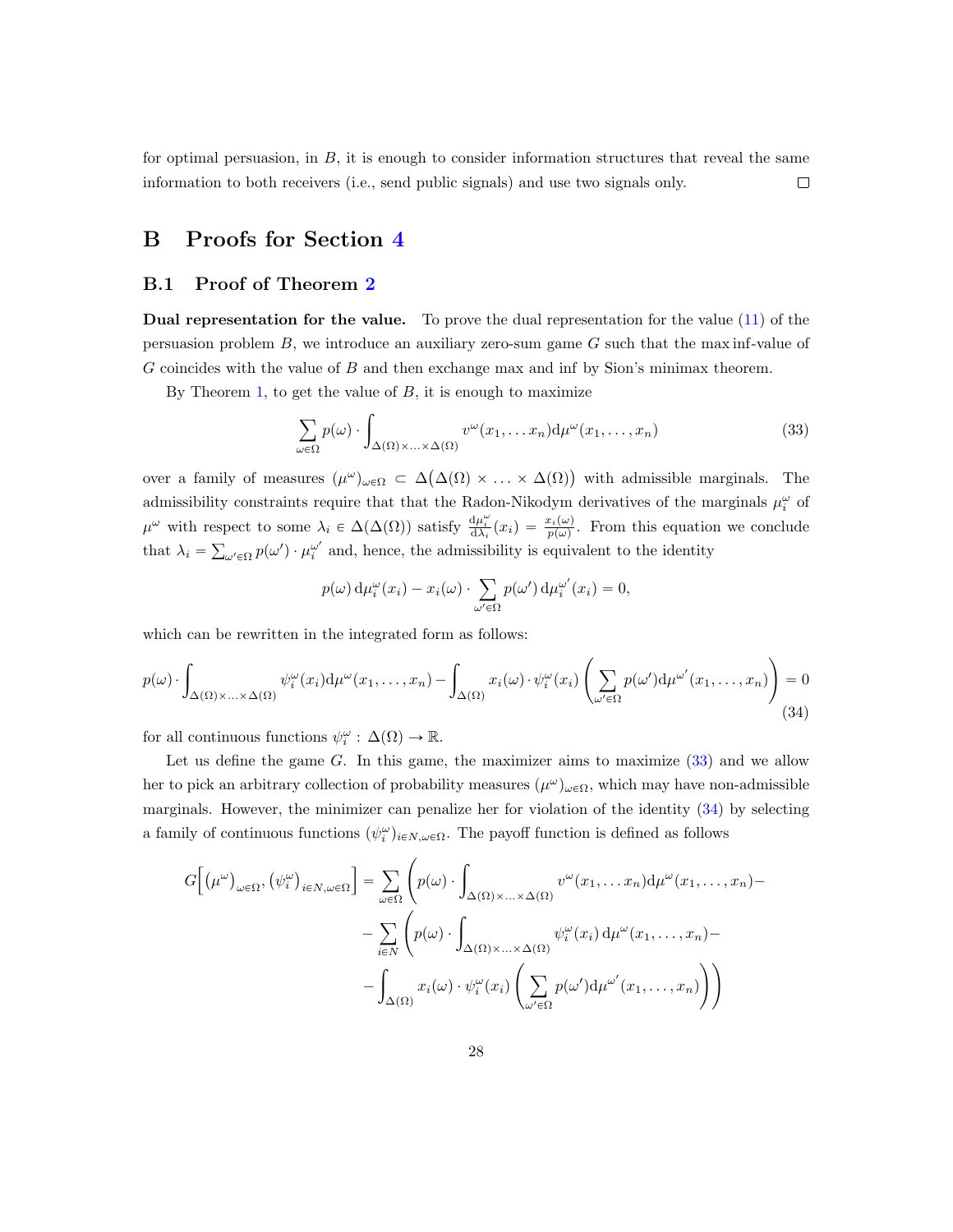for optimal persuasion, in $B$, it is enough to consider information structures that reveal the same information to both receivers (i.e., send public signals) and use two signals only. $\square$

# B Proofs for Section 4

## B.1 Proof of Theorem 2

**Dual representation for the value.** To prove the dual representation for the value (11) of the persuasion problem $B$, we introduce an auxiliary zero-sum game $G$ such that the max inf-value of $G$ coincides with the value of $B$ and then exchange max and inf by Sion's minimax theorem.

By Theorem 1, to get the value of $B$, it is enough to maximize

$$\sum_{\omega \in \Omega} p(\omega) \cdot \int_{\Delta(\Omega)\times\ldots\times\Delta(\Omega)} v^{\omega}(x_1, \ldots x_n) \mathrm{d}\mu^{\omega}(x_1, \ldots, x_n) \tag{33}$$

over a family of measures $(\mu^{\omega})_{\omega\in\Omega} \subset \Delta\big(\Delta(\Omega) \times \ldots \times \Delta(\Omega)\big)$ with admissible marginals. The admissibility constraints require that that the Radon-Nikodym derivatives of the marginals $\mu_i^{\omega}$ of $\mu^{\omega}$ with respect to some $\lambda_i \in \Delta(\Delta(\Omega))$ satisfy $\frac{\mathrm{d}\mu_i^{\omega}}{\mathrm{d}\lambda_i}(x_i) = \frac{x_i(\omega)}{p(\omega)}$. From this equation we conclude that $\lambda_i = \sum_{\omega'\in\Omega} p(\omega') \cdot \mu_i^{\omega'}$ and, hence, the admissibility is equivalent to the identity

$$p(\omega)\,\mathrm{d}\mu_i^{\omega}(x_i) - x_i(\omega) \cdot \sum_{\omega'\in\Omega} p(\omega')\,\mathrm{d}\mu_i^{\omega'}(x_i) = 0,$$

which can be rewritten in the integrated form as follows:

$$p(\omega) \cdot \int_{\Delta(\Omega)\times\ldots\times\Delta(\Omega)} \psi_i^{\omega}(x_i) \mathrm{d}\mu^{\omega}(x_1, \ldots, x_n) - \int_{\Delta(\Omega)} x_i(\omega) \cdot \psi_i^{\omega}(x_i) \left(\sum_{\omega'\in\Omega} p(\omega') \mathrm{d}\mu^{\omega'}(x_1, \ldots, x_n)\right) = 0 \tag{34}$$

for all continuous functions $\psi_i^{\omega} : \Delta(\Omega) \to \mathbb{R}$.

Let us define the game $G$. In this game, the maximizer aims to maximize (33) and we allow her to pick an arbitrary collection of probability measures $(\mu^{\omega})_{\omega\in\Omega}$, which may have non-admissible marginals. However, the minimizer can penalize her for violation of the identity (34) by selecting a family of continuous functions $(\psi_i^{\omega})_{i\in N, \omega\in\Omega}$. The payoff function is defined as follows

$$\begin{aligned}
G\Big[\big(\mu^{\omega}\big)_{\omega\in\Omega}, \big(\psi_i^{\omega}\big)_{i\in N, \omega\in\Omega}\Big] = \sum_{\omega\in\Omega} \Bigg( & p(\omega) \cdot \int_{\Delta(\Omega)\times\ldots\times\Delta(\Omega)} v^{\omega}(x_1, \ldots x_n) \mathrm{d}\mu^{\omega}(x_1, \ldots, x_n) - \\
& - \sum_{i\in N} \Bigg( p(\omega) \cdot \int_{\Delta(\Omega)\times\ldots\times\Delta(\Omega)} \psi_i^{\omega}(x_i)\,\mathrm{d}\mu^{\omega}(x_1, \ldots, x_n) - \\
& - \int_{\Delta(\Omega)} x_i(\omega) \cdot \psi_i^{\omega}(x_i) \left(\sum_{\omega'\in\Omega} p(\omega') \mathrm{d}\mu^{\omega'}(x_1, \ldots, x_n)\right)\Bigg)\Bigg)
\end{aligned}$$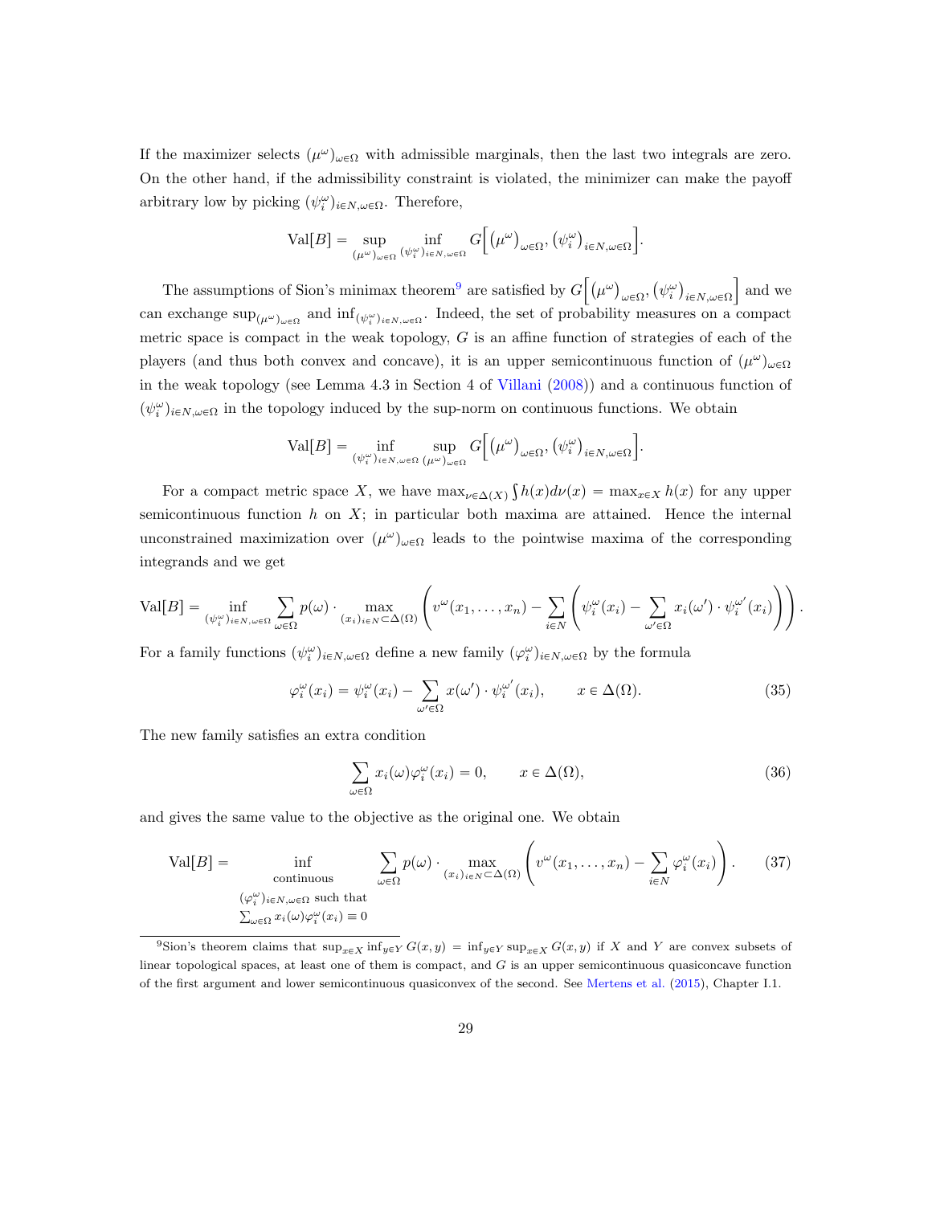If the maximizer selects $(\mu^\omega)_{\omega\in\Omega}$ with admissible marginals, then the last two integrals are zero. On the other hand, if the admissibility constraint is violated, the minimizer can make the payoff arbitrary low by picking $(\psi_i^\omega)_{i\in N,\omega\in\Omega}$. Therefore,

$$\mathrm{Val}[B] = \sup_{(\mu^\omega)_{\omega\in\Omega}} \inf_{(\psi_i^\omega)_{i\in N,\omega\in\Omega}} G\Big[\big(\mu^\omega\big)_{\omega\in\Omega}, \big(\psi_i^\omega\big)_{i\in N,\omega\in\Omega}\Big].$$

The assumptions of Sion's minimax theorem[9] are satisfied by $G\Big[\big(\mu^\omega\big)_{\omega\in\Omega}, \big(\psi_i^\omega\big)_{i\in N,\omega\in\Omega}\Big]$ and we can exchange $\sup_{(\mu^\omega)_{\omega\in\Omega}}$ and $\inf_{(\psi_i^\omega)_{i\in N,\omega\in\Omega}}$. Indeed, the set of probability measures on a compact metric space is compact in the weak topology, $G$ is an affine function of strategies of each of the players (and thus both convex and concave), it is an upper semicontinuous function of $(\mu^\omega)_{\omega\in\Omega}$ in the weak topology (see Lemma 4.3 in Section 4 of Villani (2008)) and a continuous function of $(\psi_i^\omega)_{i\in N,\omega\in\Omega}$ in the topology induced by the sup-norm on continuous functions. We obtain

$$\mathrm{Val}[B] = \inf_{(\psi_i^\omega)_{i\in N,\omega\in\Omega}} \sup_{(\mu^\omega)_{\omega\in\Omega}} G\Big[\big(\mu^\omega\big)_{\omega\in\Omega}, \big(\psi_i^\omega\big)_{i\in N,\omega\in\Omega}\Big].$$

For a compact metric space $X$, we have $\max_{\nu\in\Delta(X)} \int h(x)d\nu(x) = \max_{x\in X} h(x)$ for any upper semicontinuous function $h$ on $X$; in particular both maxima are attained. Hence the internal unconstrained maximization over $(\mu^\omega)_{\omega\in\Omega}$ leads to the pointwise maxima of the corresponding integrands and we get

$$\mathrm{Val}[B] = \inf_{(\psi_i^\omega)_{i\in N,\omega\in\Omega}} \sum_{\omega\in\Omega} p(\omega)\cdot \max_{(x_i)_{i\in N}\subset\Delta(\Omega)} \left(v^\omega(x_1,\ldots,x_n) - \sum_{i\in N}\left(\psi_i^\omega(x_i) - \sum_{\omega'\in\Omega} x_i(\omega')\cdot\psi_i^{\omega'}(x_i)\right)\right).$$

For a family functions $(\psi_i^\omega)_{i\in N,\omega\in\Omega}$ define a new family $(\varphi_i^\omega)_{i\in N,\omega\in\Omega}$ by the formula

$$\varphi_i^\omega(x_i) = \psi_i^\omega(x_i) - \sum_{\omega'\in\Omega} x(\omega')\cdot\psi_i^{\omega'}(x_i), \qquad x\in\Delta(\Omega). \tag{35}$$

The new family satisfies an extra condition

$$\sum_{\omega\in\Omega} x_i(\omega)\varphi_i^\omega(x_i) = 0, \qquad x\in\Delta(\Omega), \tag{36}$$

and gives the same value to the objective as the original one. We obtain

$$\mathrm{Val}[B] = \inf_{\substack{\text{continuous}\\ (\varphi_i^\omega)_{i\in N,\omega\in\Omega} \text{ such that}\\ \sum_{\omega\in\Omega} x_i(\omega)\varphi_i^\omega(x_i)\equiv 0}} \sum_{\omega\in\Omega} p(\omega)\cdot \max_{(x_i)_{i\in N}\subset\Delta(\Omega)} \left(v^\omega(x_1,\ldots,x_n) - \sum_{i\in N}\varphi_i^\omega(x_i)\right). \tag{37}$$

---

[9] Sion's theorem claims that $\sup_{x\in X}\inf_{y\in Y} G(x,y) = \inf_{y\in Y}\sup_{x\in X} G(x,y)$ if $X$ and $Y$ are convex subsets of linear topological spaces, at least one of them is compact, and $G$ is an upper semicontinuous quasiconcave function of the first argument and lower semicontinuous quasiconvex of the second. See Mertens et al. (2015), Chapter I.1.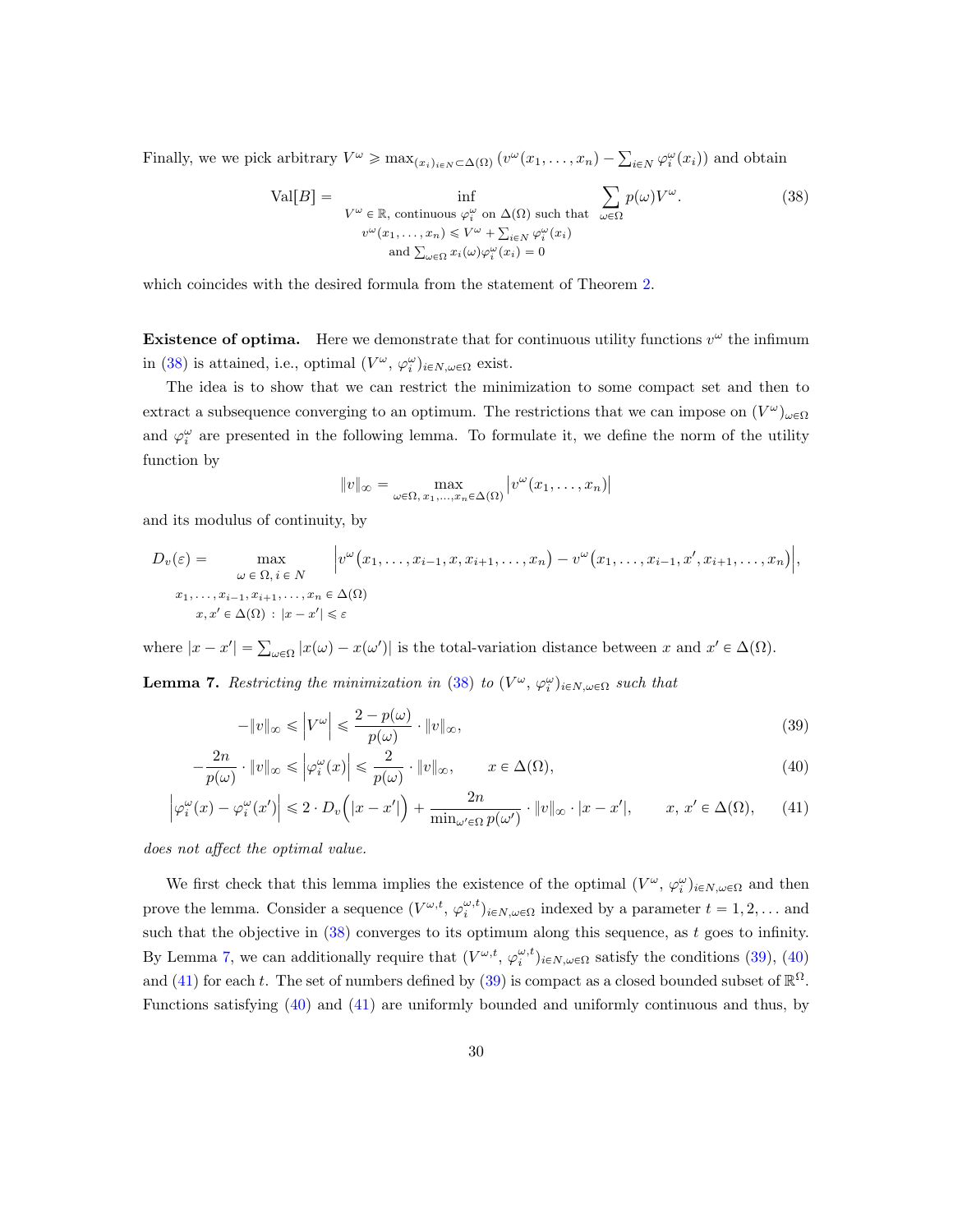Finally, we we pick arbitrary $V^\omega \geqslant \max_{(x_i)_{i\in N}\subset\Delta(\Omega)} \left(v^\omega(x_1,\ldots,x_n) - \sum_{i\in N}\varphi_i^\omega(x_i)\right)$ and obtain

$$\mathrm{Val}[B] = \inf_{\substack{V^\omega \in \mathbb{R},\text{ continuous } \varphi_i^\omega \text{ on } \Delta(\Omega) \text{ such that} \\ v^\omega(x_1,\ldots,x_n) \leqslant V^\omega + \sum_{i\in N}\varphi_i^\omega(x_i) \\ \text{and } \sum_{\omega\in\Omega} x_i(\omega)\varphi_i^\omega(x_i) = 0}} \sum_{\omega\in\Omega} p(\omega) V^\omega. \tag{38}$$

which coincides with the desired formula from the statement of Theorem 2.

**Existence of optima.** Here we demonstrate that for continuous utility functions $v^\omega$ the infimum in (38) is attained, i.e., optimal $(V^\omega,\, \varphi_i^\omega)_{i\in N,\omega\in\Omega}$ exist.

The idea is to show that we can restrict the minimization to some compact set and then to extract a subsequence converging to an optimum. The restrictions that we can impose on $(V^\omega)_{\omega\in\Omega}$ and $\varphi_i^\omega$ are presented in the following lemma. To formulate it, we define the norm of the utility function by

$$\|v\|_\infty = \max_{\omega\in\Omega,\, x_1,\ldots,x_n\in\Delta(\Omega)} \left|v^\omega(x_1,\ldots,x_n)\right|$$

and its modulus of continuity, by

$$D_v(\varepsilon) = \max_{\substack{\omega\,\in\,\Omega,\, i\,\in\, N \\ x_1,\ldots,x_{i-1},x_{i+1},\ldots,x_n\,\in\,\Delta(\Omega) \\ x,x'\,\in\,\Delta(\Omega)\,:\,|x-x'|\,\leqslant\,\varepsilon}} \Big|v^\omega\big(x_1,\ldots,x_{i-1},x,x_{i+1},\ldots,x_n\big) - v^\omega\big(x_1,\ldots,x_{i-1},x',x_{i+1},\ldots,x_n\big)\Big|,$$

where $|x - x'| = \sum_{\omega\in\Omega} |x(\omega) - x(\omega')|$ is the total-variation distance between $x$ and $x' \in \Delta(\Omega)$.

**Lemma 7.** *Restricting the minimization in (38) to $(V^\omega,\, \varphi_i^\omega)_{i\in N,\omega\in\Omega}$ such that*

$$-\|v\|_\infty \leqslant \left|V^\omega\right| \leqslant \frac{2-p(\omega)}{p(\omega)} \cdot \|v\|_\infty, \tag{39}$$

$$-\frac{2n}{p(\omega)} \cdot \|v\|_\infty \leqslant \left|\varphi_i^\omega(x)\right| \leqslant \frac{2}{p(\omega)} \cdot \|v\|_\infty, \qquad x \in \Delta(\Omega), \tag{40}$$

$$\left|\varphi_i^\omega(x) - \varphi_i^\omega(x')\right| \leqslant 2\cdot D_v\Big(|x-x'|\Big) + \frac{2n}{\min_{\omega'\in\Omega} p(\omega')} \cdot \|v\|_\infty \cdot |x-x'|, \qquad x,\, x' \in \Delta(\Omega), \tag{41}$$

*does not affect the optimal value.*

We first check that this lemma implies the existence of the optimal $(V^\omega,\, \varphi_i^\omega)_{i\in N,\omega\in\Omega}$ and then prove the lemma. Consider a sequence $(V^{\omega,t},\, \varphi_i^{\omega,t})_{i\in N,\omega\in\Omega}$ indexed by a parameter $t = 1,2,\ldots$ and such that the objective in (38) converges to its optimum along this sequence, as $t$ goes to infinity. By Lemma 7, we can additionally require that $(V^{\omega,t},\, \varphi_i^{\omega,t})_{i\in N,\omega\in\Omega}$ satisfy the conditions (39), (40) and (41) for each $t$. The set of numbers defined by (39) is compact as a closed bounded subset of $\mathbb{R}^\Omega$. Functions satisfying (40) and (41) are uniformly bounded and uniformly continuous and thus, by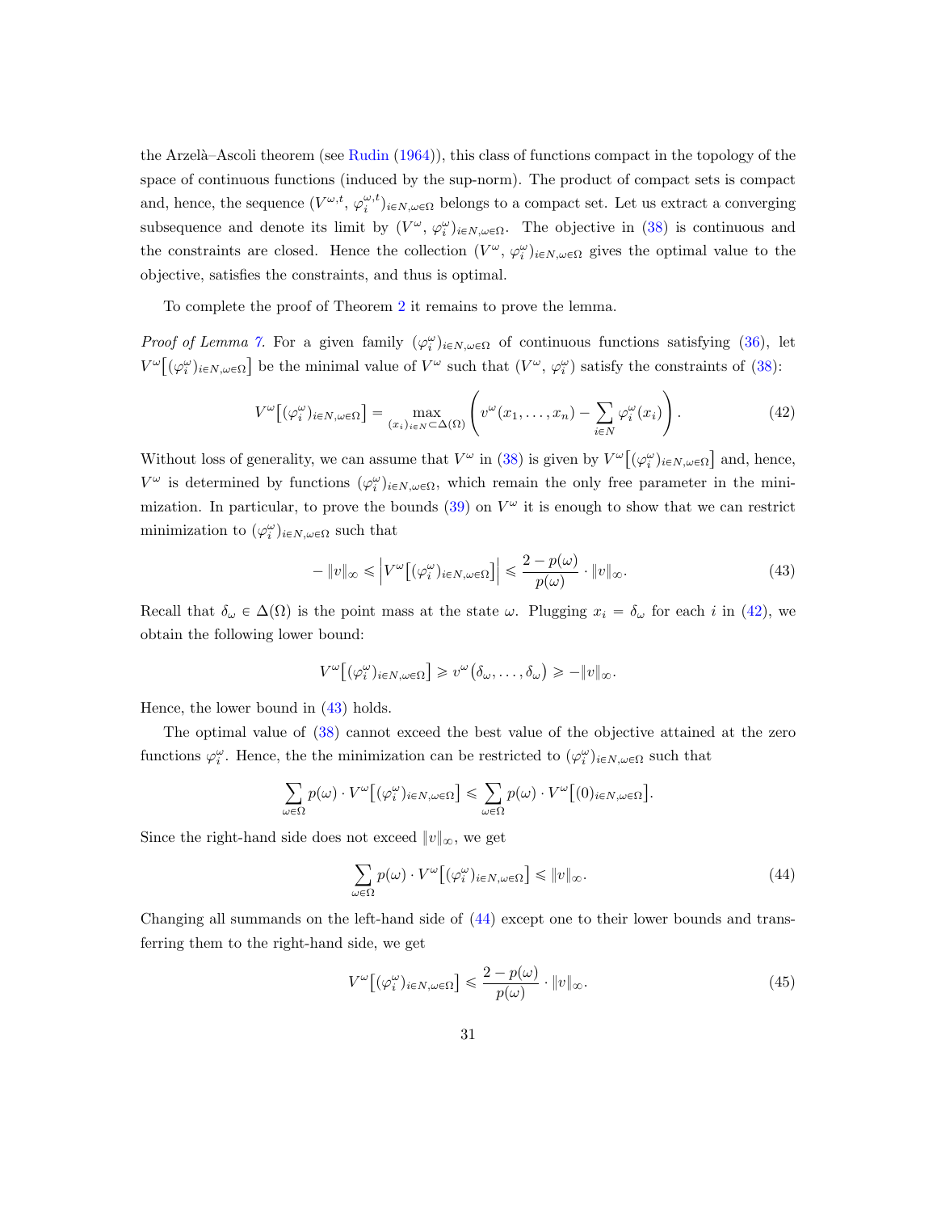the Arzelà–Ascoli theorem (see Rudin (1964)), this class of functions compact in the topology of the space of continuous functions (induced by the sup-norm). The product of compact sets is compact and, hence, the sequence $(V^{\omega,t},\, \varphi_i^{\omega,t})_{i\in N,\omega\in\Omega}$ belongs to a compact set. Let us extract a converging subsequence and denote its limit by $(V^{\omega},\, \varphi_i^{\omega})_{i\in N,\omega\in\Omega}$. The objective in (38) is continuous and the constraints are closed. Hence the collection $(V^{\omega},\, \varphi_i^{\omega})_{i\in N,\omega\in\Omega}$ gives the optimal value to the objective, satisfies the constraints, and thus is optimal.

To complete the proof of Theorem 2 it remains to prove the lemma.

*Proof of Lemma 7.* For a given family $(\varphi_i^{\omega})_{i\in N,\omega\in\Omega}$ of continuous functions satisfying (36), let $V^{\omega}\big[(\varphi_i^{\omega})_{i\in N,\omega\in\Omega}\big]$ be the minimal value of $V^{\omega}$ such that $(V^{\omega},\, \varphi_i^{\omega})$ satisfy the constraints of (38):

$$V^{\omega}\big[(\varphi_i^{\omega})_{i\in N,\omega\in\Omega}\big] = \max_{(x_i)_{i\in N}\subset\Delta(\Omega)} \left( v^{\omega}(x_1,\ldots,x_n) - \sum_{i\in N} \varphi_i^{\omega}(x_i) \right). \tag{42}$$

Without loss of generality, we can assume that $V^{\omega}$ in (38) is given by $V^{\omega}\big[(\varphi_i^{\omega})_{i\in N,\omega\in\Omega}\big]$ and, hence, $V^{\omega}$ is determined by functions $(\varphi_i^{\omega})_{i\in N,\omega\in\Omega}$, which remain the only free parameter in the minimization. In particular, to prove the bounds (39) on $V^{\omega}$ it is enough to show that we can restrict minimization to $(\varphi_i^{\omega})_{i\in N,\omega\in\Omega}$ such that

$$-\|v\|_{\infty} \leqslant \Big| V^{\omega}\big[(\varphi_i^{\omega})_{i\in N,\omega\in\Omega}\big] \Big| \leqslant \frac{2-p(\omega)}{p(\omega)}\cdot \|v\|_{\infty}. \tag{43}$$

Recall that $\delta_{\omega}\in\Delta(\Omega)$ is the point mass at the state $\omega$. Plugging $x_i=\delta_{\omega}$ for each $i$ in (42), we obtain the following lower bound:

$$V^{\omega}\big[(\varphi_i^{\omega})_{i\in N,\omega\in\Omega}\big] \geqslant v^{\omega}\big(\delta_{\omega},\ldots,\delta_{\omega}\big) \geqslant -\|v\|_{\infty}.$$

Hence, the lower bound in (43) holds.

The optimal value of (38) cannot exceed the best value of the objective attained at the zero functions $\varphi_i^{\omega}$. Hence, the the minimization can be restricted to $(\varphi_i^{\omega})_{i\in N,\omega\in\Omega}$ such that

$$\sum_{\omega\in\Omega} p(\omega)\cdot V^{\omega}\big[(\varphi_i^{\omega})_{i\in N,\omega\in\Omega}\big] \leqslant \sum_{\omega\in\Omega} p(\omega)\cdot V^{\omega}\big[(0)_{i\in N,\omega\in\Omega}\big].$$

Since the right-hand side does not exceed $\|v\|_{\infty}$, we get

$$\sum_{\omega\in\Omega} p(\omega)\cdot V^{\omega}\big[(\varphi_i^{\omega})_{i\in N,\omega\in\Omega}\big] \leqslant \|v\|_{\infty}. \tag{44}$$

Changing all summands on the left-hand side of (44) except one to their lower bounds and transferring them to the right-hand side, we get

$$V^{\omega}\big[(\varphi_i^{\omega})_{i\in N,\omega\in\Omega}\big] \leqslant \frac{2-p(\omega)}{p(\omega)}\cdot\|v\|_{\infty}. \tag{45}$$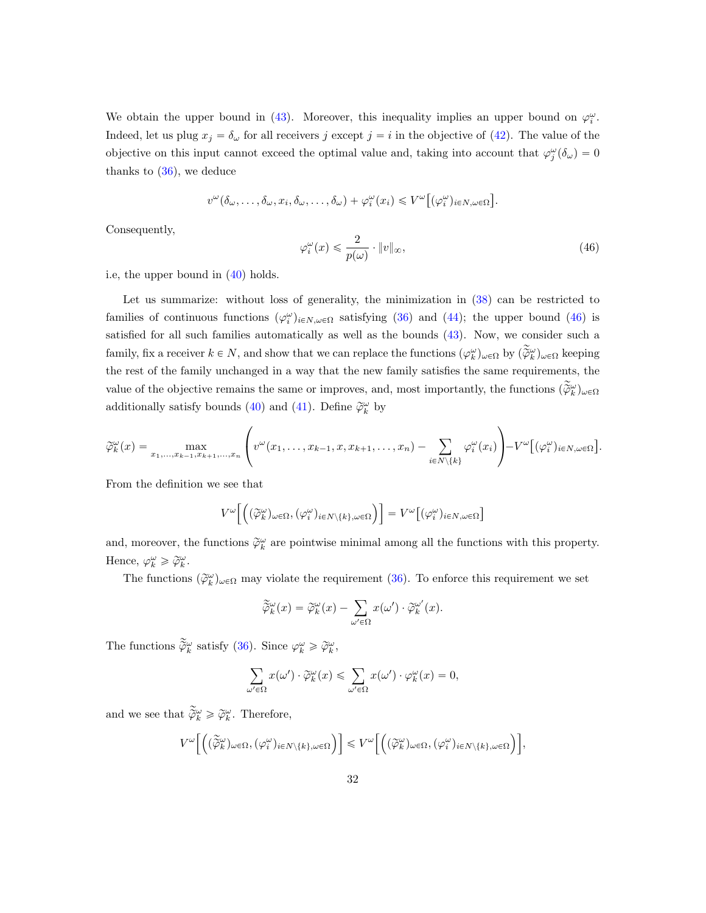We obtain the upper bound in (43). Moreover, this inequality implies an upper bound on $\varphi_i^\omega$. Indeed, let us plug $x_j = \delta_\omega$ for all receivers $j$ except $j = i$ in the objective of (42). The value of the objective on this input cannot exceed the optimal value and, taking into account that $\varphi_j^\omega(\delta_\omega) = 0$ thanks to (36), we deduce

$$v^\omega(\delta_\omega, \ldots, \delta_\omega, x_i, \delta_\omega, \ldots, \delta_\omega) + \varphi_i^\omega(x_i) \leqslant V^\omega\big[(\varphi_i^\omega)_{i\in N, \omega\in\Omega}\big].$$

Consequently,

$$\varphi_i^\omega(x) \leqslant \frac{2}{p(\omega)} \cdot \|v\|_\infty, \tag{46}$$

i.e, the upper bound in (40) holds.

Let us summarize: without loss of generality, the minimization in (38) can be restricted to families of continuous functions $(\varphi_i^\omega)_{i\in N,\omega\in\Omega}$ satisfying (36) and (44); the upper bound (46) is satisfied for all such families automatically as well as the bounds (43). Now, we consider such a family, fix a receiver $k \in N$, and show that we can replace the functions $(\varphi_k^\omega)_{\omega\in\Omega}$ by $(\widetilde{\widetilde{\varphi}}{}_k^\omega)_{\omega\in\Omega}$ keeping the rest of the family unchanged in a way that the new family satisfies the same requirements, the value of the objective remains the same or improves, and, most importantly, the functions $(\widetilde{\widetilde{\varphi}}{}_k^\omega)_{\omega\in\Omega}$ additionally satisfy bounds (40) and (41). Define $\widetilde{\varphi}_k^\omega$ by

$$\widetilde{\varphi}_k^\omega(x) = \max_{x_1,\ldots,x_{k-1},x_{k+1},\ldots,x_n} \left( v^\omega(x_1, \ldots, x_{k-1}, x, x_{k+1}, \ldots, x_n) - \sum_{i\in N\setminus\{k\}} \varphi_i^\omega(x_i) \right) - V^\omega\big[(\varphi_i^\omega)_{i\in N,\omega\in\Omega}\big].$$

From the definition we see that

$$V^\omega\Big[\Big((\widetilde{\varphi}_k^\omega)_{\omega\in\Omega}, (\varphi_i^\omega)_{i\in N\setminus\{k\},\omega\in\Omega}\Big)\Big] = V^\omega\big[(\varphi_i^\omega)_{i\in N,\omega\in\Omega}\big]$$

and, moreover, the functions $\widetilde{\varphi}_k^\omega$ are pointwise minimal among all the functions with this property. Hence, $\varphi_k^\omega \geqslant \widetilde{\varphi}_k^\omega$.

The functions $(\widetilde{\varphi}_k^\omega)_{\omega\in\Omega}$ may violate the requirement (36). To enforce this requirement we set

$$\widetilde{\widetilde{\varphi}}{}_k^\omega(x) = \widetilde{\varphi}_k^\omega(x) - \sum_{\omega'\in\Omega} x(\omega') \cdot \widetilde{\varphi}_k^{\omega'}(x).$$

The functions $\widetilde{\widetilde{\varphi}}{}_k^\omega$ satisfy (36). Since $\varphi_k^\omega \geqslant \widetilde{\varphi}_k^\omega$,

$$\sum_{\omega'\in\Omega} x(\omega') \cdot \widetilde{\varphi}_k^\omega(x) \leqslant \sum_{\omega'\in\Omega} x(\omega') \cdot \varphi_k^\omega(x) = 0,$$

and we see that $\widetilde{\widetilde{\varphi}}{}_k^\omega \geqslant \widetilde{\varphi}_k^\omega$. Therefore,

$$V^\omega\Big[\Big((\widetilde{\widetilde{\varphi}}{}_k^\omega)_{\omega\in\Omega}, (\varphi_i^\omega)_{i\in N\setminus\{k\},\omega\in\Omega}\Big)\Big] \leqslant V^\omega\Big[\Big((\widetilde{\varphi}_k^\omega)_{\omega\in\Omega}, (\varphi_i^\omega)_{i\in N\setminus\{k\},\omega\in\Omega}\Big)\Big],$$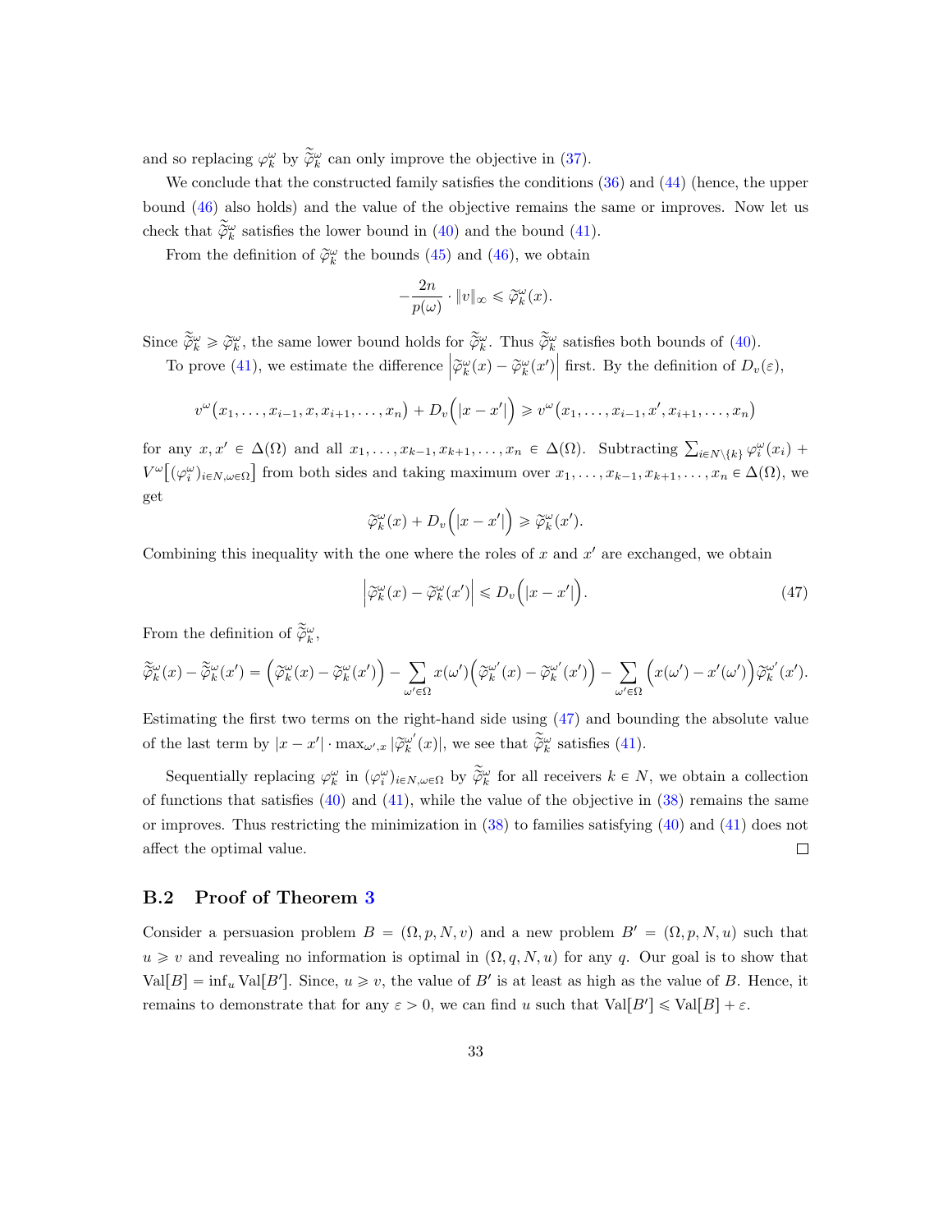and so replacing $\varphi_k^\omega$ by $\widetilde{\widetilde{\varphi}}_k^\omega$ can only improve the objective in (37).

We conclude that the constructed family satisfies the conditions (36) and (44) (hence, the upper bound (46) also holds) and the value of the objective remains the same or improves. Now let us check that $\widetilde{\widetilde{\varphi}}_k^\omega$ satisfies the lower bound in (40) and the bound (41).

From the definition of $\widetilde{\varphi}_k^\omega$ the bounds (45) and (46), we obtain

$$-\frac{2n}{p(\omega)} \cdot \|v\|_\infty \leqslant \widetilde{\varphi}_k^\omega(x).$$

Since $\widetilde{\widetilde{\varphi}}_k^\omega \geqslant \widetilde{\varphi}_k^\omega$, the same lower bound holds for $\widetilde{\widetilde{\varphi}}_k^\omega$. Thus $\widetilde{\widetilde{\varphi}}_k^\omega$ satisfies both bounds of (40).

To prove (41), we estimate the difference $\left|\widetilde{\varphi}_k^\omega(x) - \widetilde{\varphi}_k^\omega(x')\right|$ first. By the definition of $D_v(\varepsilon)$,

$$v^\omega\big(x_1, \ldots, x_{i-1}, x, x_{i+1}, \ldots, x_n\big) + D_v\Big(|x - x'|\Big) \geqslant v^\omega\big(x_1, \ldots, x_{i-1}, x', x_{i+1}, \ldots, x_n\big)$$

for any $x, x' \in \Delta(\Omega)$ and all $x_1, \ldots, x_{k-1}, x_{k+1}, \ldots, x_n \in \Delta(\Omega)$. Subtracting $\sum_{i \in N\setminus\{k\}} \varphi_i^\omega(x_i) + V^\omega\big[(\varphi_i^\omega)_{i\in N, \omega\in\Omega}\big]$ from both sides and taking maximum over $x_1, \ldots, x_{k-1}, x_{k+1}, \ldots, x_n \in \Delta(\Omega)$, we get

$$\widetilde{\varphi}_k^\omega(x) + D_v\Big(|x - x'|\Big) \geqslant \widetilde{\varphi}_k^\omega(x').$$

Combining this inequality with the one where the roles of $x$ and $x'$ are exchanged, we obtain

$$\left|\widetilde{\varphi}_k^\omega(x) - \widetilde{\varphi}_k^\omega(x')\right| \leqslant D_v\Big(|x - x'|\Big). \tag{47}$$

From the definition of $\widetilde{\widetilde{\varphi}}_k^\omega$,

$$\widetilde{\widetilde{\varphi}}_k^\omega(x) - \widetilde{\widetilde{\varphi}}_k^\omega(x') = \Big(\widetilde{\varphi}_k^\omega(x) - \widetilde{\varphi}_k^\omega(x')\Big) - \sum_{\omega'\in\Omega} x(\omega')\Big(\widetilde{\varphi}_k^{\omega'}(x) - \widetilde{\varphi}_k^{\omega'}(x')\Big) - \sum_{\omega'\in\Omega} \Big(x(\omega') - x'(\omega')\Big)\widetilde{\varphi}_k^{\omega'}(x').$$

Estimating the first two terms on the right-hand side using (47) and bounding the absolute value of the last term by $|x - x'| \cdot \max_{\omega', x} |\widetilde{\varphi}_k^{\omega'}(x)|$, we see that $\widetilde{\widetilde{\varphi}}_k^\omega$ satisfies (41).

Sequentially replacing $\varphi_k^\omega$ in $(\varphi_i^\omega)_{i\in N, \omega\in\Omega}$ by $\widetilde{\widetilde{\varphi}}_k^\omega$ for all receivers $k \in N$, we obtain a collection of functions that satisfies (40) and (41), while the value of the objective in (38) remains the same or improves. Thus restricting the minimization in (38) to families satisfying (40) and (41) does not affect the optimal value. $\square$

## B.2 Proof of Theorem 3

Consider a persuasion problem $B = (\Omega, p, N, v)$ and a new problem $B' = (\Omega, p, N, u)$ such that $u \geqslant v$ and revealing no information is optimal in $(\Omega, q, N, u)$ for any $q$. Our goal is to show that $\mathrm{Val}[B] = \inf_u \mathrm{Val}[B']$. Since, $u \geqslant v$, the value of $B'$ is at least as high as the value of $B$. Hence, it remains to demonstrate that for any $\varepsilon > 0$, we can find $u$ such that $\mathrm{Val}[B'] \leqslant \mathrm{Val}[B] + \varepsilon$.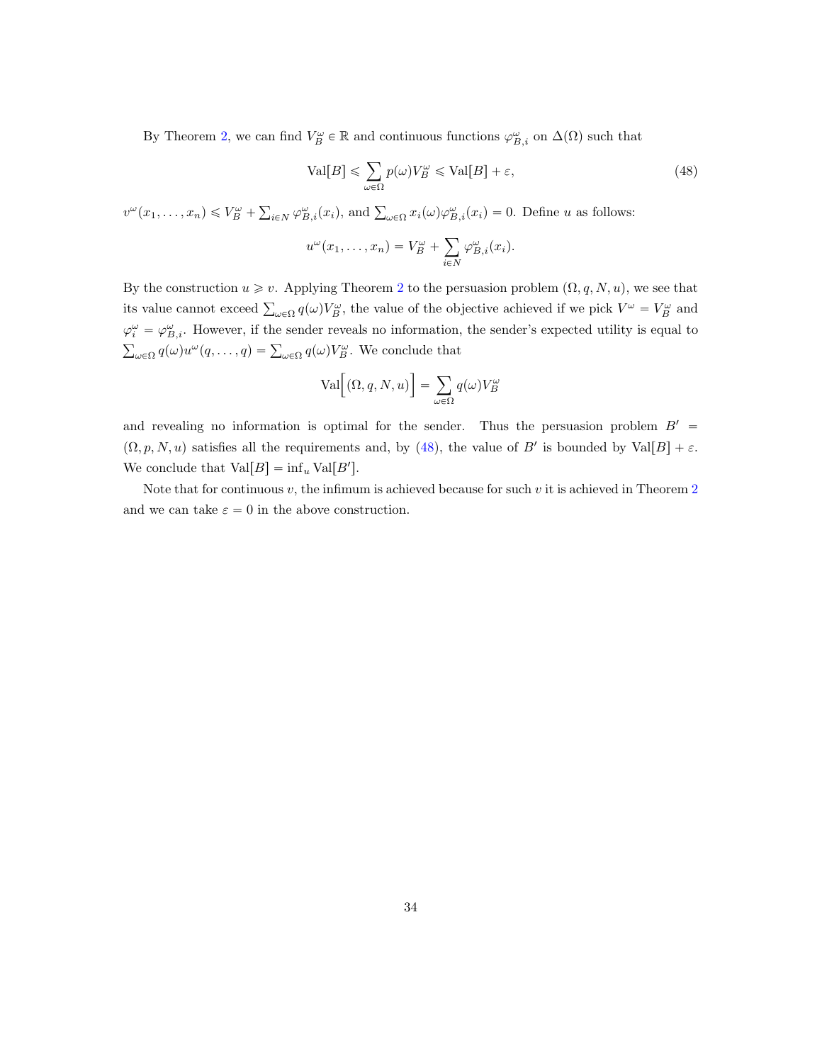By Theorem 2, we can find $V_B^\omega \in \mathbb{R}$ and continuous functions $\varphi_{B,i}^\omega$ on $\Delta(\Omega)$ such that

$$\mathrm{Val}[B] \leqslant \sum_{\omega \in \Omega} p(\omega) V_B^\omega \leqslant \mathrm{Val}[B] + \varepsilon, \tag{48}$$

$v^\omega(x_1, \ldots, x_n) \leqslant V_B^\omega + \sum_{i \in N} \varphi_{B,i}^\omega(x_i)$, and $\sum_{\omega \in \Omega} x_i(\omega) \varphi_{B,i}^\omega(x_i) = 0$. Define $u$ as follows:

$$u^\omega(x_1, \ldots, x_n) = V_B^\omega + \sum_{i \in N} \varphi_{B,i}^\omega(x_i).$$

By the construction $u \geqslant v$. Applying Theorem 2 to the persuasion problem $(\Omega, q, N, u)$, we see that its value cannot exceed $\sum_{\omega \in \Omega} q(\omega) V_B^\omega$, the value of the objective achieved if we pick $V^\omega = V_B^\omega$ and $\varphi_i^\omega = \varphi_{B,i}^\omega$. However, if the sender reveals no information, the sender's expected utility is equal to $\sum_{\omega \in \Omega} q(\omega) u^\omega(q, \ldots, q) = \sum_{\omega \in \Omega} q(\omega) V_B^\omega$. We conclude that

$$\mathrm{Val}\Big[(\Omega, q, N, u)\Big] = \sum_{\omega \in \Omega} q(\omega) V_B^\omega$$

and revealing no information is optimal for the sender. Thus the persuasion problem $B' = (\Omega, p, N, u)$ satisfies all the requirements and, by (48), the value of $B'$ is bounded by $\mathrm{Val}[B] + \varepsilon$. We conclude that $\mathrm{Val}[B] = \inf_u \mathrm{Val}[B']$.

Note that for continuous $v$, the infimum is achieved because for such $v$ it is achieved in Theorem 2 and we can take $\varepsilon = 0$ in the above construction.